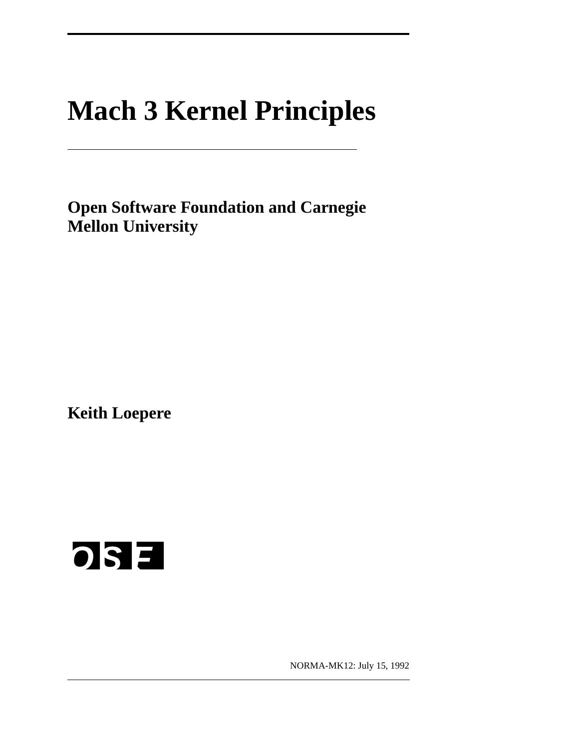# Mach 3 Kernel Principles

**Open Software Foundation and Carnegie Mellon University**

**Keith Loepere**

OSF

NORMA-MK12: July 15, 1992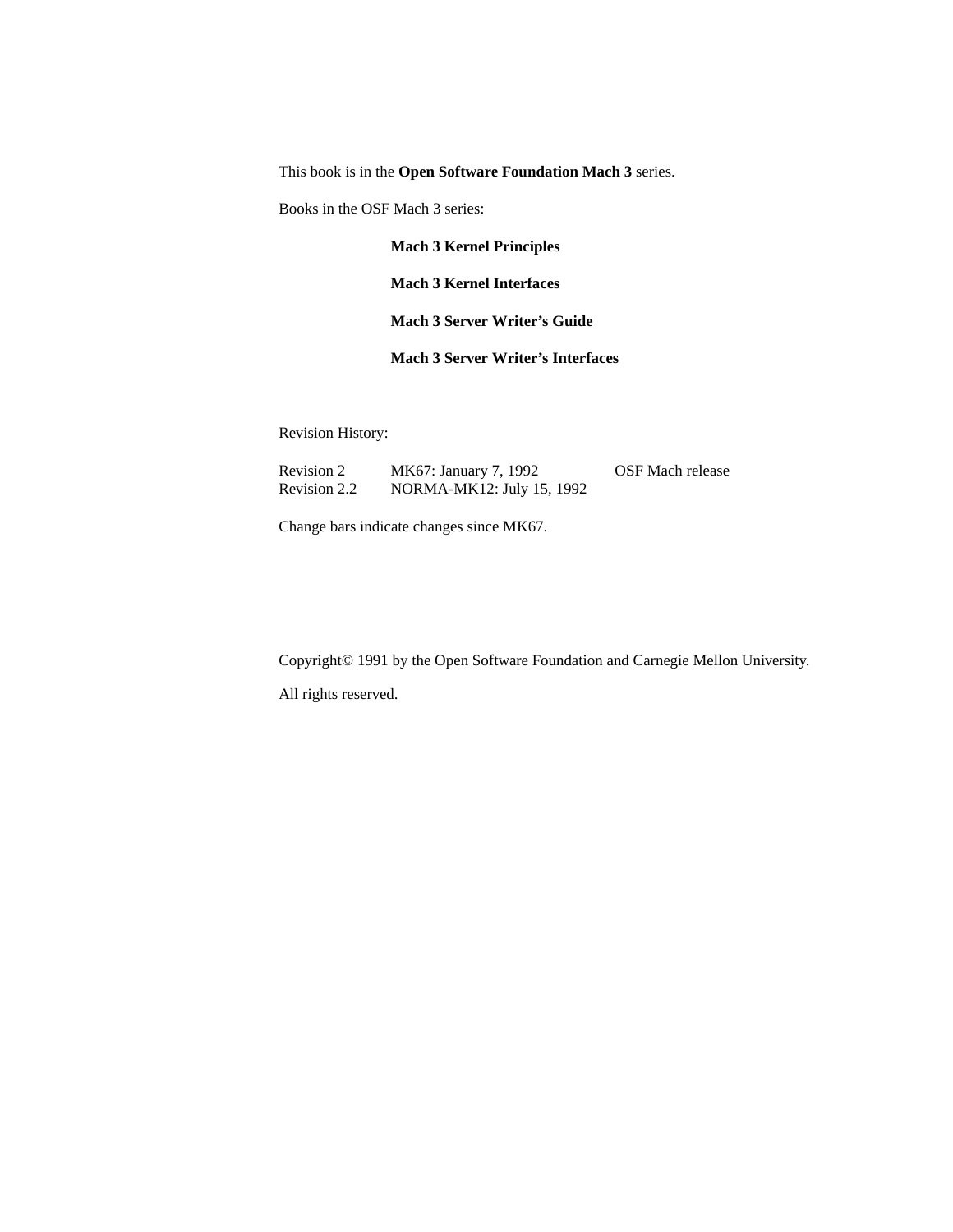This book is in the **Open Software Foundation Mach 3** series.

Books in the OSF Mach 3 series:

**Mach 3 Kernel Principles**

**Mach 3 Kernel Interfaces**

**Mach 3 Server Writer's Guide**

**Mach 3 Server Writer's Interfaces**

Revision History:

| | | |
|---|---|---|
| Revision 2 | MK67: January 7, 1992 | OSF Mach release |
| Revision 2.2 | NORMA-MK12: July 15, 1992 | |

Change bars indicate changes since MK67.

Copyright© 1991 by the Open Software Foundation and Carnegie Mellon University.

All rights reserved.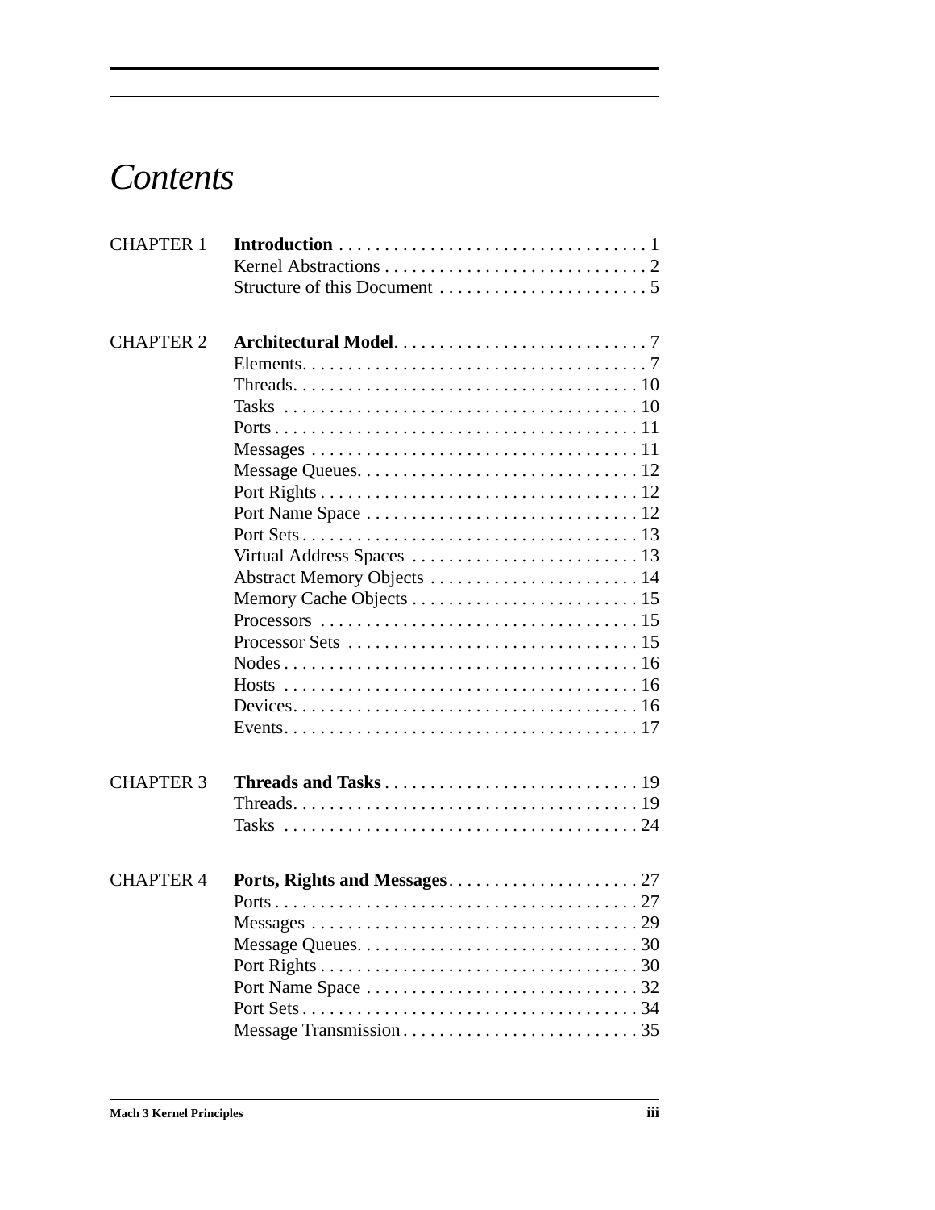# Contents

| | | |
|---|---|---|
| CHAPTER 1 | **Introduction** | 1 |
| | Kernel Abstractions | 2 |
| | Structure of this Document | 5 |
| CHAPTER 2 | **Architectural Model** | 7 |
| | Elements | 7 |
| | Threads | 10 |
| | Tasks | 10 |
| | Ports | 11 |
| | Messages | 11 |
| | Message Queues | 12 |
| | Port Rights | 12 |
| | Port Name Space | 12 |
| | Port Sets | 13 |
| | Virtual Address Spaces | 13 |
| | Abstract Memory Objects | 14 |
| | Memory Cache Objects | 15 |
| | Processors | 15 |
| | Processor Sets | 15 |
| | Nodes | 16 |
| | Hosts | 16 |
| | Devices | 16 |
| | Events | 17 |
| CHAPTER 3 | **Threads and Tasks** | 19 |
| | Threads | 19 |
| | Tasks | 24 |
| CHAPTER 4 | **Ports, Rights and Messages** | 27 |
| | Ports | 27 |
| | Messages | 29 |
| | Message Queues | 30 |
| | Port Rights | 30 |
| | Port Name Space | 32 |
| | Port Sets | 34 |
| | Message Transmission | 35 |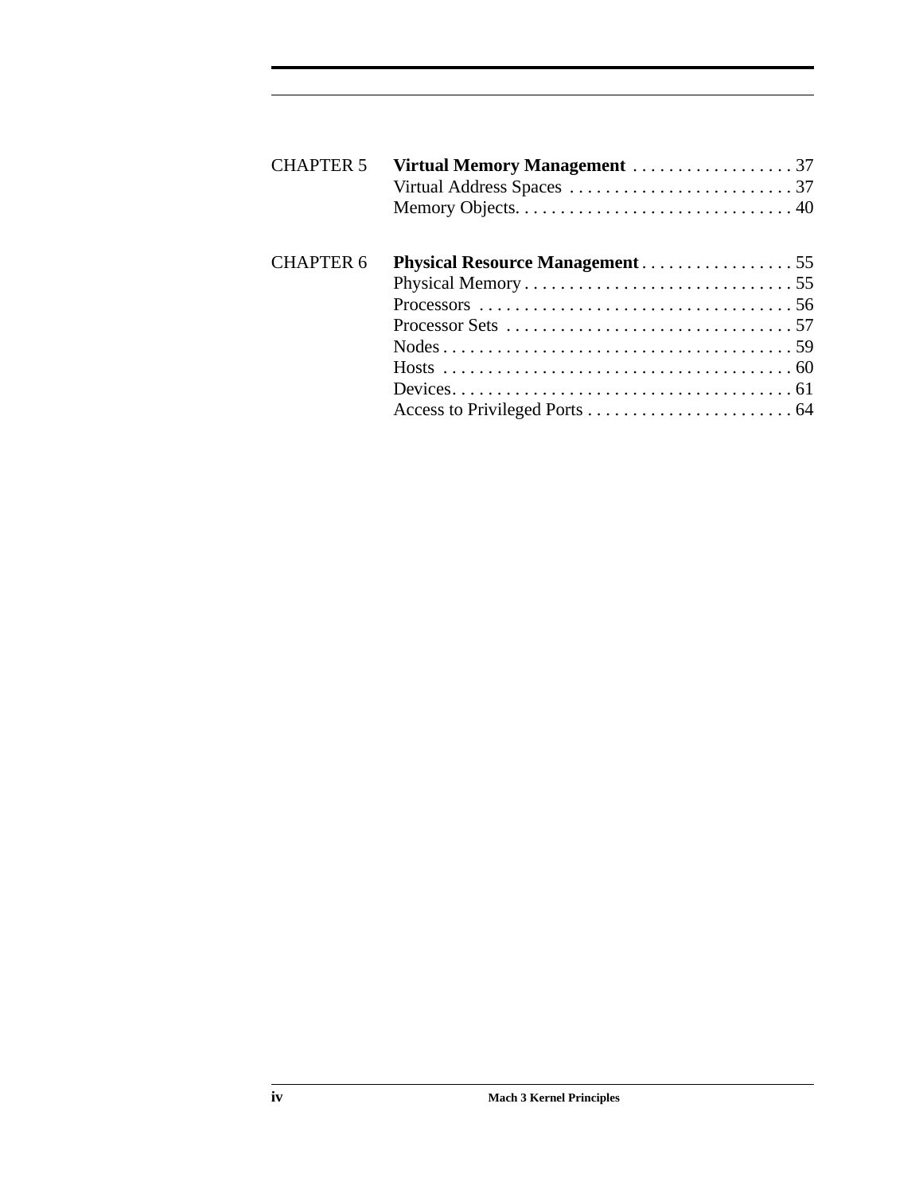| | | |
|---|---|---|
| CHAPTER 5 | **Virtual Memory Management** | 37 |
| | Virtual Address Spaces | 37 |
| | Memory Objects. | 40 |
| CHAPTER 6 | **Physical Resource Management** | 55 |
| | Physical Memory | 55 |
| | Processors | 56 |
| | Processor Sets | 57 |
| | Nodes | 59 |
| | Hosts | 60 |
| | Devices. | 61 |
| | Access to Privileged Ports | 64 |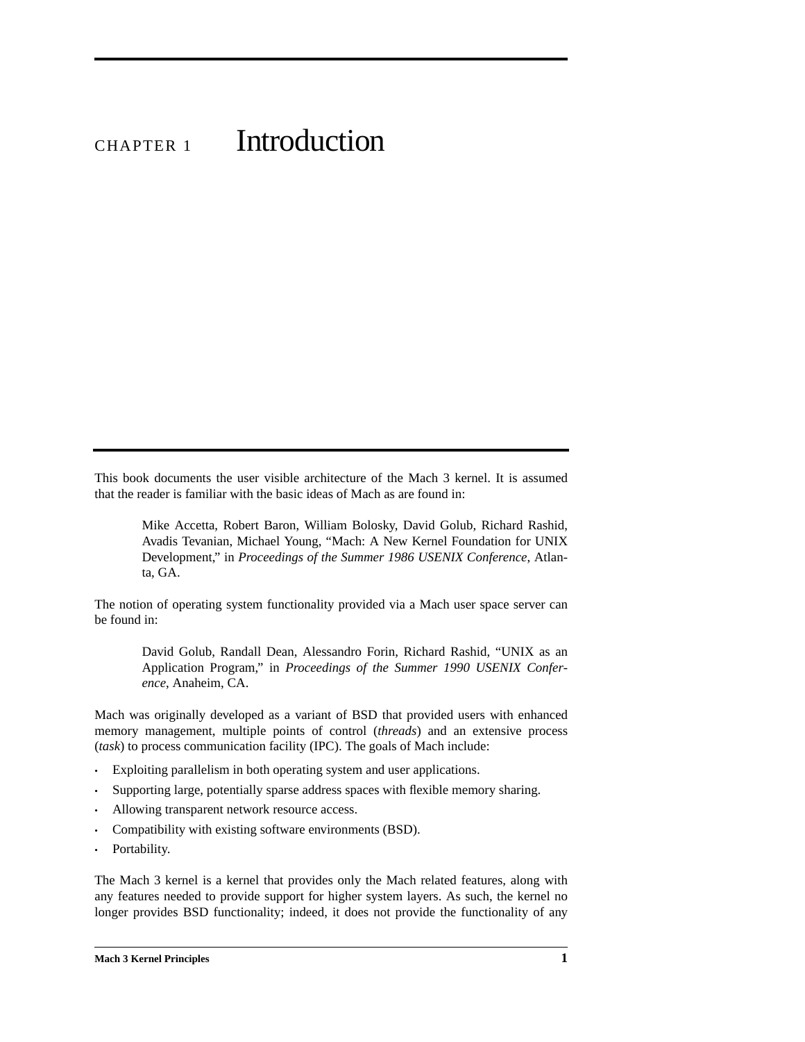# CHAPTER 1 Introduction

This book documents the user visible architecture of the Mach 3 kernel. It is assumed that the reader is familiar with the basic ideas of Mach as are found in:

> Mike Accetta, Robert Baron, William Bolosky, David Golub, Richard Rashid, Avadis Tevanian, Michael Young, "Mach: A New Kernel Foundation for UNIX Development," in *Proceedings of the Summer 1986 USENIX Conference*, Atlanta, GA.

The notion of operating system functionality provided via a Mach user space server can be found in:

> David Golub, Randall Dean, Alessandro Forin, Richard Rashid, "UNIX as an Application Program," in *Proceedings of the Summer 1990 USENIX Conference*, Anaheim, CA.

Mach was originally developed as a variant of BSD that provided users with enhanced memory management, multiple points of control (*threads*) and an extensive process (*task*) to process communication facility (IPC). The goals of Mach include:

- Exploiting parallelism in both operating system and user applications.
- Supporting large, potentially sparse address spaces with flexible memory sharing.
- Allowing transparent network resource access.
- Compatibility with existing software environments (BSD).
- Portability.

The Mach 3 kernel is a kernel that provides only the Mach related features, along with any features needed to provide support for higher system layers. As such, the kernel no longer provides BSD functionality; indeed, it does not provide the functionality of any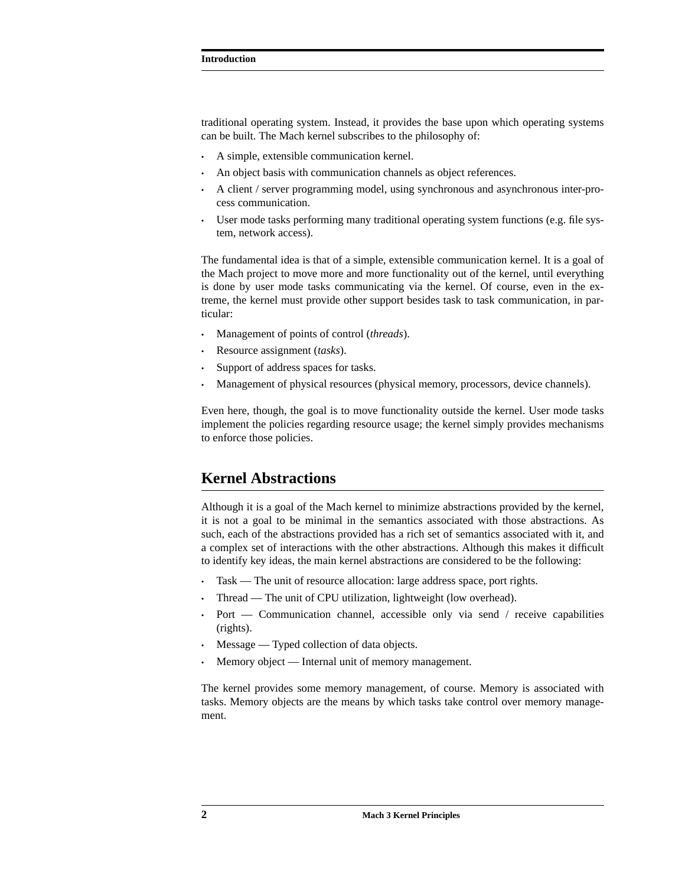traditional operating system. Instead, it provides the base upon which operating systems can be built. The Mach kernel subscribes to the philosophy of:

- A simple, extensible communication kernel.
- An object basis with communication channels as object references.
- A client / server programming model, using synchronous and asynchronous inter-process communication.
- User mode tasks performing many traditional operating system functions (e.g. file system, network access).

The fundamental idea is that of a simple, extensible communication kernel. It is a goal of the Mach project to move more and more functionality out of the kernel, until everything is done by user mode tasks communicating via the kernel. Of course, even in the extreme, the kernel must provide other support besides task to task communication, in particular:

- Management of points of control (*threads*).
- Resource assignment (*tasks*).
- Support of address spaces for tasks.
- Management of physical resources (physical memory, processors, device channels).

Even here, though, the goal is to move functionality outside the kernel. User mode tasks implement the policies regarding resource usage; the kernel simply provides mechanisms to enforce those policies.

## Kernel Abstractions

Although it is a goal of the Mach kernel to minimize abstractions provided by the kernel, it is not a goal to be minimal in the semantics associated with those abstractions. As such, each of the abstractions provided has a rich set of semantics associated with it, and a complex set of interactions with the other abstractions. Although this makes it difficult to identify key ideas, the main kernel abstractions are considered to be the following:

- Task — The unit of resource allocation: large address space, port rights.
- Thread — The unit of CPU utilization, lightweight (low overhead).
- Port — Communication channel, accessible only via send / receive capabilities (rights).
- Message — Typed collection of data objects.
- Memory object — Internal unit of memory management.

The kernel provides some memory management, of course. Memory is associated with tasks. Memory objects are the means by which tasks take control over memory management.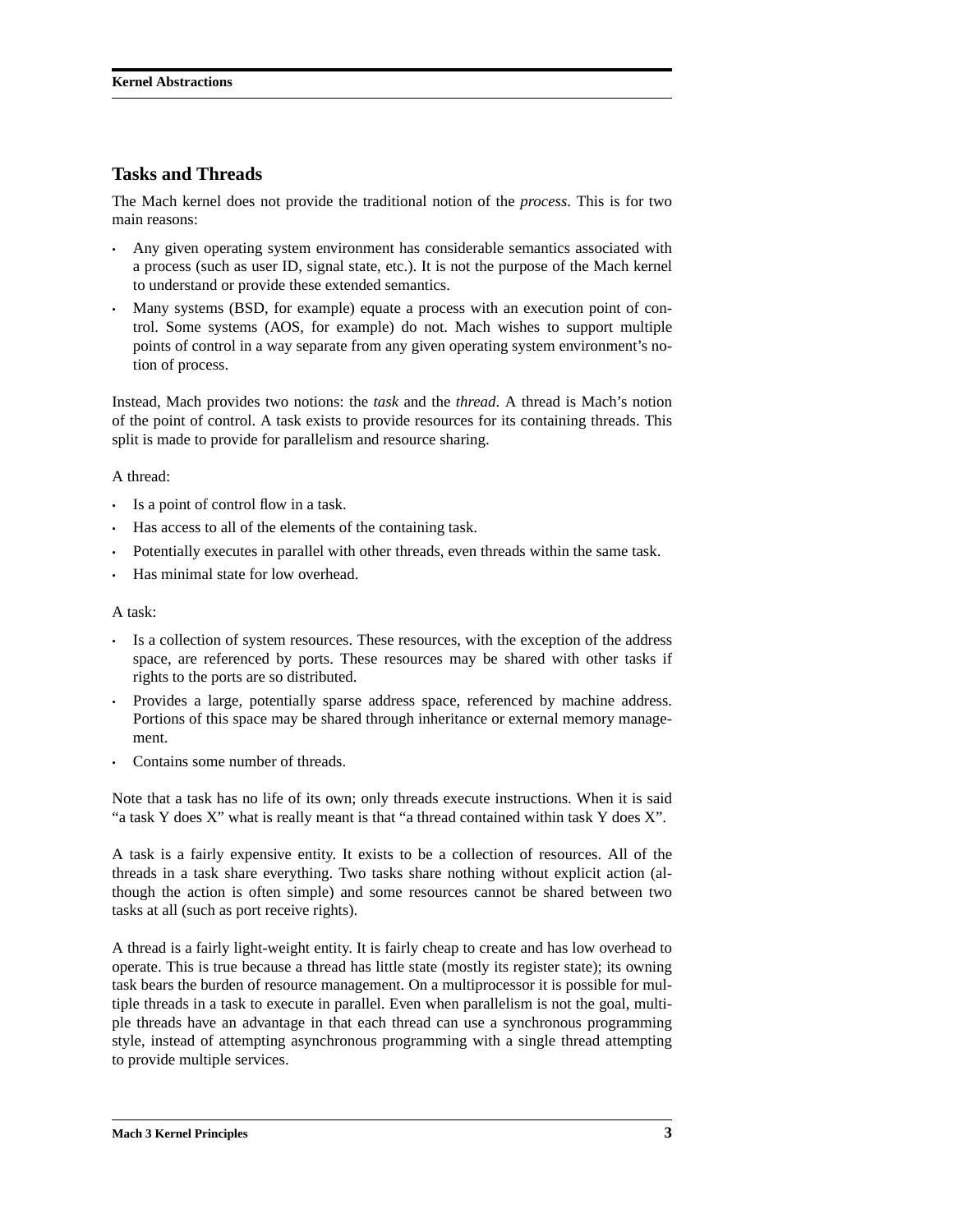## Tasks and Threads

The Mach kernel does not provide the traditional notion of the *process*. This is for two main reasons:

- Any given operating system environment has considerable semantics associated with a process (such as user ID, signal state, etc.). It is not the purpose of the Mach kernel to understand or provide these extended semantics.
- Many systems (BSD, for example) equate a process with an execution point of control. Some systems (AOS, for example) do not. Mach wishes to support multiple points of control in a way separate from any given operating system environment's notion of process.

Instead, Mach provides two notions: the *task* and the *thread*. A thread is Mach's notion of the point of control. A task exists to provide resources for its containing threads. This split is made to provide for parallelism and resource sharing.

A thread:

- Is a point of control flow in a task.
- Has access to all of the elements of the containing task.
- Potentially executes in parallel with other threads, even threads within the same task.
- Has minimal state for low overhead.

A task:

- Is a collection of system resources. These resources, with the exception of the address space, are referenced by ports. These resources may be shared with other tasks if rights to the ports are so distributed.
- Provides a large, potentially sparse address space, referenced by machine address. Portions of this space may be shared through inheritance or external memory management.
- Contains some number of threads.

Note that a task has no life of its own; only threads execute instructions. When it is said "a task Y does X" what is really meant is that "a thread contained within task Y does X".

A task is a fairly expensive entity. It exists to be a collection of resources. All of the threads in a task share everything. Two tasks share nothing without explicit action (although the action is often simple) and some resources cannot be shared between two tasks at all (such as port receive rights).

A thread is a fairly light-weight entity. It is fairly cheap to create and has low overhead to operate. This is true because a thread has little state (mostly its register state); its owning task bears the burden of resource management. On a multiprocessor it is possible for multiple threads in a task to execute in parallel. Even when parallelism is not the goal, multiple threads have an advantage in that each thread can use a synchronous programming style, instead of attempting asynchronous programming with a single thread attempting to provide multiple services.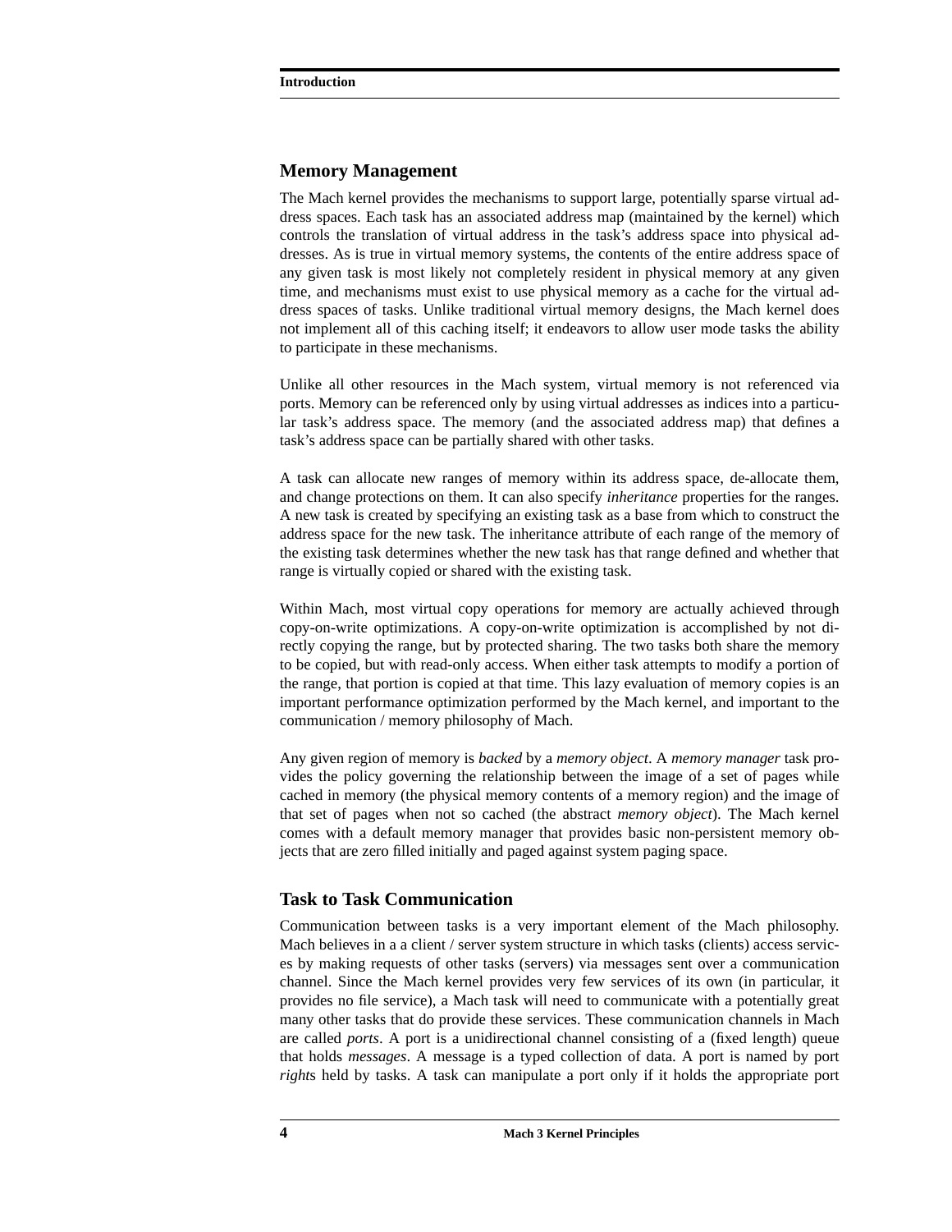## Memory Management

The Mach kernel provides the mechanisms to support large, potentially sparse virtual address spaces. Each task has an associated address map (maintained by the kernel) which controls the translation of virtual address in the task's address space into physical addresses. As is true in virtual memory systems, the contents of the entire address space of any given task is most likely not completely resident in physical memory at any given time, and mechanisms must exist to use physical memory as a cache for the virtual address spaces of tasks. Unlike traditional virtual memory designs, the Mach kernel does not implement all of this caching itself; it endeavors to allow user mode tasks the ability to participate in these mechanisms.

Unlike all other resources in the Mach system, virtual memory is not referenced via ports. Memory can be referenced only by using virtual addresses as indices into a particular task's address space. The memory (and the associated address map) that defines a task's address space can be partially shared with other tasks.

A task can allocate new ranges of memory within its address space, de-allocate them, and change protections on them. It can also specify *inheritance* properties for the ranges. A new task is created by specifying an existing task as a base from which to construct the address space for the new task. The inheritance attribute of each range of the memory of the existing task determines whether the new task has that range defined and whether that range is virtually copied or shared with the existing task.

Within Mach, most virtual copy operations for memory are actually achieved through copy-on-write optimizations. A copy-on-write optimization is accomplished by not directly copying the range, but by protected sharing. The two tasks both share the memory to be copied, but with read-only access. When either task attempts to modify a portion of the range, that portion is copied at that time. This lazy evaluation of memory copies is an important performance optimization performed by the Mach kernel, and important to the communication / memory philosophy of Mach.

Any given region of memory is *backed* by a *memory object*. A *memory manager* task provides the policy governing the relationship between the image of a set of pages while cached in memory (the physical memory contents of a memory region) and the image of that set of pages when not so cached (the abstract *memory object*). The Mach kernel comes with a default memory manager that provides basic non-persistent memory objects that are zero filled initially and paged against system paging space.

## Task to Task Communication

Communication between tasks is a very important element of the Mach philosophy. Mach believes in a a client / server system structure in which tasks (clients) access services by making requests of other tasks (servers) via messages sent over a communication channel. Since the Mach kernel provides very few services of its own (in particular, it provides no file service), a Mach task will need to communicate with a potentially great many other tasks that do provide these services. These communication channels in Mach are called *ports*. A port is a unidirectional channel consisting of a (fixed length) queue that holds *messages*. A message is a typed collection of data. A port is named by port *right*s held by tasks. A task can manipulate a port only if it holds the appropriate port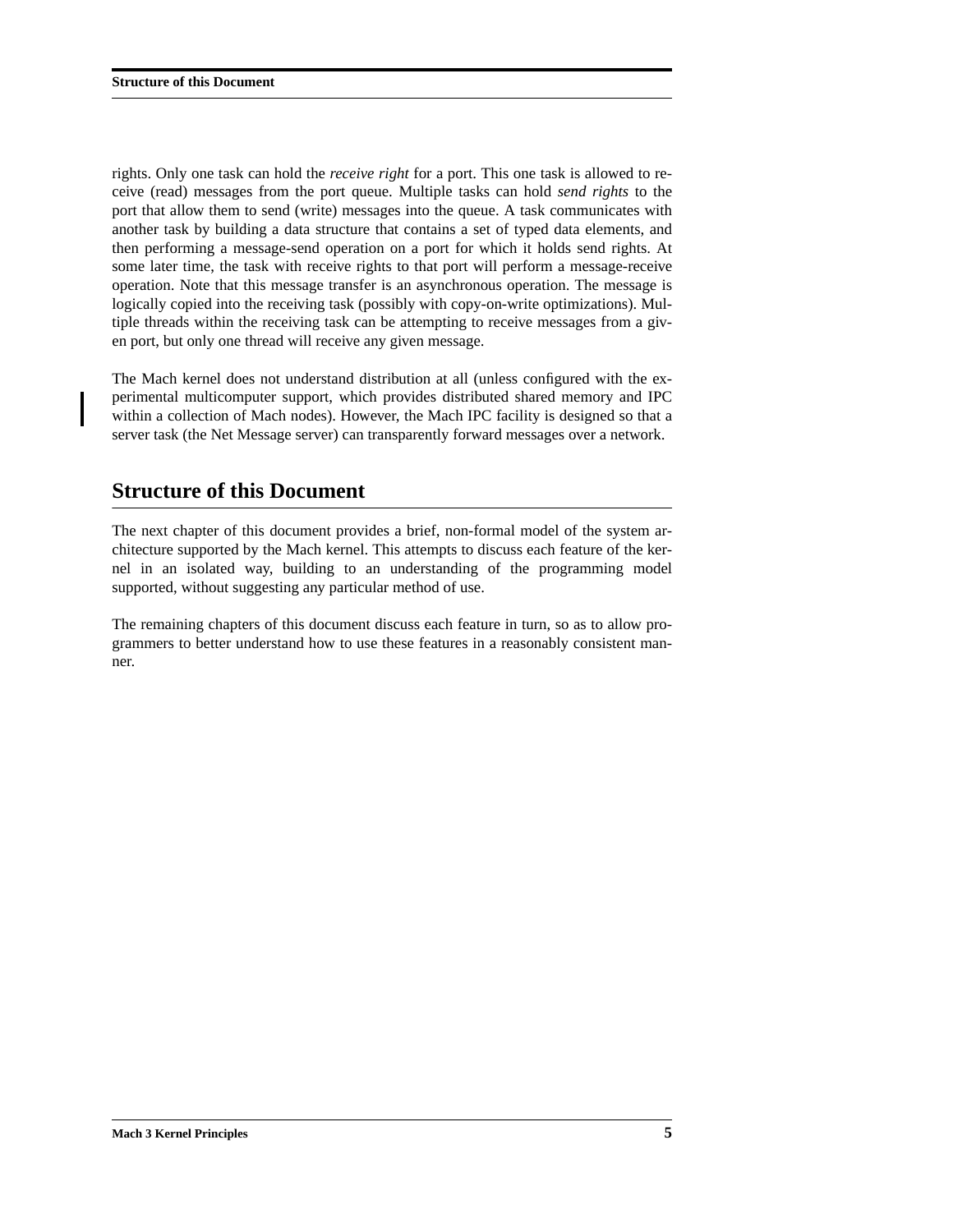rights. Only one task can hold the *receive right* for a port. This one task is allowed to receive (read) messages from the port queue. Multiple tasks can hold *send rights* to the port that allow them to send (write) messages into the queue. A task communicates with another task by building a data structure that contains a set of typed data elements, and then performing a message-send operation on a port for which it holds send rights. At some later time, the task with receive rights to that port will perform a message-receive operation. Note that this message transfer is an asynchronous operation. The message is logically copied into the receiving task (possibly with copy-on-write optimizations). Multiple threads within the receiving task can be attempting to receive messages from a given port, but only one thread will receive any given message.

The Mach kernel does not understand distribution at all (unless configured with the experimental multicomputer support, which provides distributed shared memory and IPC within a collection of Mach nodes). However, the Mach IPC facility is designed so that a server task (the Net Message server) can transparently forward messages over a network.

## Structure of this Document

The next chapter of this document provides a brief, non-formal model of the system architecture supported by the Mach kernel. This attempts to discuss each feature of the kernel in an isolated way, building to an understanding of the programming model supported, without suggesting any particular method of use.

The remaining chapters of this document discuss each feature in turn, so as to allow programmers to better understand how to use these features in a reasonably consistent manner.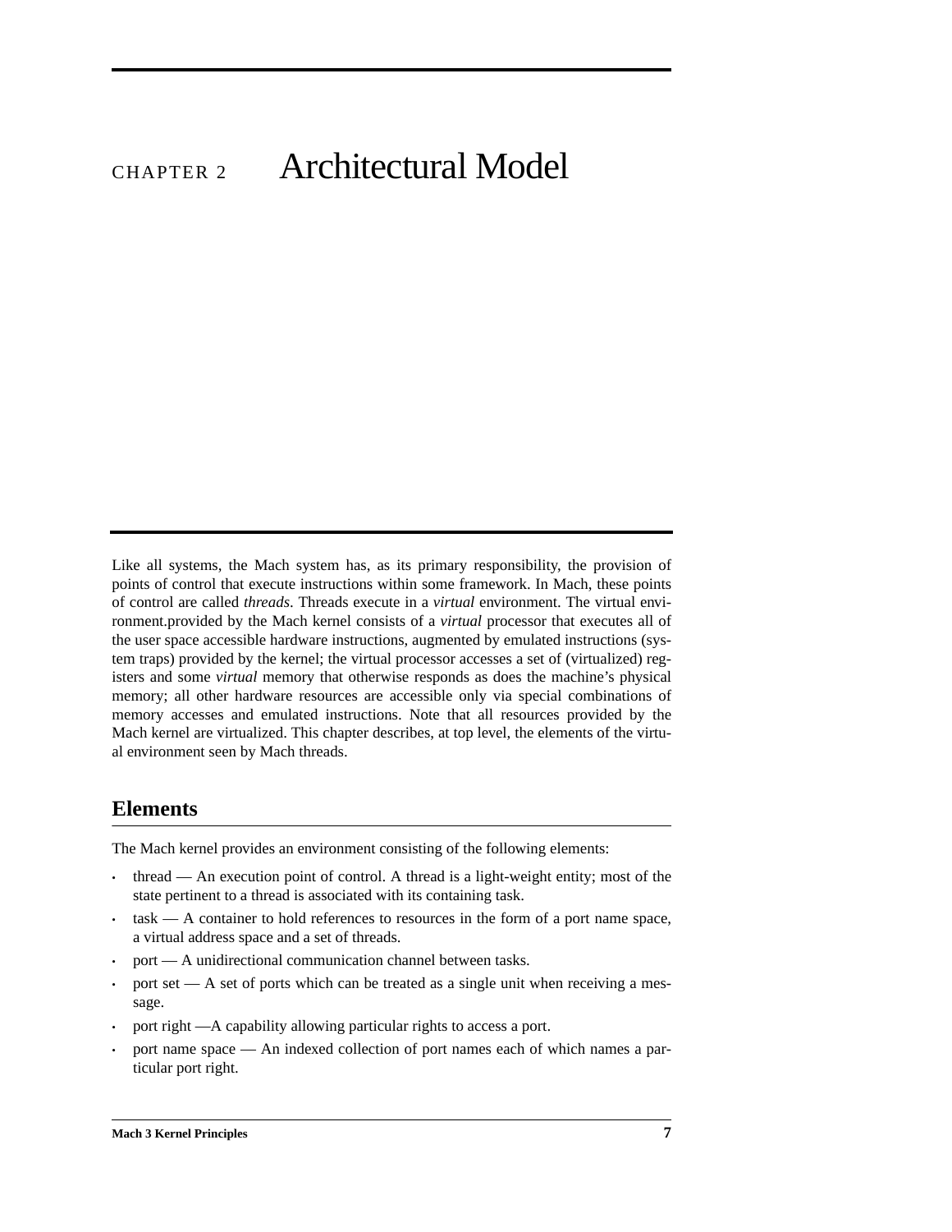# CHAPTER 2 Architectural Model

Like all systems, the Mach system has, as its primary responsibility, the provision of points of control that execute instructions within some framework. In Mach, these points of control are called *threads*. Threads execute in a *virtual* environment. The virtual environment.provided by the Mach kernel consists of a *virtual* processor that executes all of the user space accessible hardware instructions, augmented by emulated instructions (system traps) provided by the kernel; the virtual processor accesses a set of (virtualized) registers and some *virtual* memory that otherwise responds as does the machine's physical memory; all other hardware resources are accessible only via special combinations of memory accesses and emulated instructions. Note that all resources provided by the Mach kernel are virtualized. This chapter describes, at top level, the elements of the virtual environment seen by Mach threads.

## Elements

The Mach kernel provides an environment consisting of the following elements:

- thread — An execution point of control. A thread is a light-weight entity; most of the state pertinent to a thread is associated with its containing task.
- task — A container to hold references to resources in the form of a port name space, a virtual address space and a set of threads.
- port — A unidirectional communication channel between tasks.
- port set — A set of ports which can be treated as a single unit when receiving a message.
- port right —A capability allowing particular rights to access a port.
- port name space — An indexed collection of port names each of which names a particular port right.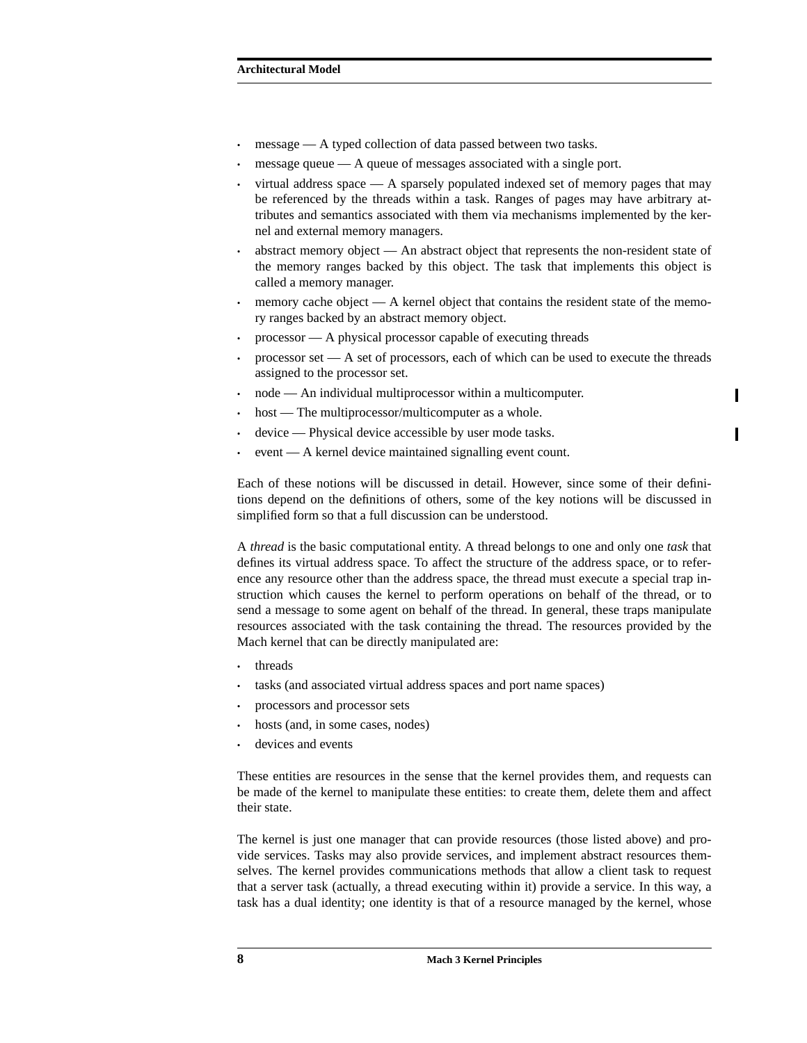- message — A typed collection of data passed between two tasks.
- message queue — A queue of messages associated with a single port.
- virtual address space — A sparsely populated indexed set of memory pages that may be referenced by the threads within a task. Ranges of pages may have arbitrary attributes and semantics associated with them via mechanisms implemented by the kernel and external memory managers.
- abstract memory object — An abstract object that represents the non-resident state of the memory ranges backed by this object. The task that implements this object is called a memory manager.
- memory cache object — A kernel object that contains the resident state of the memory ranges backed by an abstract memory object.
- processor — A physical processor capable of executing threads
- processor set — A set of processors, each of which can be used to execute the threads assigned to the processor set.
- node — An individual multiprocessor within a multicomputer.
- host — The multiprocessor/multicomputer as a whole.
- device — Physical device accessible by user mode tasks.
- event — A kernel device maintained signalling event count.

Each of these notions will be discussed in detail. However, since some of their definitions depend on the definitions of others, some of the key notions will be discussed in simplified form so that a full discussion can be understood.

A *thread* is the basic computational entity. A thread belongs to one and only one *task* that defines its virtual address space. To affect the structure of the address space, or to reference any resource other than the address space, the thread must execute a special trap instruction which causes the kernel to perform operations on behalf of the thread, or to send a message to some agent on behalf of the thread. In general, these traps manipulate resources associated with the task containing the thread. The resources provided by the Mach kernel that can be directly manipulated are:

- threads
- tasks (and associated virtual address spaces and port name spaces)
- processors and processor sets
- hosts (and, in some cases, nodes)
- devices and events

These entities are resources in the sense that the kernel provides them, and requests can be made of the kernel to manipulate these entities: to create them, delete them and affect their state.

The kernel is just one manager that can provide resources (those listed above) and provide services. Tasks may also provide services, and implement abstract resources themselves. The kernel provides communications methods that allow a client task to request that a server task (actually, a thread executing within it) provide a service. In this way, a task has a dual identity; one identity is that of a resource managed by the kernel, whose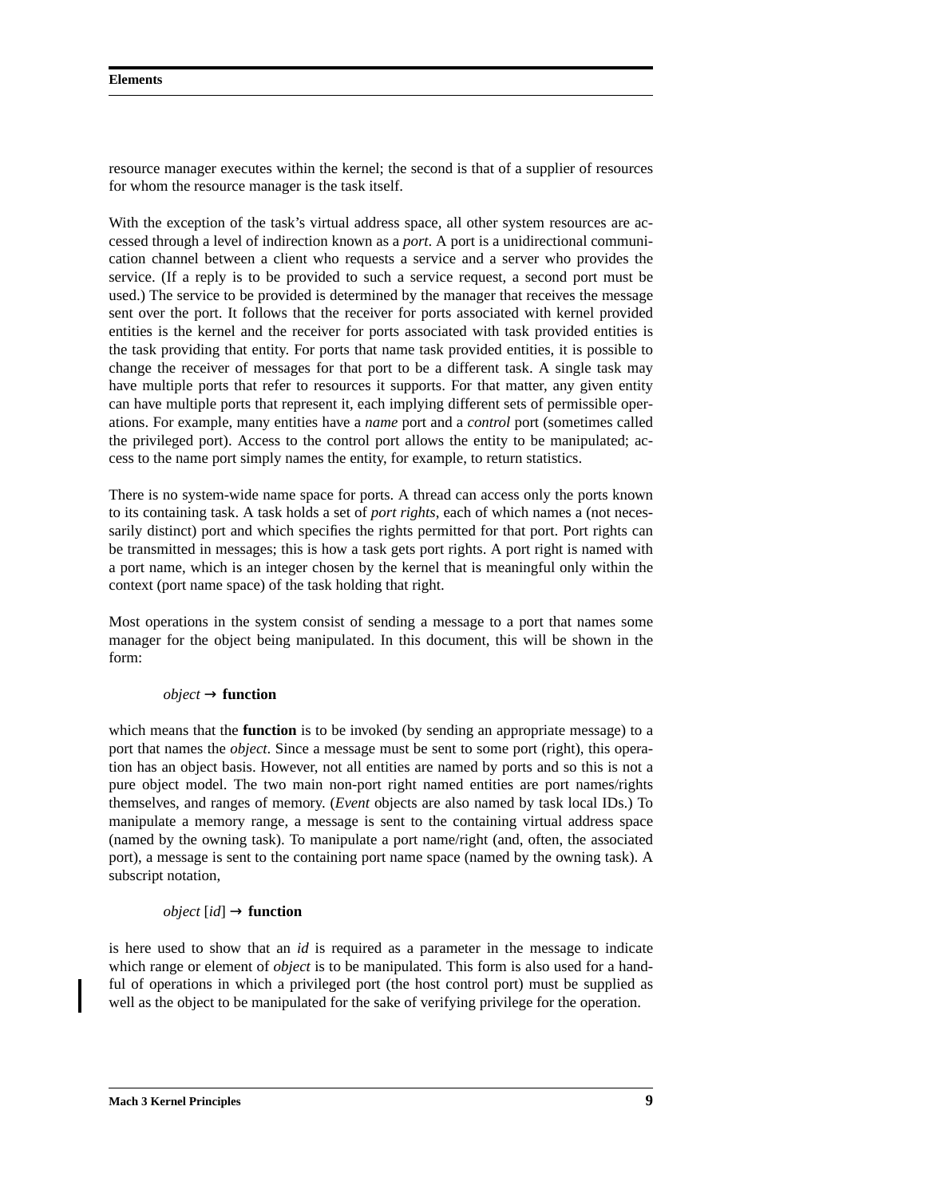resource manager executes within the kernel; the second is that of a supplier of resources for whom the resource manager is the task itself.

With the exception of the task's virtual address space, all other system resources are accessed through a level of indirection known as a *port*. A port is a unidirectional communication channel between a client who requests a service and a server who provides the service. (If a reply is to be provided to such a service request, a second port must be used.) The service to be provided is determined by the manager that receives the message sent over the port. It follows that the receiver for ports associated with kernel provided entities is the kernel and the receiver for ports associated with task provided entities is the task providing that entity. For ports that name task provided entities, it is possible to change the receiver of messages for that port to be a different task. A single task may have multiple ports that refer to resources it supports. For that matter, any given entity can have multiple ports that represent it, each implying different sets of permissible operations. For example, many entities have a *name* port and a *control* port (sometimes called the privileged port). Access to the control port allows the entity to be manipulated; access to the name port simply names the entity, for example, to return statistics.

There is no system-wide name space for ports. A thread can access only the ports known to its containing task. A task holds a set of *port rights*, each of which names a (not necessarily distinct) port and which specifies the rights permitted for that port. Port rights can be transmitted in messages; this is how a task gets port rights. A port right is named with a port name, which is an integer chosen by the kernel that is meaningful only within the context (port name space) of the task holding that right.

Most operations in the system consist of sending a message to a port that names some manager for the object being manipulated. In this document, this will be shown in the form:

> *object* → **function**

which means that the **function** is to be invoked (by sending an appropriate message) to a port that names the *object*. Since a message must be sent to some port (right), this operation has an object basis. However, not all entities are named by ports and so this is not a pure object model. The two main non-port right named entities are port names/rights themselves, and ranges of memory. (*Event* objects are also named by task local IDs.) To manipulate a memory range, a message is sent to the containing virtual address space (named by the owning task). To manipulate a port name/right (and, often, the associated port), a message is sent to the containing port name space (named by the owning task). A subscript notation,

> *object* [*id*] → **function**

is here used to show that an *id* is required as a parameter in the message to indicate which range or element of *object* is to be manipulated. This form is also used for a handful of operations in which a privileged port (the host control port) must be supplied as well as the object to be manipulated for the sake of verifying privilege for the operation.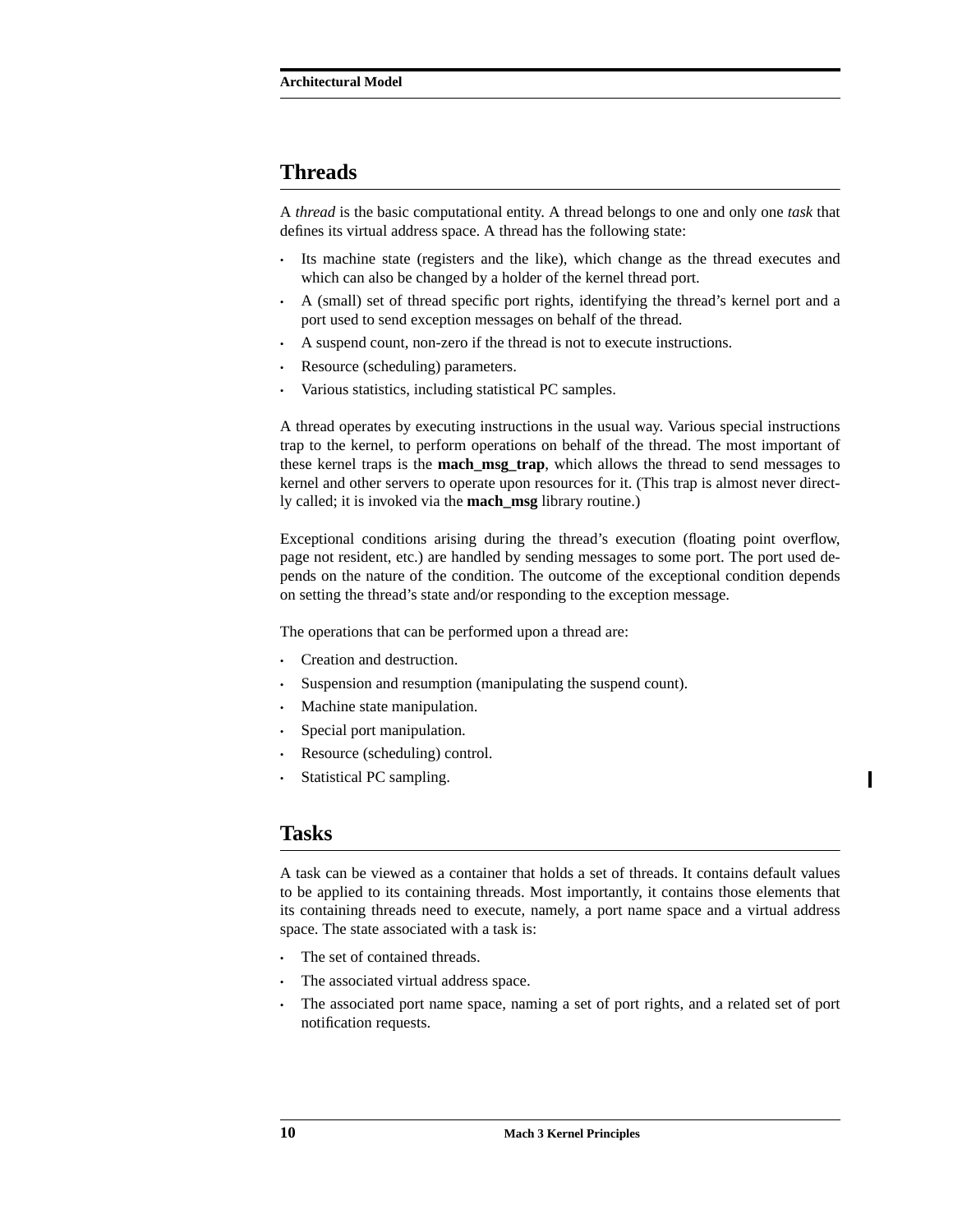## Threads

A *thread* is the basic computational entity. A thread belongs to one and only one *task* that defines its virtual address space. A thread has the following state:

- Its machine state (registers and the like), which change as the thread executes and which can also be changed by a holder of the kernel thread port.
- A (small) set of thread specific port rights, identifying the thread's kernel port and a port used to send exception messages on behalf of the thread.
- A suspend count, non-zero if the thread is not to execute instructions.
- Resource (scheduling) parameters.
- Various statistics, including statistical PC samples.

A thread operates by executing instructions in the usual way. Various special instructions trap to the kernel, to perform operations on behalf of the thread. The most important of these kernel traps is the **mach_msg_trap**, which allows the thread to send messages to kernel and other servers to operate upon resources for it. (This trap is almost never directly called; it is invoked via the **mach_msg** library routine.)

Exceptional conditions arising during the thread's execution (floating point overflow, page not resident, etc.) are handled by sending messages to some port. The port used depends on the nature of the condition. The outcome of the exceptional condition depends on setting the thread's state and/or responding to the exception message.

The operations that can be performed upon a thread are:

- Creation and destruction.
- Suspension and resumption (manipulating the suspend count).
- Machine state manipulation.
- Special port manipulation.
- Resource (scheduling) control.
- Statistical PC sampling.

## Tasks

A task can be viewed as a container that holds a set of threads. It contains default values to be applied to its containing threads. Most importantly, it contains those elements that its containing threads need to execute, namely, a port name space and a virtual address space. The state associated with a task is:

- The set of contained threads.
- The associated virtual address space.
- The associated port name space, naming a set of port rights, and a related set of port notification requests.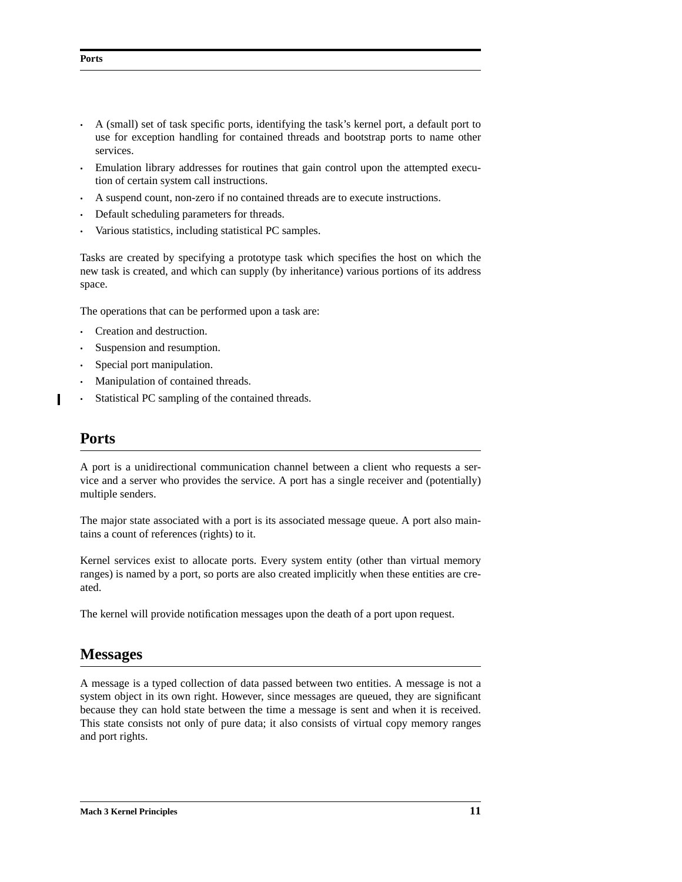- A (small) set of task specific ports, identifying the task's kernel port, a default port to use for exception handling for contained threads and bootstrap ports to name other services.
- Emulation library addresses for routines that gain control upon the attempted execution of certain system call instructions.
- A suspend count, non-zero if no contained threads are to execute instructions.
- Default scheduling parameters for threads.
- Various statistics, including statistical PC samples.

Tasks are created by specifying a prototype task which specifies the host on which the new task is created, and which can supply (by inheritance) various portions of its address space.

The operations that can be performed upon a task are:

- Creation and destruction.
- Suspension and resumption.
- Special port manipulation.
- Manipulation of contained threads.
- Statistical PC sampling of the contained threads.

## Ports

A port is a unidirectional communication channel between a client who requests a service and a server who provides the service. A port has a single receiver and (potentially) multiple senders.

The major state associated with a port is its associated message queue. A port also maintains a count of references (rights) to it.

Kernel services exist to allocate ports. Every system entity (other than virtual memory ranges) is named by a port, so ports are also created implicitly when these entities are created.

The kernel will provide notification messages upon the death of a port upon request.

## Messages

A message is a typed collection of data passed between two entities. A message is not a system object in its own right. However, since messages are queued, they are significant because they can hold state between the time a message is sent and when it is received. This state consists not only of pure data; it also consists of virtual copy memory ranges and port rights.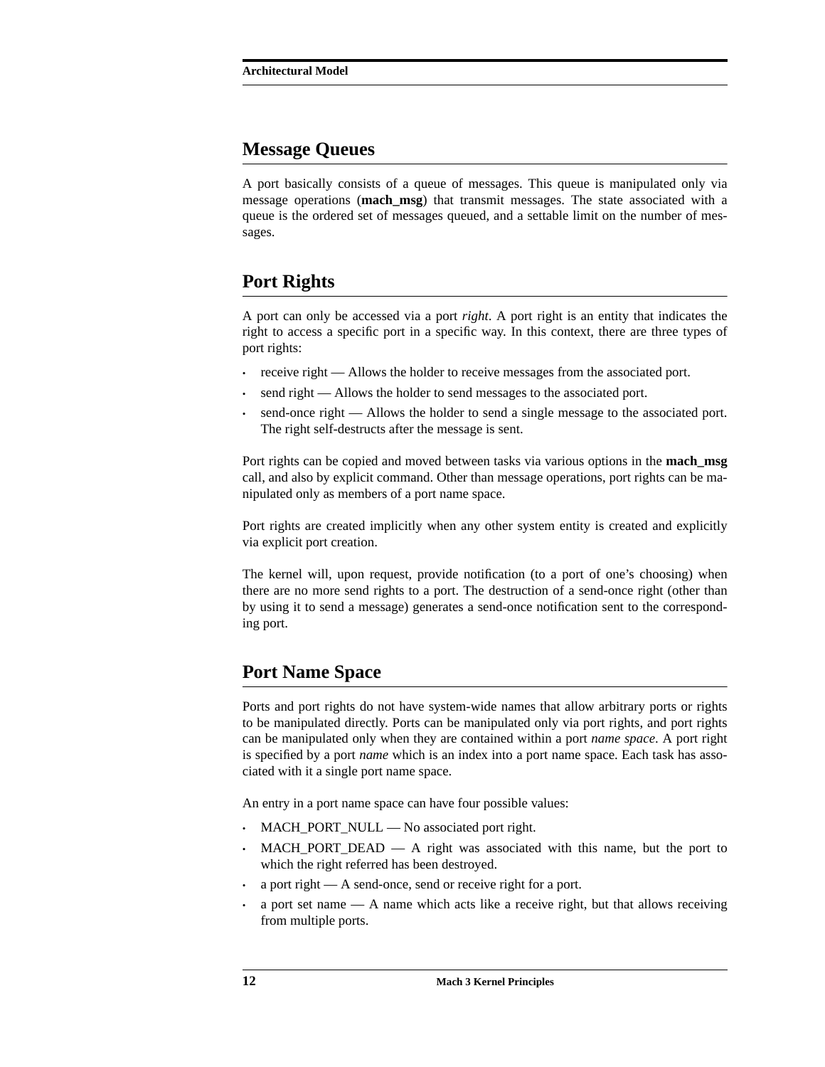## Message Queues

A port basically consists of a queue of messages. This queue is manipulated only via message operations (**mach_msg**) that transmit messages. The state associated with a queue is the ordered set of messages queued, and a settable limit on the number of messages.

## Port Rights

A port can only be accessed via a port *right*. A port right is an entity that indicates the right to access a specific port in a specific way. In this context, there are three types of port rights:

- receive right — Allows the holder to receive messages from the associated port.
- send right — Allows the holder to send messages to the associated port.
- send-once right — Allows the holder to send a single message to the associated port. The right self-destructs after the message is sent.

Port rights can be copied and moved between tasks via various options in the **mach_msg** call, and also by explicit command. Other than message operations, port rights can be manipulated only as members of a port name space.

Port rights are created implicitly when any other system entity is created and explicitly via explicit port creation.

The kernel will, upon request, provide notification (to a port of one's choosing) when there are no more send rights to a port. The destruction of a send-once right (other than by using it to send a message) generates a send-once notification sent to the corresponding port.

## Port Name Space

Ports and port rights do not have system-wide names that allow arbitrary ports or rights to be manipulated directly. Ports can be manipulated only via port rights, and port rights can be manipulated only when they are contained within a port *name space*. A port right is specified by a port *name* which is an index into a port name space. Each task has associated with it a single port name space.

An entry in a port name space can have four possible values:

- MACH_PORT_NULL — No associated port right.
- MACH_PORT_DEAD — A right was associated with this name, but the port to which the right referred has been destroyed.
- a port right — A send-once, send or receive right for a port.
- a port set name — A name which acts like a receive right, but that allows receiving from multiple ports.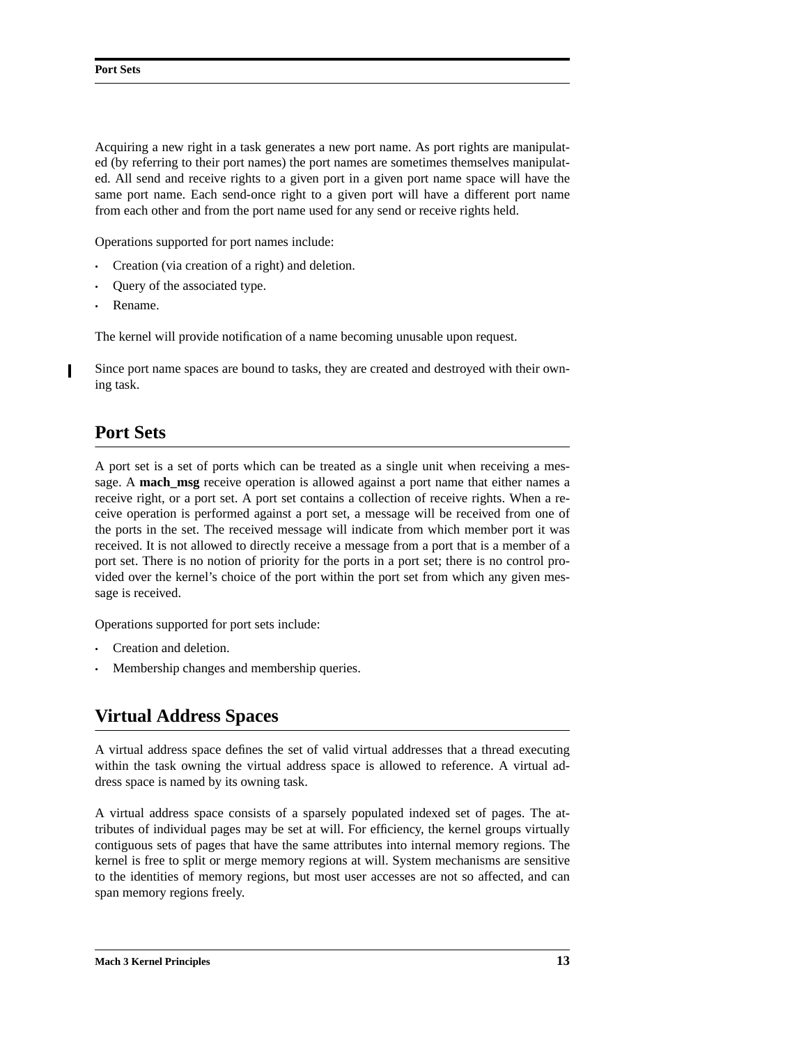Acquiring a new right in a task generates a new port name. As port rights are manipulated (by referring to their port names) the port names are sometimes themselves manipulated. All send and receive rights to a given port in a given port name space will have the same port name. Each send-once right to a given port will have a different port name from each other and from the port name used for any send or receive rights held.

Operations supported for port names include:

- Creation (via creation of a right) and deletion.
- Query of the associated type.
- Rename.

The kernel will provide notification of a name becoming unusable upon request.

Since port name spaces are bound to tasks, they are created and destroyed with their owning task.

## Port Sets

A port set is a set of ports which can be treated as a single unit when receiving a message. A **mach_msg** receive operation is allowed against a port name that either names a receive right, or a port set. A port set contains a collection of receive rights. When a receive operation is performed against a port set, a message will be received from one of the ports in the set. The received message will indicate from which member port it was received. It is not allowed to directly receive a message from a port that is a member of a port set. There is no notion of priority for the ports in a port set; there is no control provided over the kernel's choice of the port within the port set from which any given message is received.

Operations supported for port sets include:

- Creation and deletion.
- Membership changes and membership queries.

## Virtual Address Spaces

A virtual address space defines the set of valid virtual addresses that a thread executing within the task owning the virtual address space is allowed to reference. A virtual address space is named by its owning task.

A virtual address space consists of a sparsely populated indexed set of pages. The attributes of individual pages may be set at will. For efficiency, the kernel groups virtually contiguous sets of pages that have the same attributes into internal memory regions. The kernel is free to split or merge memory regions at will. System mechanisms are sensitive to the identities of memory regions, but most user accesses are not so affected, and can span memory regions freely.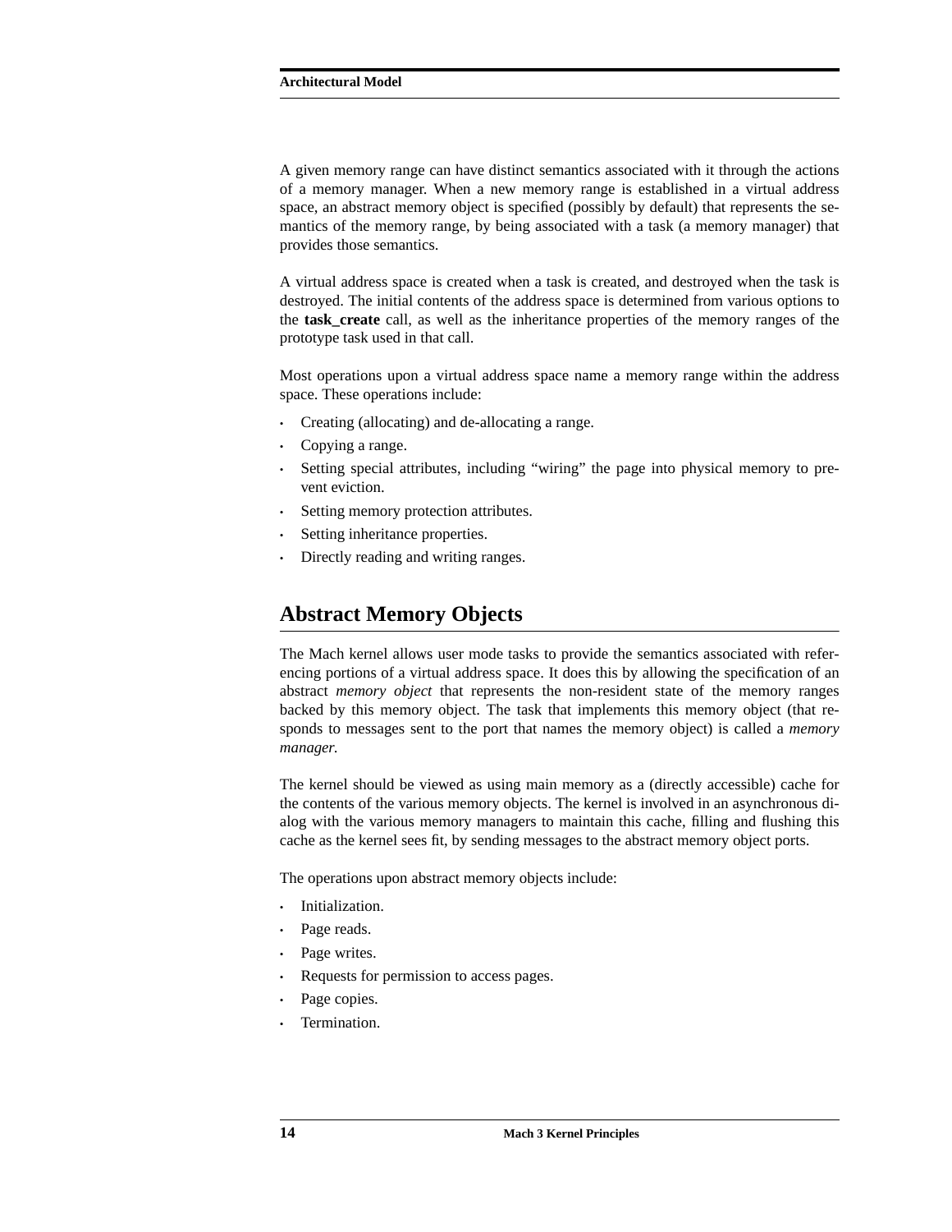A given memory range can have distinct semantics associated with it through the actions of a memory manager. When a new memory range is established in a virtual address space, an abstract memory object is specified (possibly by default) that represents the semantics of the memory range, by being associated with a task (a memory manager) that provides those semantics.

A virtual address space is created when a task is created, and destroyed when the task is destroyed. The initial contents of the address space is determined from various options to the **task_create** call, as well as the inheritance properties of the memory ranges of the prototype task used in that call.

Most operations upon a virtual address space name a memory range within the address space. These operations include:

- Creating (allocating) and de-allocating a range.
- Copying a range.
- Setting special attributes, including “wiring” the page into physical memory to prevent eviction.
- Setting memory protection attributes.
- Setting inheritance properties.
- Directly reading and writing ranges.

## Abstract Memory Objects

The Mach kernel allows user mode tasks to provide the semantics associated with referencing portions of a virtual address space. It does this by allowing the specification of an abstract *memory object* that represents the non-resident state of the memory ranges backed by this memory object. The task that implements this memory object (that responds to messages sent to the port that names the memory object) is called a *memory manager.*

The kernel should be viewed as using main memory as a (directly accessible) cache for the contents of the various memory objects. The kernel is involved in an asynchronous dialog with the various memory managers to maintain this cache, filling and flushing this cache as the kernel sees fit, by sending messages to the abstract memory object ports.

The operations upon abstract memory objects include:

- Initialization.
- Page reads.
- Page writes.
- Requests for permission to access pages.
- Page copies.
- Termination.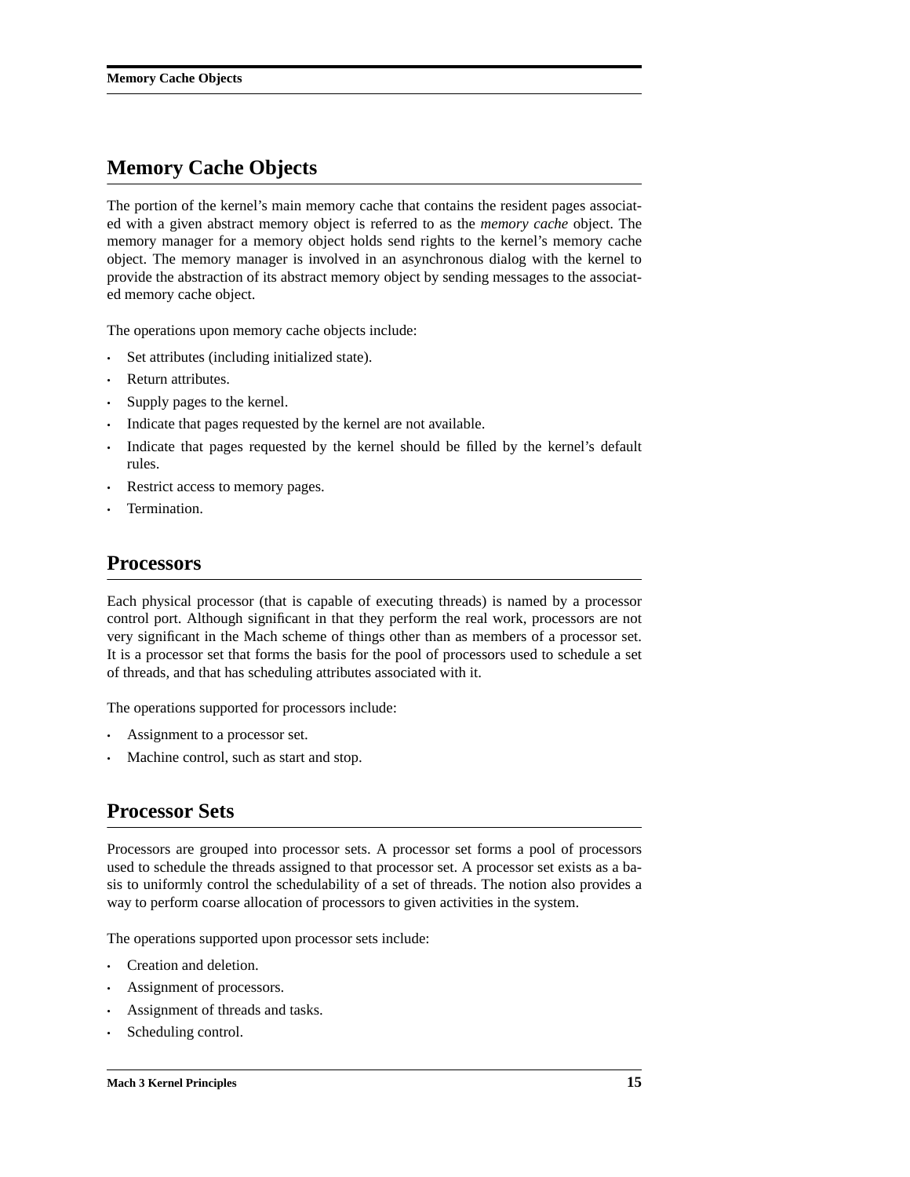## Memory Cache Objects

The portion of the kernel's main memory cache that contains the resident pages associated with a given abstract memory object is referred to as the *memory cache* object. The memory manager for a memory object holds send rights to the kernel's memory cache object. The memory manager is involved in an asynchronous dialog with the kernel to provide the abstraction of its abstract memory object by sending messages to the associated memory cache object.

The operations upon memory cache objects include:

- Set attributes (including initialized state).
- Return attributes.
- Supply pages to the kernel.
- Indicate that pages requested by the kernel are not available.
- Indicate that pages requested by the kernel should be filled by the kernel's default rules.
- Restrict access to memory pages.
- Termination.

## Processors

Each physical processor (that is capable of executing threads) is named by a processor control port. Although significant in that they perform the real work, processors are not very significant in the Mach scheme of things other than as members of a processor set. It is a processor set that forms the basis for the pool of processors used to schedule a set of threads, and that has scheduling attributes associated with it.

The operations supported for processors include:

- Assignment to a processor set.
- Machine control, such as start and stop.

## Processor Sets

Processors are grouped into processor sets. A processor set forms a pool of processors used to schedule the threads assigned to that processor set. A processor set exists as a basis to uniformly control the schedulability of a set of threads. The notion also provides a way to perform coarse allocation of processors to given activities in the system.

The operations supported upon processor sets include:

- Creation and deletion.
- Assignment of processors.
- Assignment of threads and tasks.
- Scheduling control.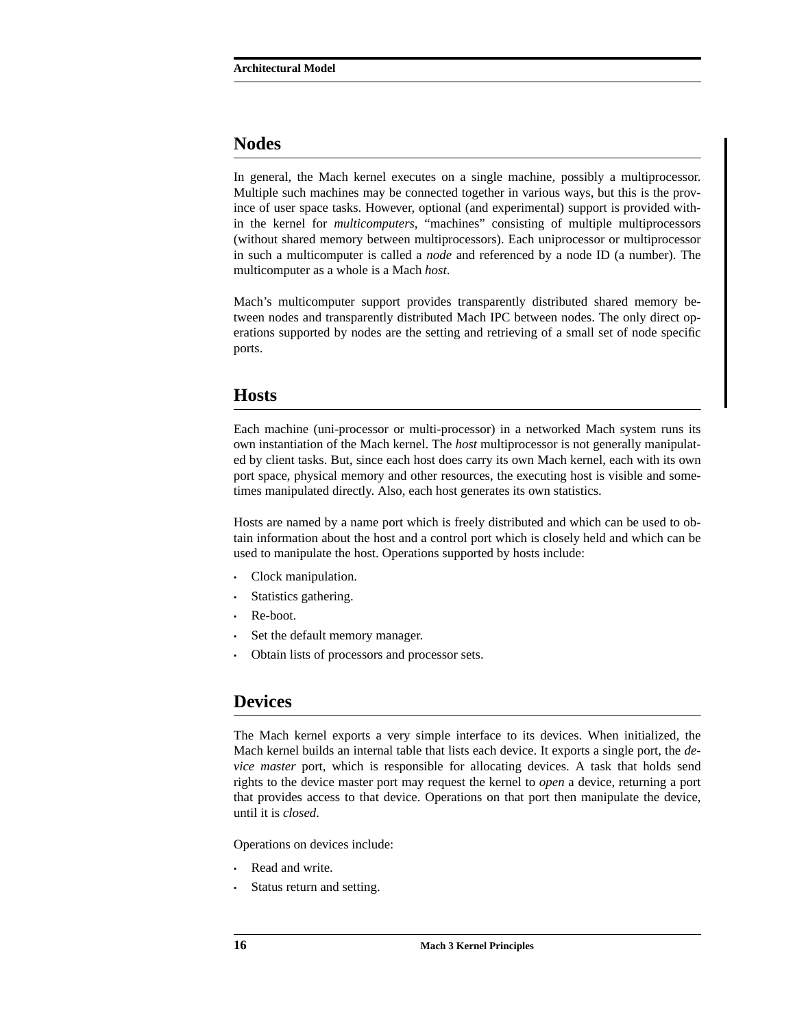## Nodes

In general, the Mach kernel executes on a single machine, possibly a multiprocessor. Multiple such machines may be connected together in various ways, but this is the province of user space tasks. However, optional (and experimental) support is provided within the kernel for *multicomputers*, "machines" consisting of multiple multiprocessors (without shared memory between multiprocessors). Each uniprocessor or multiprocessor in such a multicomputer is called a *node* and referenced by a node ID (a number). The multicomputer as a whole is a Mach *host*.

Mach's multicomputer support provides transparently distributed shared memory between nodes and transparently distributed Mach IPC between nodes. The only direct operations supported by nodes are the setting and retrieving of a small set of node specific ports.

## Hosts

Each machine (uni-processor or multi-processor) in a networked Mach system runs its own instantiation of the Mach kernel. The *host* multiprocessor is not generally manipulated by client tasks. But, since each host does carry its own Mach kernel, each with its own port space, physical memory and other resources, the executing host is visible and sometimes manipulated directly. Also, each host generates its own statistics.

Hosts are named by a name port which is freely distributed and which can be used to obtain information about the host and a control port which is closely held and which can be used to manipulate the host. Operations supported by hosts include:

- Clock manipulation.
- Statistics gathering.
- Re-boot.
- Set the default memory manager.
- Obtain lists of processors and processor sets.

## Devices

The Mach kernel exports a very simple interface to its devices. When initialized, the Mach kernel builds an internal table that lists each device. It exports a single port, the *device master* port, which is responsible for allocating devices. A task that holds send rights to the device master port may request the kernel to *open* a device, returning a port that provides access to that device. Operations on that port then manipulate the device, until it is *closed*.

Operations on devices include:

- Read and write.
- Status return and setting.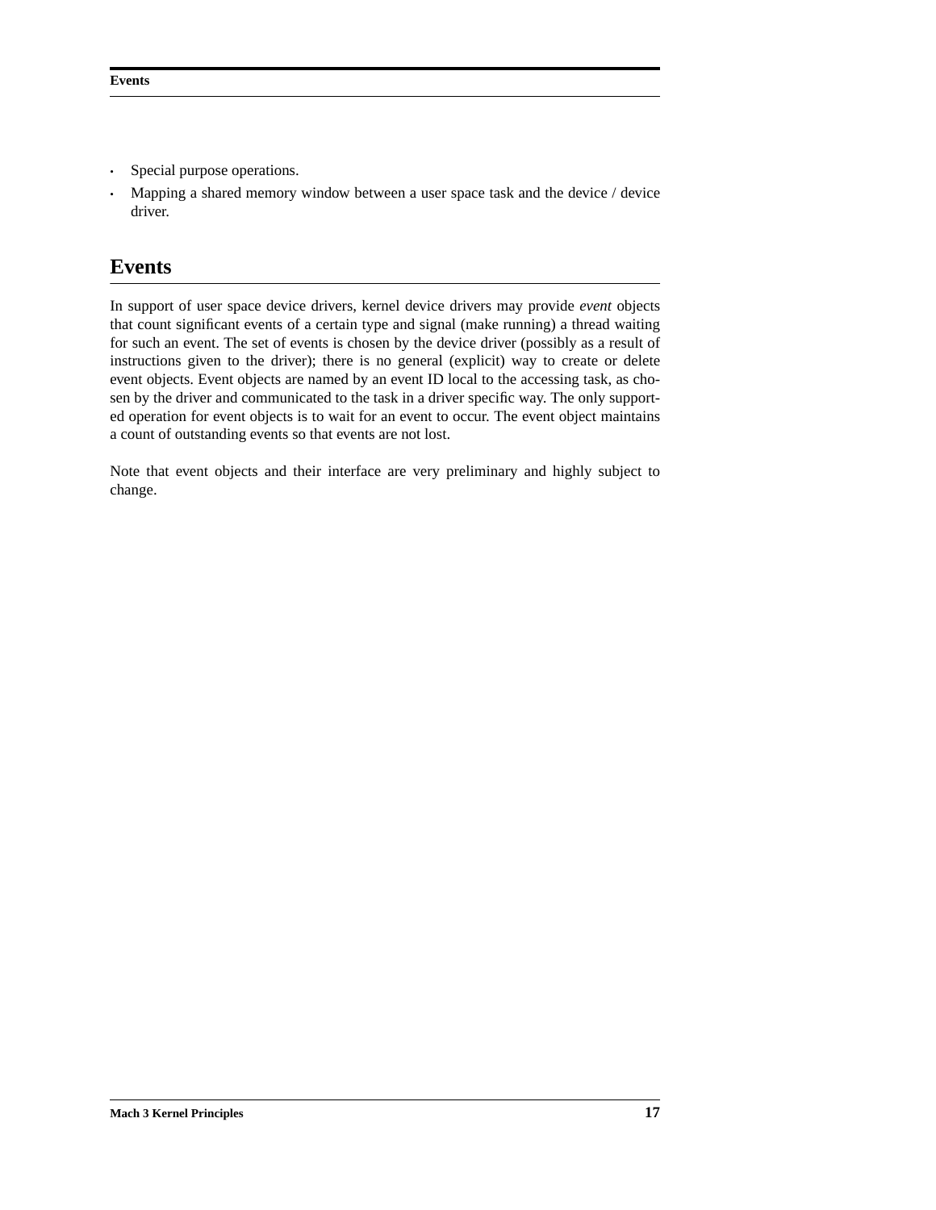- Special purpose operations.
- Mapping a shared memory window between a user space task and the device / device driver.

## Events

In support of user space device drivers, kernel device drivers may provide *event* objects that count significant events of a certain type and signal (make running) a thread waiting for such an event. The set of events is chosen by the device driver (possibly as a result of instructions given to the driver); there is no general (explicit) way to create or delete event objects. Event objects are named by an event ID local to the accessing task, as chosen by the driver and communicated to the task in a driver specific way. The only supported operation for event objects is to wait for an event to occur. The event object maintains a count of outstanding events so that events are not lost.

Note that event objects and their interface are very preliminary and highly subject to change.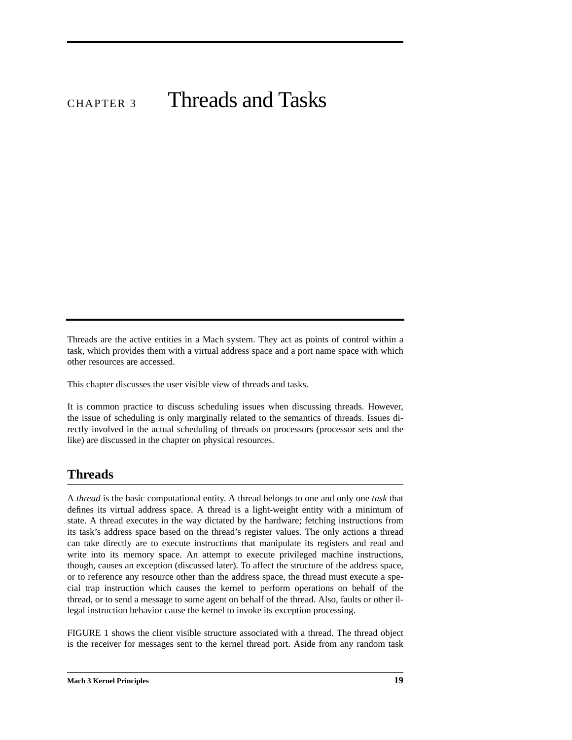# CHAPTER 3 Threads and Tasks

Threads are the active entities in a Mach system. They act as points of control within a task, which provides them with a virtual address space and a port name space with which other resources are accessed.

This chapter discusses the user visible view of threads and tasks.

It is common practice to discuss scheduling issues when discussing threads. However, the issue of scheduling is only marginally related to the semantics of threads. Issues directly involved in the actual scheduling of threads on processors (processor sets and the like) are discussed in the chapter on physical resources.

## Threads

A *thread* is the basic computational entity. A thread belongs to one and only one *task* that defines its virtual address space. A thread is a light-weight entity with a minimum of state. A thread executes in the way dictated by the hardware; fetching instructions from its task's address space based on the thread's register values. The only actions a thread can take directly are to execute instructions that manipulate its registers and read and write into its memory space. An attempt to execute privileged machine instructions, though, causes an exception (discussed later). To affect the structure of the address space, or to reference any resource other than the address space, the thread must execute a special trap instruction which causes the kernel to perform operations on behalf of the thread, or to send a message to some agent on behalf of the thread. Also, faults or other illegal instruction behavior cause the kernel to invoke its exception processing.

FIGURE 1 shows the client visible structure associated with a thread. The thread object is the receiver for messages sent to the kernel thread port. Aside from any random task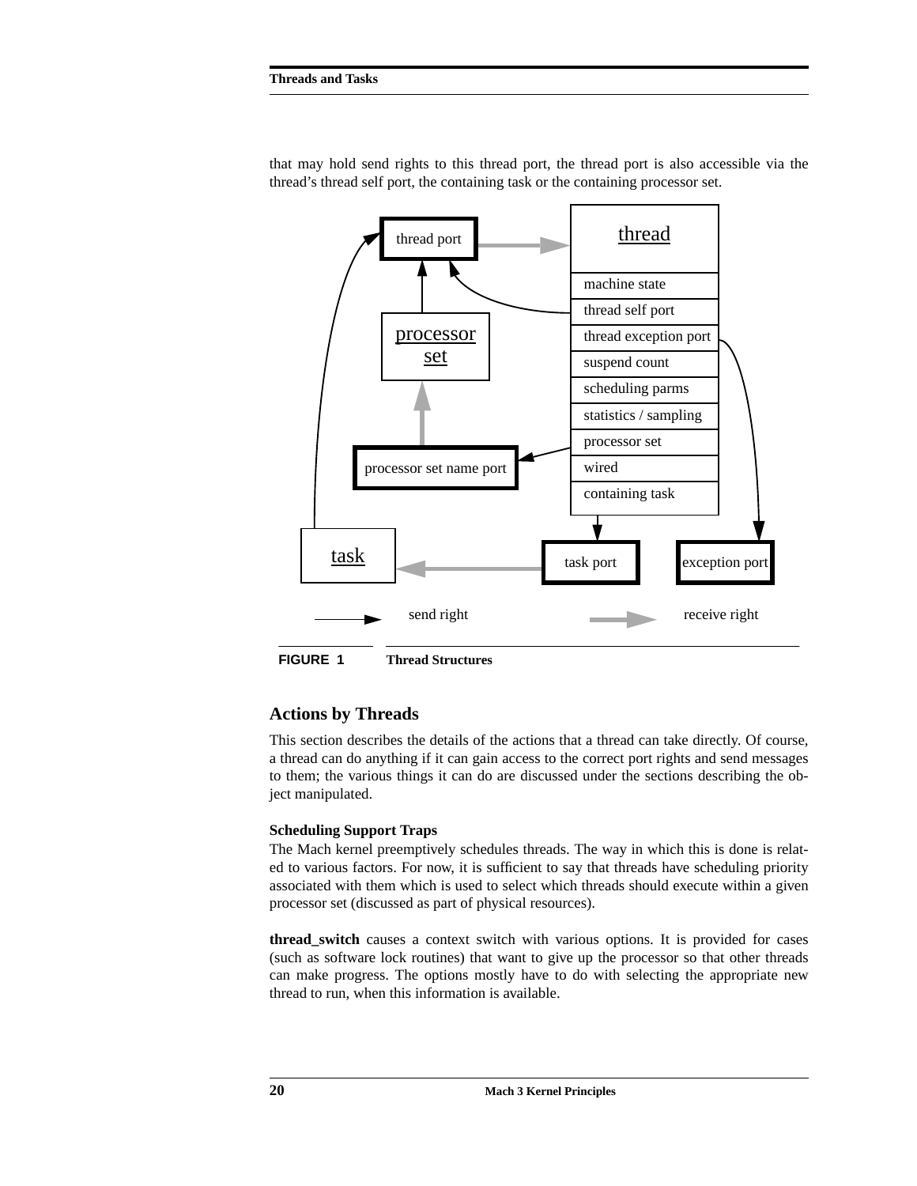that may hold send rights to this thread port, the thread port is also accessible via the thread's thread self port, the containing task or the containing processor set.

**FIGURE 1** **Thread Structures**

## Actions by Threads

This section describes the details of the actions that a thread can take directly. Of course, a thread can do anything if it can gain access to the correct port rights and send messages to them; the various things it can do are discussed under the sections describing the object manipulated.

### Scheduling Support Traps

The Mach kernel preemptively schedules threads. The way in which this is done is related to various factors. For now, it is sufficient to say that threads have scheduling priority associated with them which is used to select which threads should execute within a given processor set (discussed as part of physical resources).

**thread_switch** causes a context switch with various options. It is provided for cases (such as software lock routines) that want to give up the processor so that other threads can make progress. The options mostly have to do with selecting the appropriate new thread to run, when this information is available.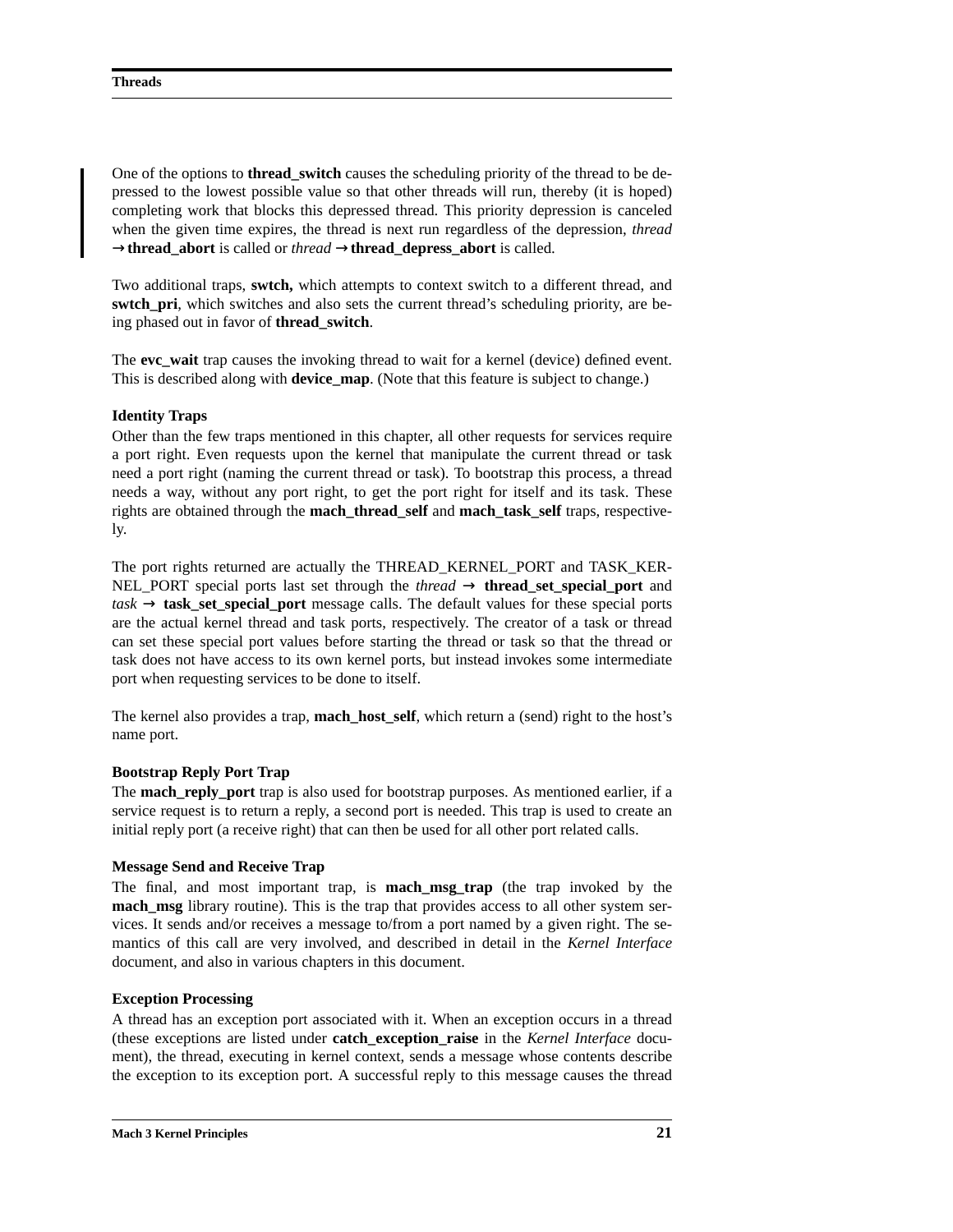One of the options to **thread_switch** causes the scheduling priority of the thread to be depressed to the lowest possible value so that other threads will run, thereby (it is hoped) completing work that blocks this depressed thread. This priority depression is canceled when the given time expires, the thread is next run regardless of the depression, *thread* →**thread_abort** is called or *thread* →**thread_depress_abort** is called.

Two additional traps, **swtch,** which attempts to context switch to a different thread, and **swtch_pri**, which switches and also sets the current thread's scheduling priority, are being phased out in favor of **thread_switch**.

The **evc_wait** trap causes the invoking thread to wait for a kernel (device) defined event. This is described along with **device_map**. (Note that this feature is subject to change.)

**Identity Traps**

Other than the few traps mentioned in this chapter, all other requests for services require a port right. Even requests upon the kernel that manipulate the current thread or task need a port right (naming the current thread or task). To bootstrap this process, a thread needs a way, without any port right, to get the port right for itself and its task. These rights are obtained through the **mach_thread_self** and **mach_task_self** traps, respectively.

The port rights returned are actually the THREAD_KERNEL_PORT and TASK_KERNEL_PORT special ports last set through the *thread* → **thread_set_special_port** and *task* → **task_set_special_port** message calls. The default values for these special ports are the actual kernel thread and task ports, respectively. The creator of a task or thread can set these special port values before starting the thread or task so that the thread or task does not have access to its own kernel ports, but instead invokes some intermediate port when requesting services to be done to itself.

The kernel also provides a trap, **mach_host_self**, which return a (send) right to the host's name port.

**Bootstrap Reply Port Trap**

The **mach_reply_port** trap is also used for bootstrap purposes. As mentioned earlier, if a service request is to return a reply, a second port is needed. This trap is used to create an initial reply port (a receive right) that can then be used for all other port related calls.

**Message Send and Receive Trap**

The final, and most important trap, is **mach_msg_trap** (the trap invoked by the **mach_msg** library routine). This is the trap that provides access to all other system services. It sends and/or receives a message to/from a port named by a given right. The semantics of this call are very involved, and described in detail in the *Kernel Interface* document, and also in various chapters in this document.

**Exception Processing**

A thread has an exception port associated with it. When an exception occurs in a thread (these exceptions are listed under **catch_exception_raise** in the *Kernel Interface* document), the thread, executing in kernel context, sends a message whose contents describe the exception to its exception port. A successful reply to this message causes the thread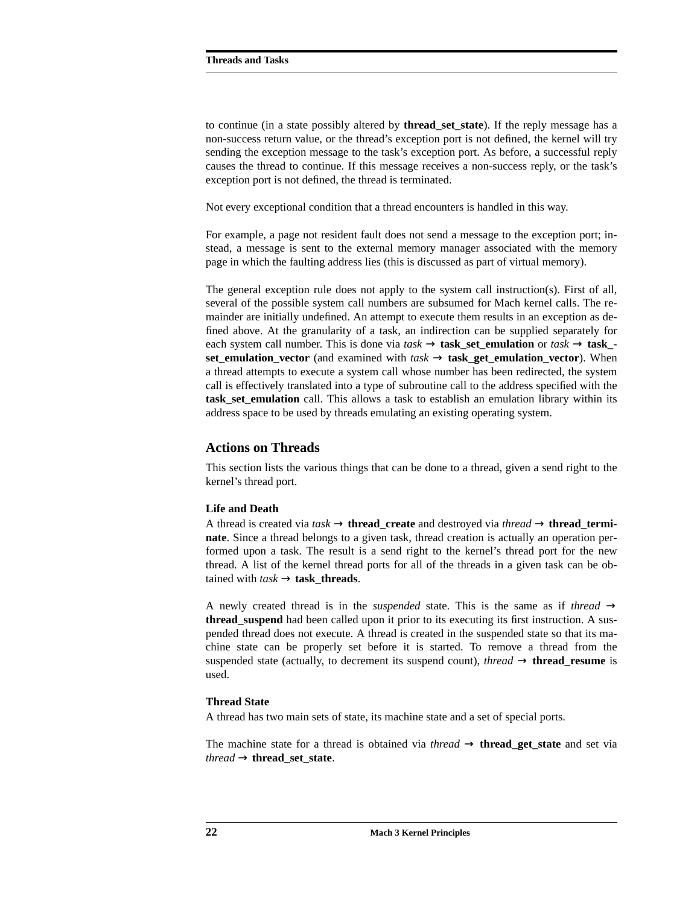to continue (in a state possibly altered by **thread_set_state**). If the reply message has a non-success return value, or the thread's exception port is not defined, the kernel will try sending the exception message to the task's exception port. As before, a successful reply causes the thread to continue. If this message receives a non-success reply, or the task's exception port is not defined, the thread is terminated.

Not every exceptional condition that a thread encounters is handled in this way.

For example, a page not resident fault does not send a message to the exception port; instead, a message is sent to the external memory manager associated with the memory page in which the faulting address lies (this is discussed as part of virtual memory).

The general exception rule does not apply to the system call instruction(s). First of all, several of the possible system call numbers are subsumed for Mach kernel calls. The remainder are initially undefined. An attempt to execute them results in an exception as defined above. At the granularity of a task, an indirection can be supplied separately for each system call number. This is done via *task* → **task_set_emulation** or *task* → **task_set_emulation_vector** (and examined with *task* → **task_get_emulation_vector**). When a thread attempts to execute a system call whose number has been redirected, the system call is effectively translated into a type of subroutine call to the address specified with the **task_set_emulation** call. This allows a task to establish an emulation library within its address space to be used by threads emulating an existing operating system.

## Actions on Threads

This section lists the various things that can be done to a thread, given a send right to the kernel's thread port.

#### Life and Death

A thread is created via *task* → **thread_create** and destroyed via *thread* → **thread_terminate**. Since a thread belongs to a given task, thread creation is actually an operation performed upon a task. The result is a send right to the kernel's thread port for the new thread. A list of the kernel thread ports for all of the threads in a given task can be obtained with *task* → **task_threads**.

A newly created thread is in the *suspended* state. This is the same as if *thread* → **thread_suspend** had been called upon it prior to its executing its first instruction. A suspended thread does not execute. A thread is created in the suspended state so that its machine state can be properly set before it is started. To remove a thread from the suspended state (actually, to decrement its suspend count), *thread* → **thread_resume** is used.

#### Thread State

A thread has two main sets of state, its machine state and a set of special ports.

The machine state for a thread is obtained via *thread* → **thread_get_state** and set via *thread* → **thread_set_state**.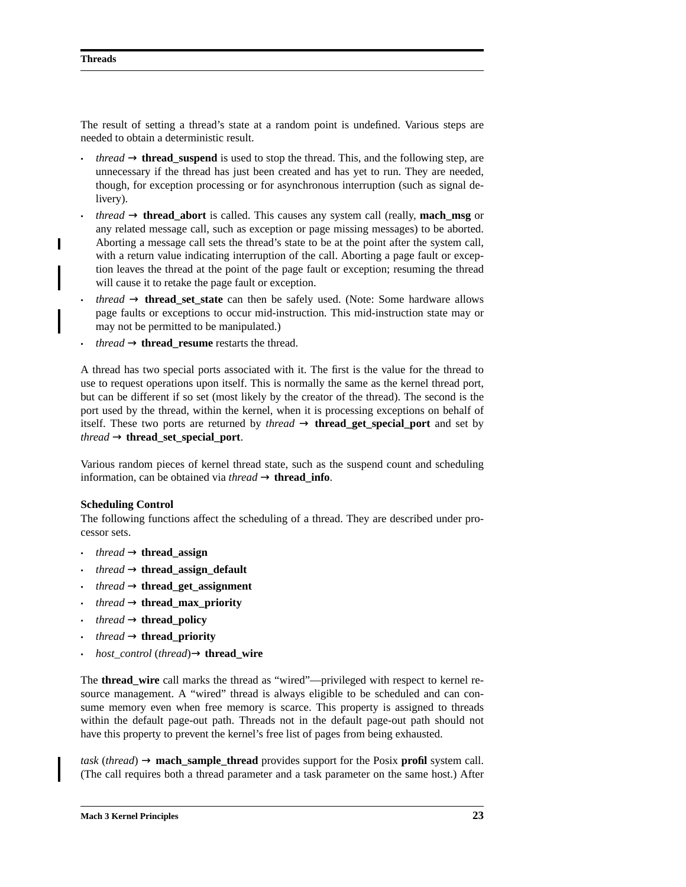The result of setting a thread's state at a random point is undefined. Various steps are needed to obtain a deterministic result.

- *thread* → **thread_suspend** is used to stop the thread. This, and the following step, are unnecessary if the thread has just been created and has yet to run. They are needed, though, for exception processing or for asynchronous interruption (such as signal delivery).
- *thread* → **thread_abort** is called. This causes any system call (really, **mach_msg** or any related message call, such as exception or page missing messages) to be aborted. Aborting a message call sets the thread's state to be at the point after the system call, with a return value indicating interruption of the call. Aborting a page fault or exception leaves the thread at the point of the page fault or exception; resuming the thread will cause it to retake the page fault or exception.
- *thread* → **thread_set_state** can then be safely used. (Note: Some hardware allows page faults or exceptions to occur mid-instruction. This mid-instruction state may or may not be permitted to be manipulated.)
- *thread* → **thread_resume** restarts the thread.

A thread has two special ports associated with it. The first is the value for the thread to use to request operations upon itself. This is normally the same as the kernel thread port, but can be different if so set (most likely by the creator of the thread). The second is the port used by the thread, within the kernel, when it is processing exceptions on behalf of itself. These two ports are returned by *thread* → **thread_get_special_port** and set by *thread* → **thread_set_special_port**.

Various random pieces of kernel thread state, such as the suspend count and scheduling information, can be obtained via *thread* → **thread_info**.

**Scheduling Control**

The following functions affect the scheduling of a thread. They are described under processor sets.

- *thread* → **thread_assign**
- *thread* → **thread_assign_default**
- *thread* → **thread_get_assignment**
- *thread* → **thread_max_priority**
- *thread* → **thread_policy**
- *thread* → **thread_priority**
- *host_control* (*thread*)→ **thread_wire**

The **thread_wire** call marks the thread as "wired"—privileged with respect to kernel resource management. A "wired" thread is always eligible to be scheduled and can consume memory even when free memory is scarce. This property is assigned to threads within the default page-out path. Threads not in the default page-out path should not have this property to prevent the kernel's free list of pages from being exhausted.

*task* (*thread*) → **mach_sample_thread** provides support for the Posix **profil** system call. (The call requires both a thread parameter and a task parameter on the same host.) After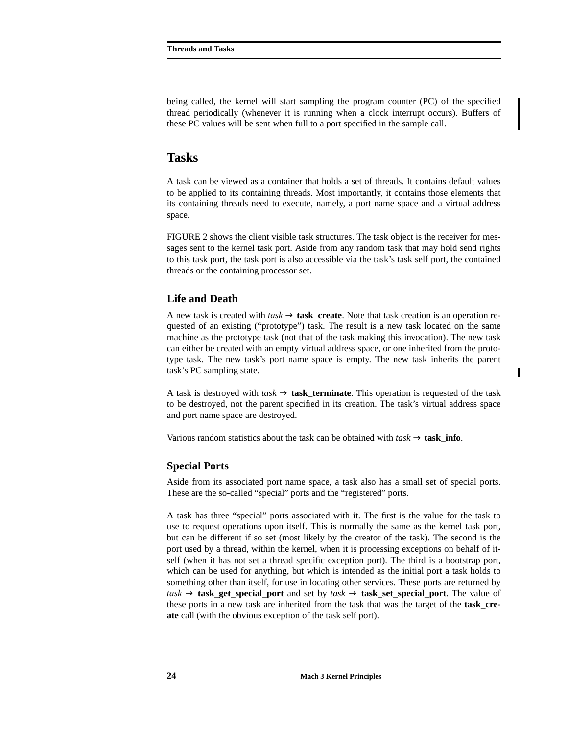being called, the kernel will start sampling the program counter (PC) of the specified thread periodically (whenever it is running when a clock interrupt occurs). Buffers of these PC values will be sent when full to a port specified in the sample call.

## Tasks

A task can be viewed as a container that holds a set of threads. It contains default values to be applied to its containing threads. Most importantly, it contains those elements that its containing threads need to execute, namely, a port name space and a virtual address space.

FIGURE 2 shows the client visible task structures. The task object is the receiver for messages sent to the kernel task port. Aside from any random task that may hold send rights to this task port, the task port is also accessible via the task's task self port, the contained threads or the containing processor set.

### Life and Death

A new task is created with *task* → **task_create**. Note that task creation is an operation requested of an existing ("prototype") task. The result is a new task located on the same machine as the prototype task (not that of the task making this invocation). The new task can either be created with an empty virtual address space, or one inherited from the prototype task. The new task's port name space is empty. The new task inherits the parent task's PC sampling state.

A task is destroyed with *task* → **task_terminate**. This operation is requested of the task to be destroyed, not the parent specified in its creation. The task's virtual address space and port name space are destroyed.

Various random statistics about the task can be obtained with *task* → **task_info**.

### Special Ports

Aside from its associated port name space, a task also has a small set of special ports. These are the so-called "special" ports and the "registered" ports.

A task has three "special" ports associated with it. The first is the value for the task to use to request operations upon itself. This is normally the same as the kernel task port, but can be different if so set (most likely by the creator of the task). The second is the port used by a thread, within the kernel, when it is processing exceptions on behalf of itself (when it has not set a thread specific exception port). The third is a bootstrap port, which can be used for anything, but which is intended as the initial port a task holds to something other than itself, for use in locating other services. These ports are returned by *task* → **task_get_special_port** and set by *task* → **task_set_special_port**. The value of these ports in a new task are inherited from the task that was the target of the **task_create** call (with the obvious exception of the task self port).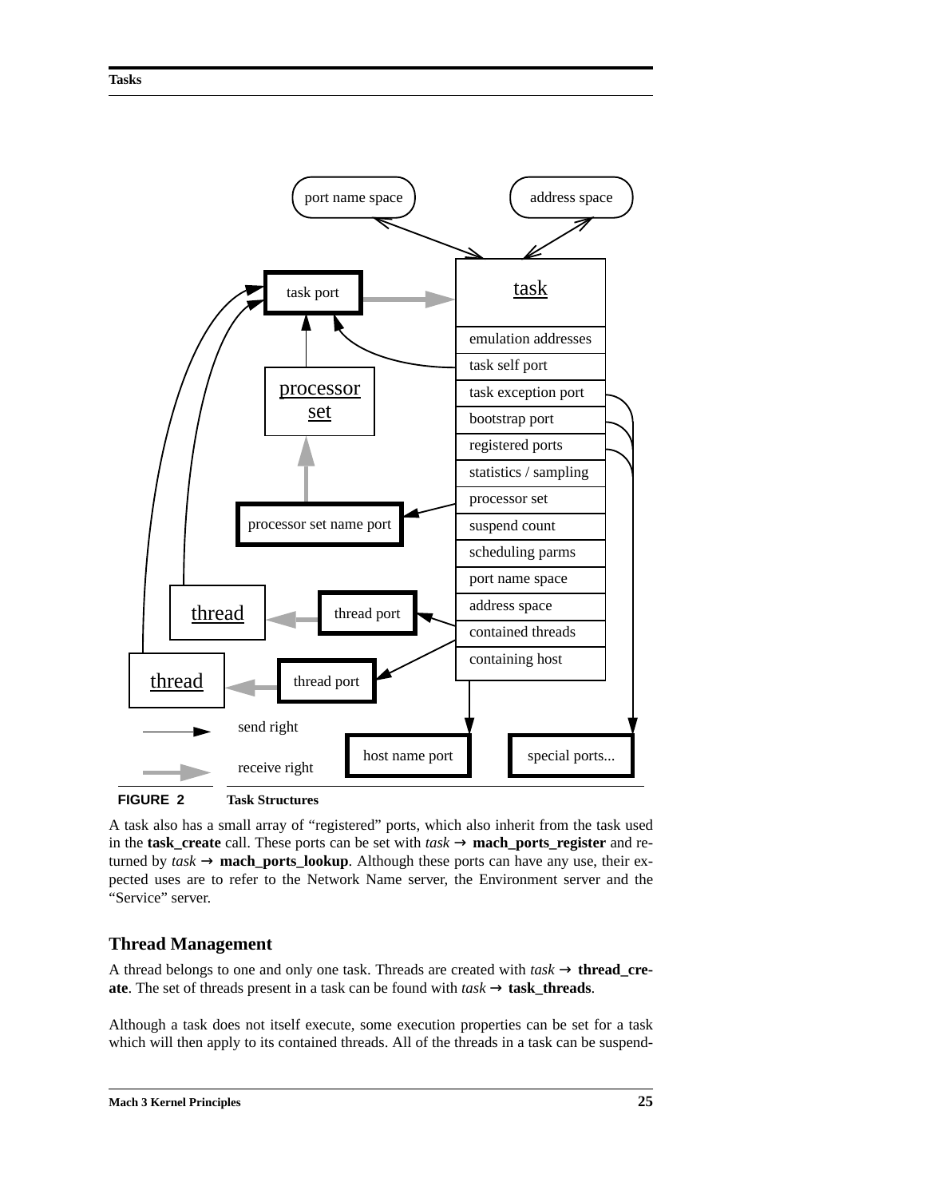FIGURE 2 Task Structures

A task also has a small array of “registered” ports, which also inherit from the task used in the **task_create** call. These ports can be set with *task* → **mach_ports_register** and returned by *task* → **mach_ports_lookup**. Although these ports can have any use, their expected uses are to refer to the Network Name server, the Environment server and the “Service” server.

## Thread Management

A thread belongs to one and only one task. Threads are created with *task* → **thread_create**. The set of threads present in a task can be found with *task* → **task_threads**.

Although a task does not itself execute, some execution properties can be set for a task which will then apply to its contained threads. All of the threads in a task can be suspend-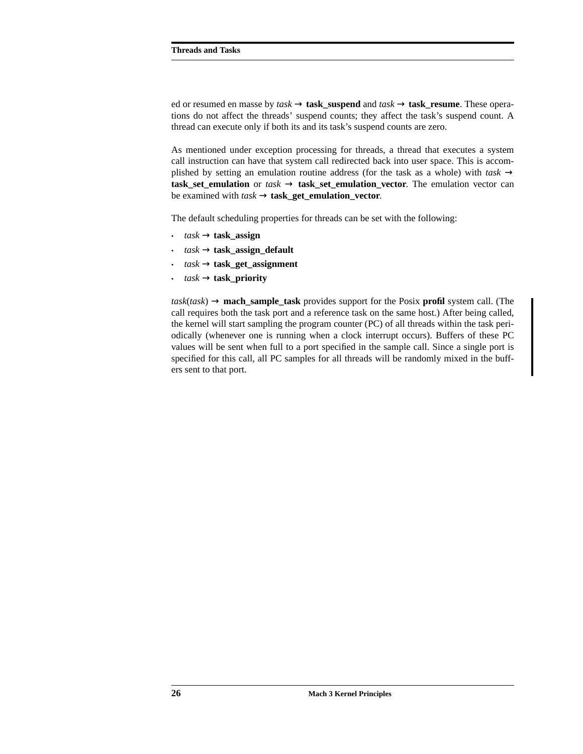ed or resumed en masse by *task* → **task_suspend** and *task* → **task_resume**. These operations do not affect the threads' suspend counts; they affect the task's suspend count. A thread can execute only if both its and its task's suspend counts are zero.

As mentioned under exception processing for threads, a thread that executes a system call instruction can have that system call redirected back into user space. This is accomplished by setting an emulation routine address (for the task as a whole) with *task* → **task_set_emulation** or *task* → **task_set_emulation_vector**. The emulation vector can be examined with *task* → **task_get_emulation_vector**.

The default scheduling properties for threads can be set with the following:

- *task* → **task_assign**
- *task* → **task_assign_default**
- *task* → **task_get_assignment**
- *task* → **task_priority**

*task*(*task*) → **mach_sample_task** provides support for the Posix **profil** system call. (The call requires both the task port and a reference task on the same host.) After being called, the kernel will start sampling the program counter (PC) of all threads within the task periodically (whenever one is running when a clock interrupt occurs). Buffers of these PC values will be sent when full to a port specified in the sample call. Since a single port is specified for this call, all PC samples for all threads will be randomly mixed in the buffers sent to that port.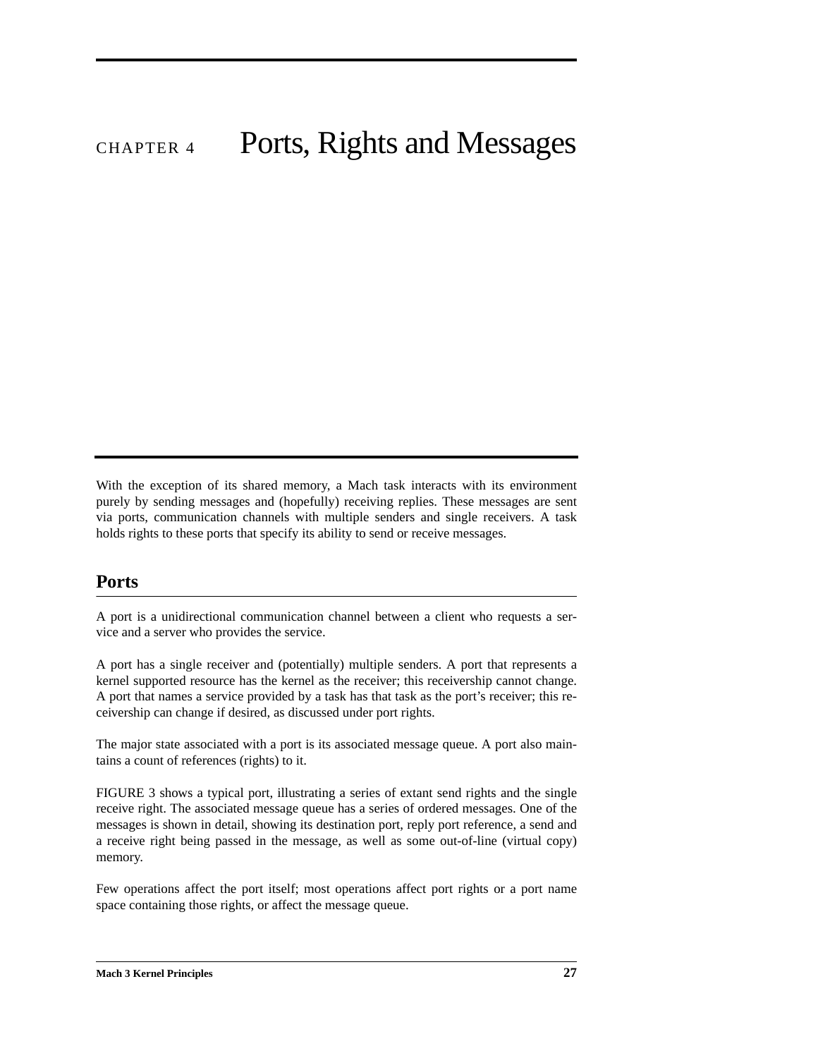# CHAPTER 4 Ports, Rights and Messages

With the exception of its shared memory, a Mach task interacts with its environment purely by sending messages and (hopefully) receiving replies. These messages are sent via ports, communication channels with multiple senders and single receivers. A task holds rights to these ports that specify its ability to send or receive messages.

## Ports

A port is a unidirectional communication channel between a client who requests a service and a server who provides the service.

A port has a single receiver and (potentially) multiple senders. A port that represents a kernel supported resource has the kernel as the receiver; this receivership cannot change. A port that names a service provided by a task has that task as the port's receiver; this receivership can change if desired, as discussed under port rights.

The major state associated with a port is its associated message queue. A port also maintains a count of references (rights) to it.

FIGURE 3 shows a typical port, illustrating a series of extant send rights and the single receive right. The associated message queue has a series of ordered messages. One of the messages is shown in detail, showing its destination port, reply port reference, a send and a receive right being passed in the message, as well as some out-of-line (virtual copy) memory.

Few operations affect the port itself; most operations affect port rights or a port name space containing those rights, or affect the message queue.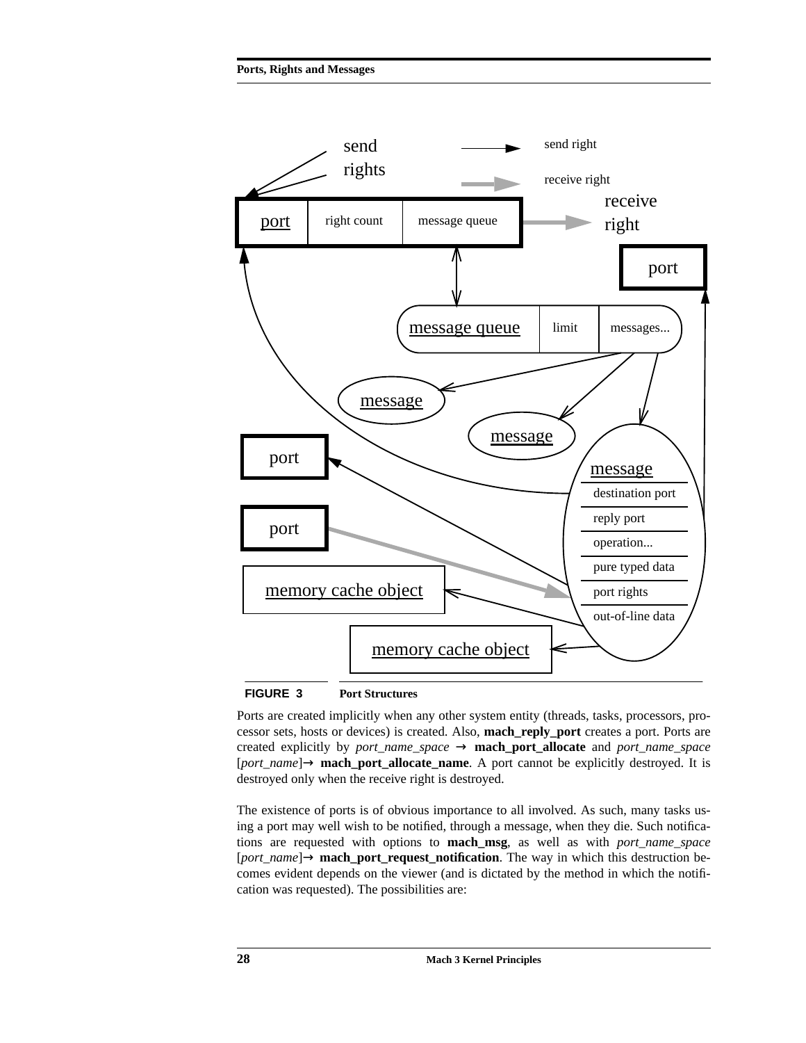**FIGURE 3** Port Structures

Ports are created implicitly when any other system entity (threads, tasks, processors, processor sets, hosts or devices) is created. Also, **mach_reply_port** creates a port. Ports are created explicitly by *port_name_space* → **mach_port_allocate** and *port_name_space* [*port_name*]→ **mach_port_allocate_name**. A port cannot be explicitly destroyed. It is destroyed only when the receive right is destroyed.

The existence of ports is of obvious importance to all involved. As such, many tasks using a port may well wish to be notified, through a message, when they die. Such notifications are requested with options to **mach_msg**, as well as with *port_name_space* [*port_name*]→ **mach_port_request_notification**. The way in which this destruction becomes evident depends on the viewer (and is dictated by the method in which the notification was requested). The possibilities are: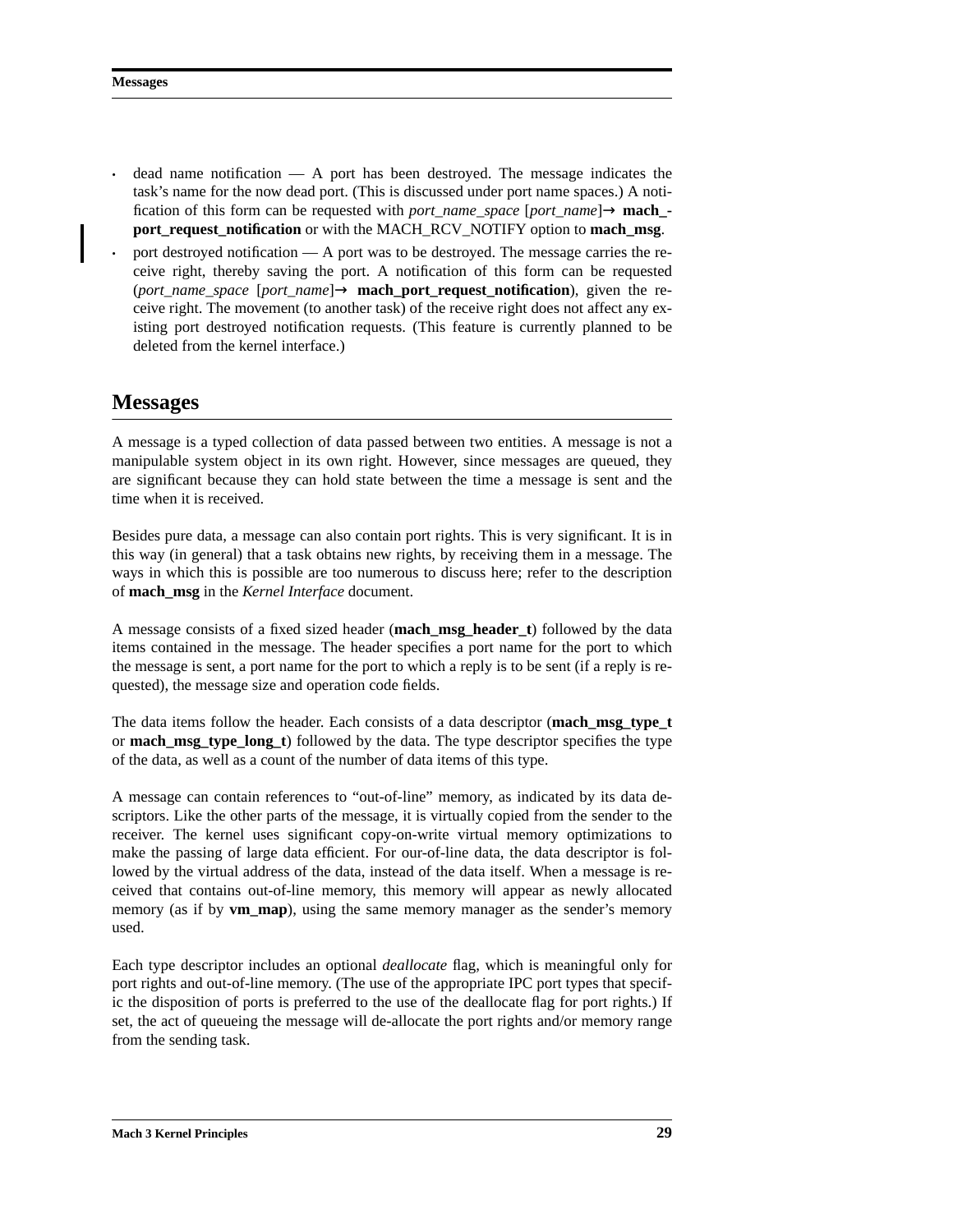- dead name notification — A port has been destroyed. The message indicates the task's name for the now dead port. (This is discussed under port name spaces.) A notification of this form can be requested with *port_name_space* [*port_name*]→ **mach_port_request_notification** or with the MACH_RCV_NOTIFY option to **mach_msg**.
- port destroyed notification — A port was to be destroyed. The message carries the receive right, thereby saving the port. A notification of this form can be requested (*port_name_space* [*port_name*]→ **mach_port_request_notification**), given the receive right. The movement (to another task) of the receive right does not affect any existing port destroyed notification requests. (This feature is currently planned to be deleted from the kernel interface.)

## Messages

A message is a typed collection of data passed between two entities. A message is not a manipulable system object in its own right. However, since messages are queued, they are significant because they can hold state between the time a message is sent and the time when it is received.

Besides pure data, a message can also contain port rights. This is very significant. It is in this way (in general) that a task obtains new rights, by receiving them in a message. The ways in which this is possible are too numerous to discuss here; refer to the description of **mach_msg** in the *Kernel Interface* document.

A message consists of a fixed sized header (**mach_msg_header_t**) followed by the data items contained in the message. The header specifies a port name for the port to which the message is sent, a port name for the port to which a reply is to be sent (if a reply is requested), the message size and operation code fields.

The data items follow the header. Each consists of a data descriptor (**mach_msg_type_t** or **mach_msg_type_long_t**) followed by the data. The type descriptor specifies the type of the data, as well as a count of the number of data items of this type.

A message can contain references to "out-of-line" memory, as indicated by its data descriptors. Like the other parts of the message, it is virtually copied from the sender to the receiver. The kernel uses significant copy-on-write virtual memory optimizations to make the passing of large data efficient. For our-of-line data, the data descriptor is followed by the virtual address of the data, instead of the data itself. When a message is received that contains out-of-line memory, this memory will appear as newly allocated memory (as if by **vm_map**), using the same memory manager as the sender's memory used.

Each type descriptor includes an optional *deallocate* flag, which is meaningful only for port rights and out-of-line memory. (The use of the appropriate IPC port types that specific the disposition of ports is preferred to the use of the deallocate flag for port rights.) If set, the act of queueing the message will de-allocate the port rights and/or memory range from the sending task.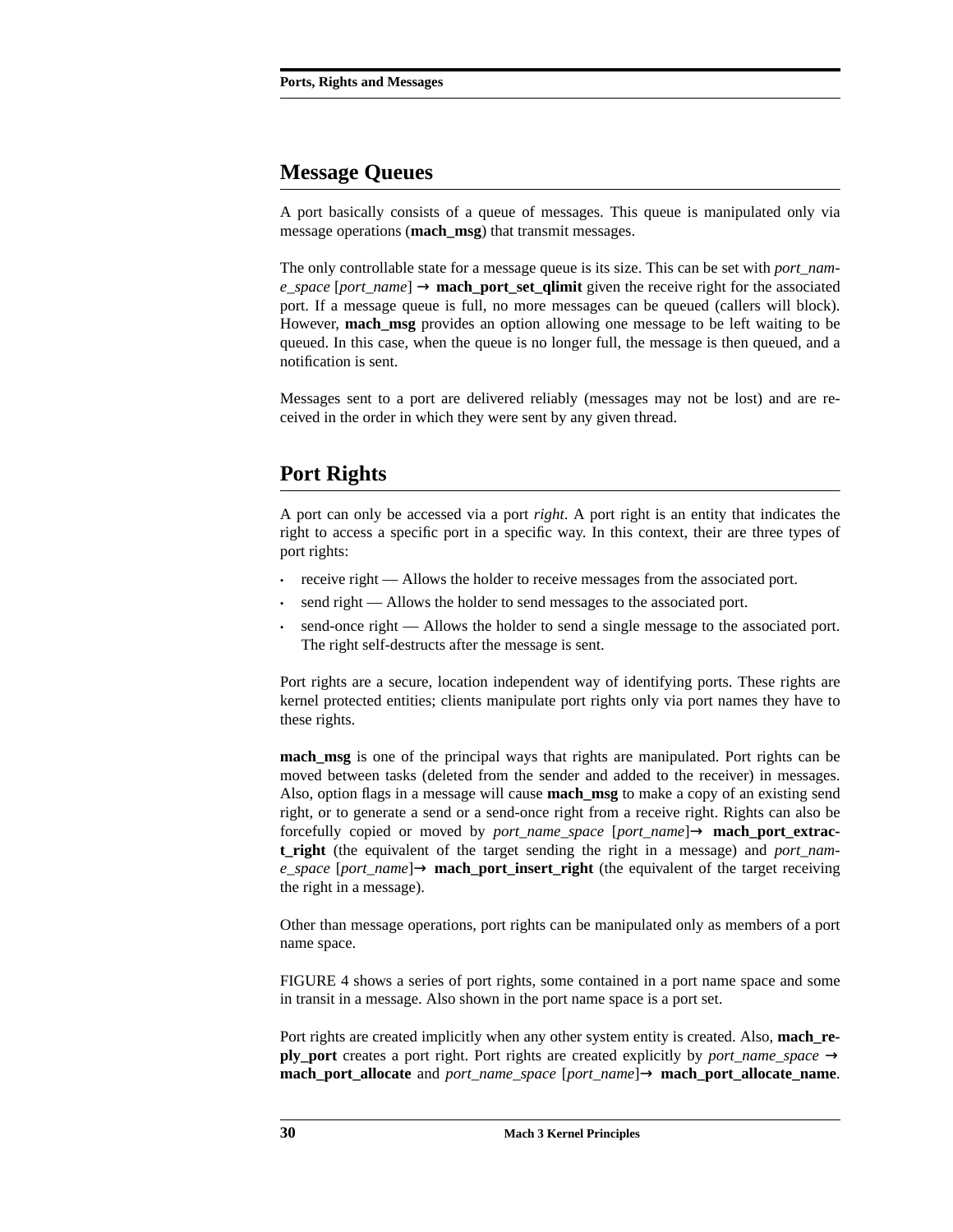## Message Queues

A port basically consists of a queue of messages. This queue is manipulated only via message operations (**mach_msg**) that transmit messages.

The only controllable state for a message queue is its size. This can be set with *port_name_space* [*port_name*] → **mach_port_set_qlimit** given the receive right for the associated port. If a message queue is full, no more messages can be queued (callers will block). However, **mach_msg** provides an option allowing one message to be left waiting to be queued. In this case, when the queue is no longer full, the message is then queued, and a notification is sent.

Messages sent to a port are delivered reliably (messages may not be lost) and are received in the order in which they were sent by any given thread.

## Port Rights

A port can only be accessed via a port *right*. A port right is an entity that indicates the right to access a specific port in a specific way. In this context, their are three types of port rights:

- receive right — Allows the holder to receive messages from the associated port.
- send right — Allows the holder to send messages to the associated port.
- send-once right — Allows the holder to send a single message to the associated port. The right self-destructs after the message is sent.

Port rights are a secure, location independent way of identifying ports. These rights are kernel protected entities; clients manipulate port rights only via port names they have to these rights.

**mach_msg** is one of the principal ways that rights are manipulated. Port rights can be moved between tasks (deleted from the sender and added to the receiver) in messages. Also, option flags in a message will cause **mach_msg** to make a copy of an existing send right, or to generate a send or a send-once right from a receive right. Rights can also be forcefully copied or moved by *port_name_space* [*port_name*]→ **mach_port_extract_right** (the equivalent of the target sending the right in a message) and *port_name_space* [*port_name*]→ **mach_port_insert_right** (the equivalent of the target receiving the right in a message).

Other than message operations, port rights can be manipulated only as members of a port name space.

FIGURE 4 shows a series of port rights, some contained in a port name space and some in transit in a message. Also shown in the port name space is a port set.

Port rights are created implicitly when any other system entity is created. Also, **mach_reply_port** creates a port right. Port rights are created explicitly by *port_name_space* → **mach_port_allocate** and *port_name_space* [*port_name*]→ **mach_port_allocate_name**.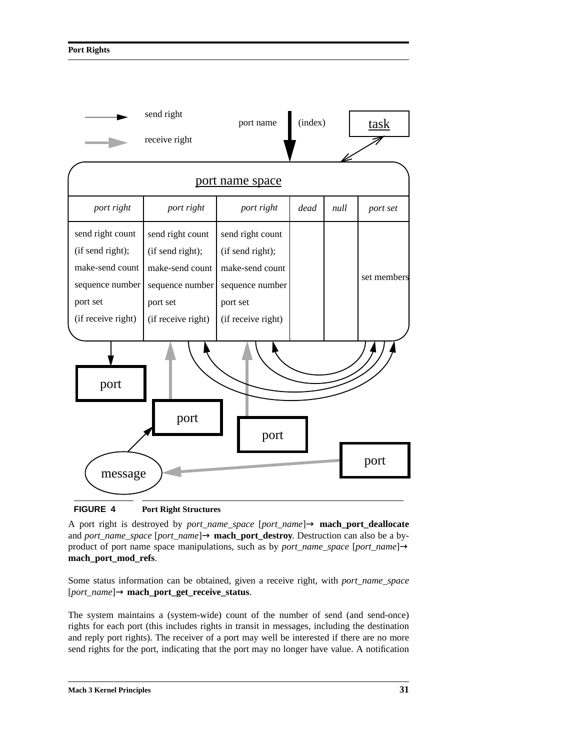**FIGURE 4 Port Right Structures**

A port right is destroyed by *port_name_space* [*port_name*]→ **mach_port_deallocate** and *port_name_space* [*port_name*]→ **mach_port_destroy**. Destruction can also be a by-product of port name space manipulations, such as by *port_name_space* [*port_name*]→ **mach_port_mod_refs**.

Some status information can be obtained, given a receive right, with *port_name_space* [*port_name*]→ **mach_port_get_receive_status**.

The system maintains a (system-wide) count of the number of send (and send-once) rights for each port (this includes rights in transit in messages, including the destination and reply port rights). The receiver of a port may well be interested if there are no more send rights for the port, indicating that the port may no longer have value. A notification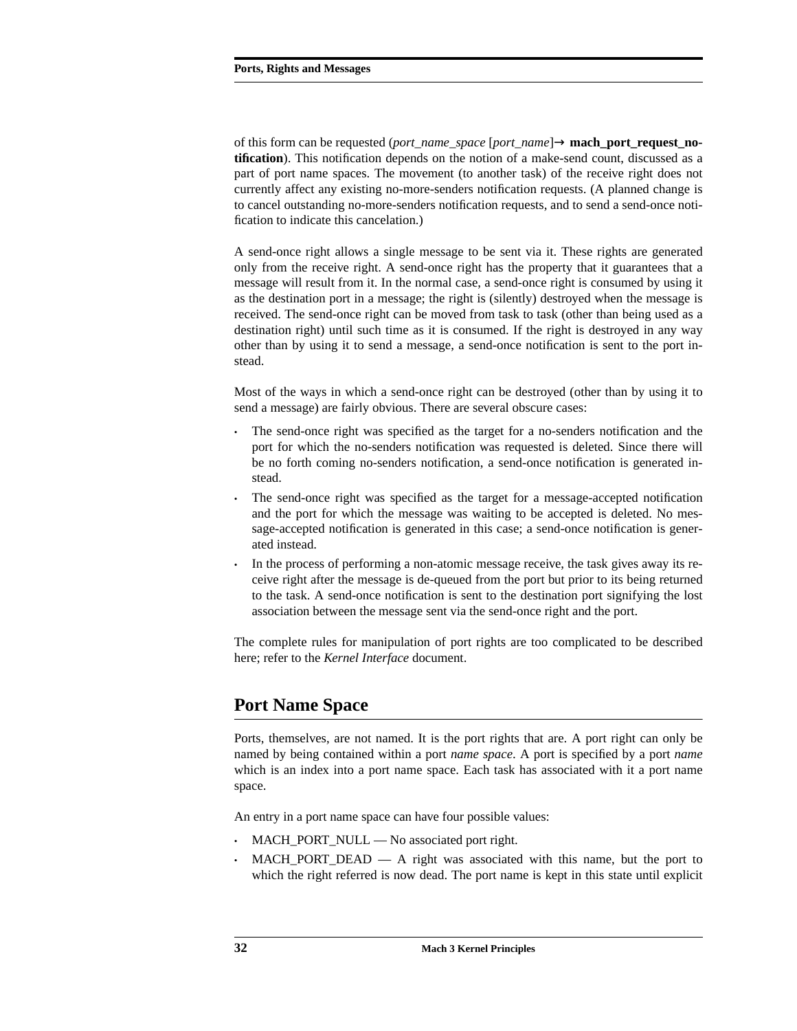of this form can be requested (*port_name_space* [*port_name*]→ **mach_port_request_notification**). This notification depends on the notion of a make-send count, discussed as a part of port name spaces. The movement (to another task) of the receive right does not currently affect any existing no-more-senders notification requests. (A planned change is to cancel outstanding no-more-senders notification requests, and to send a send-once notification to indicate this cancelation.)

A send-once right allows a single message to be sent via it. These rights are generated only from the receive right. A send-once right has the property that it guarantees that a message will result from it. In the normal case, a send-once right is consumed by using it as the destination port in a message; the right is (silently) destroyed when the message is received. The send-once right can be moved from task to task (other than being used as a destination right) until such time as it is consumed. If the right is destroyed in any way other than by using it to send a message, a send-once notification is sent to the port instead.

Most of the ways in which a send-once right can be destroyed (other than by using it to send a message) are fairly obvious. There are several obscure cases:

- The send-once right was specified as the target for a no-senders notification and the port for which the no-senders notification was requested is deleted. Since there will be no forth coming no-senders notification, a send-once notification is generated instead.
- The send-once right was specified as the target for a message-accepted notification and the port for which the message was waiting to be accepted is deleted. No message-accepted notification is generated in this case; a send-once notification is generated instead.
- In the process of performing a non-atomic message receive, the task gives away its receive right after the message is de-queued from the port but prior to its being returned to the task. A send-once notification is sent to the destination port signifying the lost association between the message sent via the send-once right and the port.

The complete rules for manipulation of port rights are too complicated to be described here; refer to the *Kernel Interface* document.

## Port Name Space

Ports, themselves, are not named. It is the port rights that are. A port right can only be named by being contained within a port *name space*. A port is specified by a port *name* which is an index into a port name space. Each task has associated with it a port name space.

An entry in a port name space can have four possible values:

- MACH_PORT_NULL — No associated port right.
- MACH_PORT_DEAD — A right was associated with this name, but the port to which the right referred is now dead. The port name is kept in this state until explicit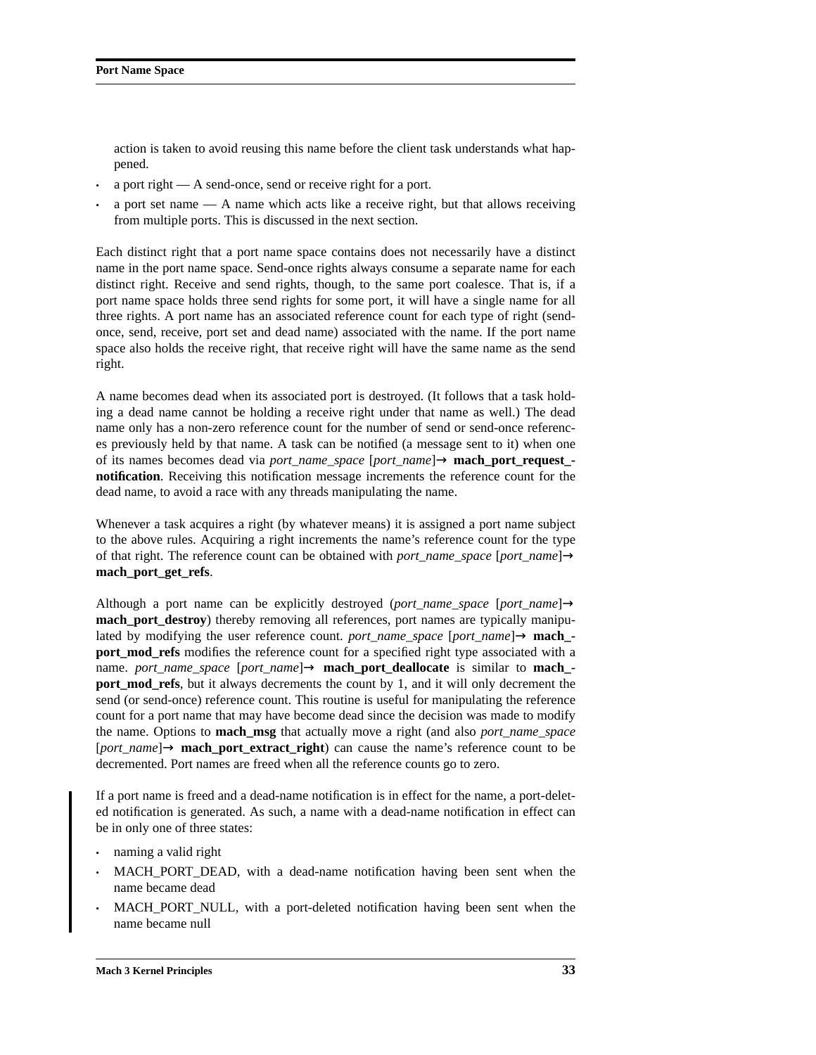action is taken to avoid reusing this name before the client task understands what happened.

- a port right — A send-once, send or receive right for a port.
- a port set name — A name which acts like a receive right, but that allows receiving from multiple ports. This is discussed in the next section.

Each distinct right that a port name space contains does not necessarily have a distinct name in the port name space. Send-once rights always consume a separate name for each distinct right. Receive and send rights, though, to the same port coalesce. That is, if a port name space holds three send rights for some port, it will have a single name for all three rights. A port name has an associated reference count for each type of right (send-once, send, receive, port set and dead name) associated with the name. If the port name space also holds the receive right, that receive right will have the same name as the send right.

A name becomes dead when its associated port is destroyed. (It follows that a task holding a dead name cannot be holding a receive right under that name as well.) The dead name only has a non-zero reference count for the number of send or send-once references previously held by that name. A task can be notified (a message sent to it) when one of its names becomes dead via *port_name_space* [*port_name*]→ **mach_port_request_notification**. Receiving this notification message increments the reference count for the dead name, to avoid a race with any threads manipulating the name.

Whenever a task acquires a right (by whatever means) it is assigned a port name subject to the above rules. Acquiring a right increments the name's reference count for the type of that right. The reference count can be obtained with *port_name_space* [*port_name*]→ **mach_port_get_refs**.

Although a port name can be explicitly destroyed (*port_name_space* [*port_name*]→ **mach_port_destroy**) thereby removing all references, port names are typically manipulated by modifying the user reference count. *port_name_space* [*port_name*]→ **mach_port_mod_refs** modifies the reference count for a specified right type associated with a name. *port_name_space* [*port_name*]→ **mach_port_deallocate** is similar to **mach_port_mod_refs**, but it always decrements the count by 1, and it will only decrement the send (or send-once) reference count. This routine is useful for manipulating the reference count for a port name that may have become dead since the decision was made to modify the name. Options to **mach_msg** that actually move a right (and also *port_name_space* [*port_name*]→ **mach_port_extract_right**) can cause the name's reference count to be decremented. Port names are freed when all the reference counts go to zero.

If a port name is freed and a dead-name notification is in effect for the name, a port-deleted notification is generated. As such, a name with a dead-name notification in effect can be in only one of three states:

- naming a valid right
- MACH_PORT_DEAD, with a dead-name notification having been sent when the name became dead
- MACH_PORT_NULL, with a port-deleted notification having been sent when the name became null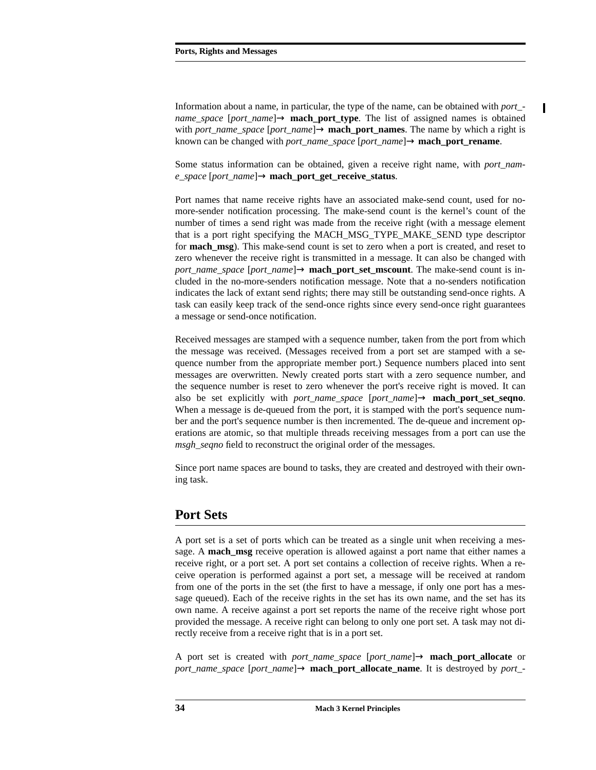Information about a name, in particular, the type of the name, can be obtained with *port_name_space* [*port_name*]→ **mach_port_type**. The list of assigned names is obtained with *port_name_space* [*port_name*]→ **mach_port_names**. The name by which a right is known can be changed with *port_name_space* [*port_name*]→ **mach_port_rename**.

Some status information can be obtained, given a receive right name, with *port_name_space* [*port_name*]→ **mach_port_get_receive_status**.

Port names that name receive rights have an associated make-send count, used for no-more-sender notification processing. The make-send count is the kernel's count of the number of times a send right was made from the receive right (with a message element that is a port right specifying the MACH_MSG_TYPE_MAKE_SEND type descriptor for **mach_msg**). This make-send count is set to zero when a port is created, and reset to zero whenever the receive right is transmitted in a message. It can also be changed with *port_name_space* [*port_name*]→ **mach_port_set_mscount**. The make-send count is included in the no-more-senders notification message. Note that a no-senders notification indicates the lack of extant send rights; there may still be outstanding send-once rights. A task can easily keep track of the send-once rights since every send-once right guarantees a message or send-once notification.

Received messages are stamped with a sequence number, taken from the port from which the message was received. (Messages received from a port set are stamped with a sequence number from the appropriate member port.) Sequence numbers placed into sent messages are overwritten. Newly created ports start with a zero sequence number, and the sequence number is reset to zero whenever the port's receive right is moved. It can also be set explicitly with *port_name_space* [*port_name*]→ **mach_port_set_seqno**. When a message is de-queued from the port, it is stamped with the port's sequence number and the port's sequence number is then incremented. The de-queue and increment operations are atomic, so that multiple threads receiving messages from a port can use the *msgh_seqno* field to reconstruct the original order of the messages.

Since port name spaces are bound to tasks, they are created and destroyed with their owning task.

## Port Sets

A port set is a set of ports which can be treated as a single unit when receiving a message. A **mach_msg** receive operation is allowed against a port name that either names a receive right, or a port set. A port set contains a collection of receive rights. When a receive operation is performed against a port set, a message will be received at random from one of the ports in the set (the first to have a message, if only one port has a message queued). Each of the receive rights in the set has its own name, and the set has its own name. A receive against a port set reports the name of the receive right whose port provided the message. A receive right can belong to only one port set. A task may not directly receive from a receive right that is in a port set.

A port set is created with *port_name_space* [*port_name*]→ **mach_port_allocate** or *port_name_space* [*port_name*]→ **mach_port_allocate_name**. It is destroyed by *port_-*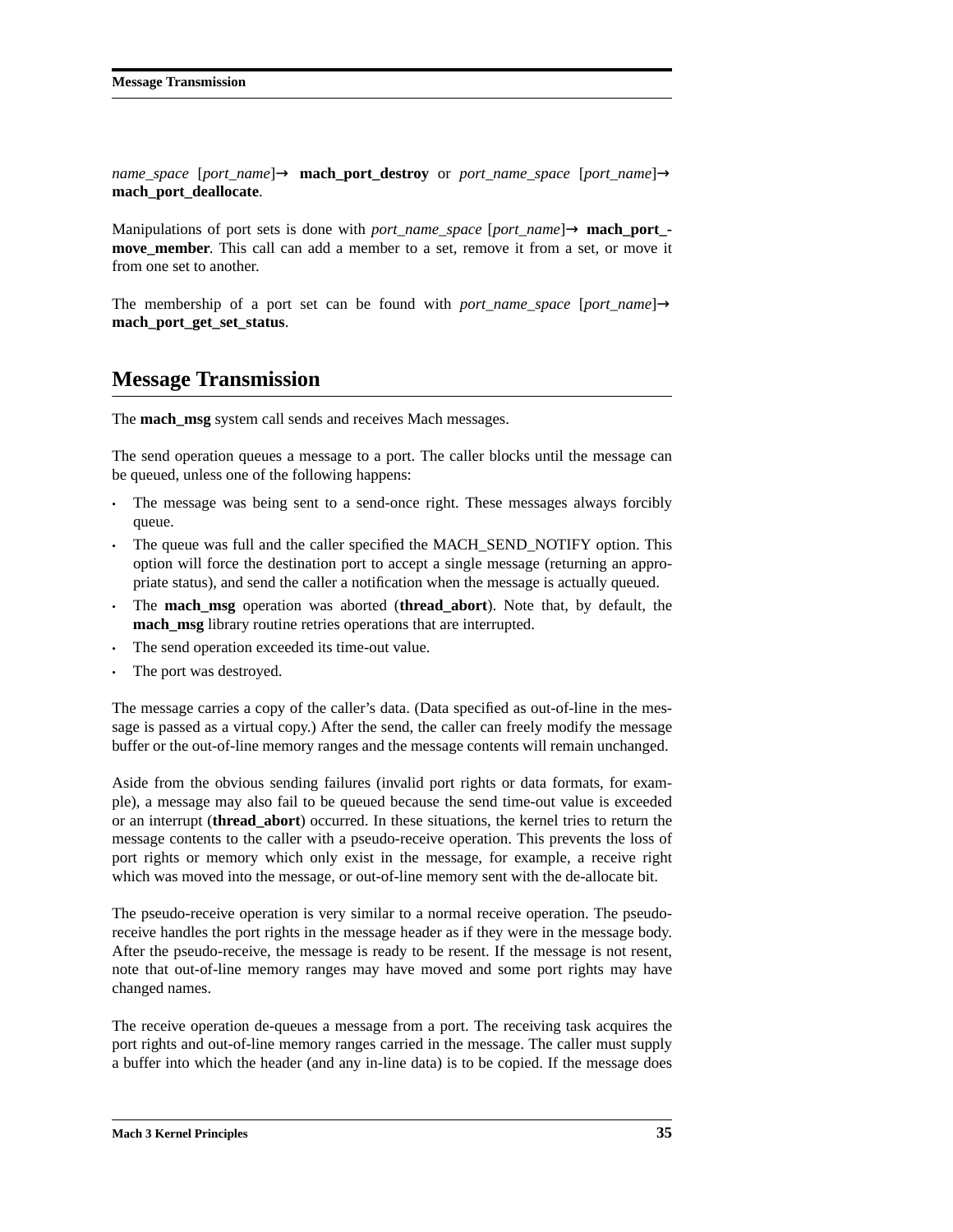*name_space* [*port_name*]→ **mach_port_destroy** or *port_name_space* [*port_name*]→ **mach_port_deallocate**.

Manipulations of port sets is done with *port_name_space* [*port_name*]→ **mach_port_move_member**. This call can add a member to a set, remove it from a set, or move it from one set to another.

The membership of a port set can be found with *port_name_space* [*port_name*]→ **mach_port_get_set_status**.

## Message Transmission

The **mach_msg** system call sends and receives Mach messages.

The send operation queues a message to a port. The caller blocks until the message can be queued, unless one of the following happens:

- The message was being sent to a send-once right. These messages always forcibly queue.
- The queue was full and the caller specified the MACH_SEND_NOTIFY option. This option will force the destination port to accept a single message (returning an appropriate status), and send the caller a notification when the message is actually queued.
- The **mach_msg** operation was aborted (**thread_abort**). Note that, by default, the **mach_msg** library routine retries operations that are interrupted.
- The send operation exceeded its time-out value.
- The port was destroyed.

The message carries a copy of the caller's data. (Data specified as out-of-line in the message is passed as a virtual copy.) After the send, the caller can freely modify the message buffer or the out-of-line memory ranges and the message contents will remain unchanged.

Aside from the obvious sending failures (invalid port rights or data formats, for example), a message may also fail to be queued because the send time-out value is exceeded or an interrupt (**thread_abort**) occurred. In these situations, the kernel tries to return the message contents to the caller with a pseudo-receive operation. This prevents the loss of port rights or memory which only exist in the message, for example, a receive right which was moved into the message, or out-of-line memory sent with the de-allocate bit.

The pseudo-receive operation is very similar to a normal receive operation. The pseudo-receive handles the port rights in the message header as if they were in the message body. After the pseudo-receive, the message is ready to be resent. If the message is not resent, note that out-of-line memory ranges may have moved and some port rights may have changed names.

The receive operation de-queues a message from a port. The receiving task acquires the port rights and out-of-line memory ranges carried in the message. The caller must supply a buffer into which the header (and any in-line data) is to be copied. If the message does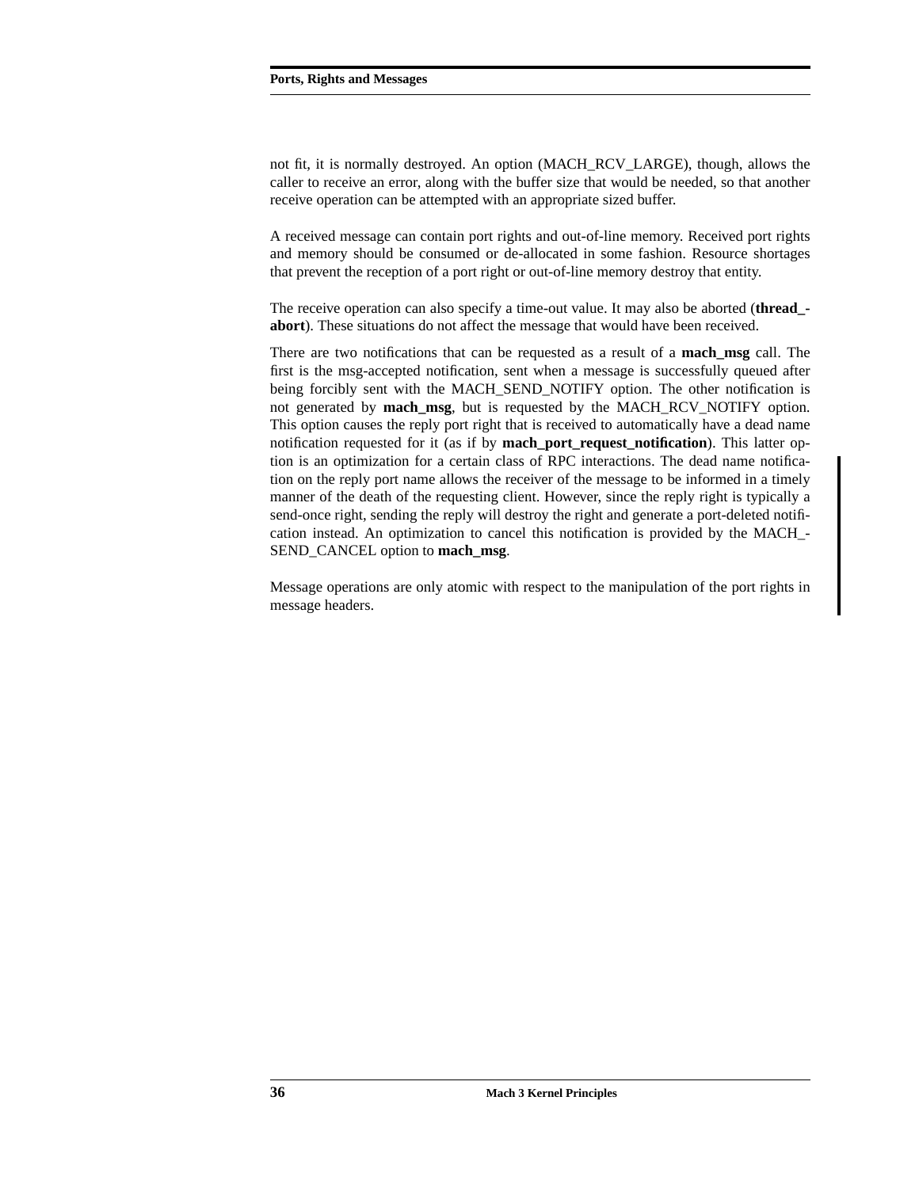not fit, it is normally destroyed. An option (MACH_RCV_LARGE), though, allows the caller to receive an error, along with the buffer size that would be needed, so that another receive operation can be attempted with an appropriate sized buffer.

A received message can contain port rights and out-of-line memory. Received port rights and memory should be consumed or de-allocated in some fashion. Resource shortages that prevent the reception of a port right or out-of-line memory destroy that entity.

The receive operation can also specify a time-out value. It may also be aborted (**thread_abort**). These situations do not affect the message that would have been received.

There are two notifications that can be requested as a result of a **mach_msg** call. The first is the msg-accepted notification, sent when a message is successfully queued after being forcibly sent with the MACH_SEND_NOTIFY option. The other notification is not generated by **mach_msg**, but is requested by the MACH_RCV_NOTIFY option. This option causes the reply port right that is received to automatically have a dead name notification requested for it (as if by **mach_port_request_notification**). This latter option is an optimization for a certain class of RPC interactions. The dead name notification on the reply port name allows the receiver of the message to be informed in a timely manner of the death of the requesting client. However, since the reply right is typically a send-once right, sending the reply will destroy the right and generate a port-deleted notification instead. An optimization to cancel this notification is provided by the MACH_SEND_CANCEL option to **mach_msg**.

Message operations are only atomic with respect to the manipulation of the port rights in message headers.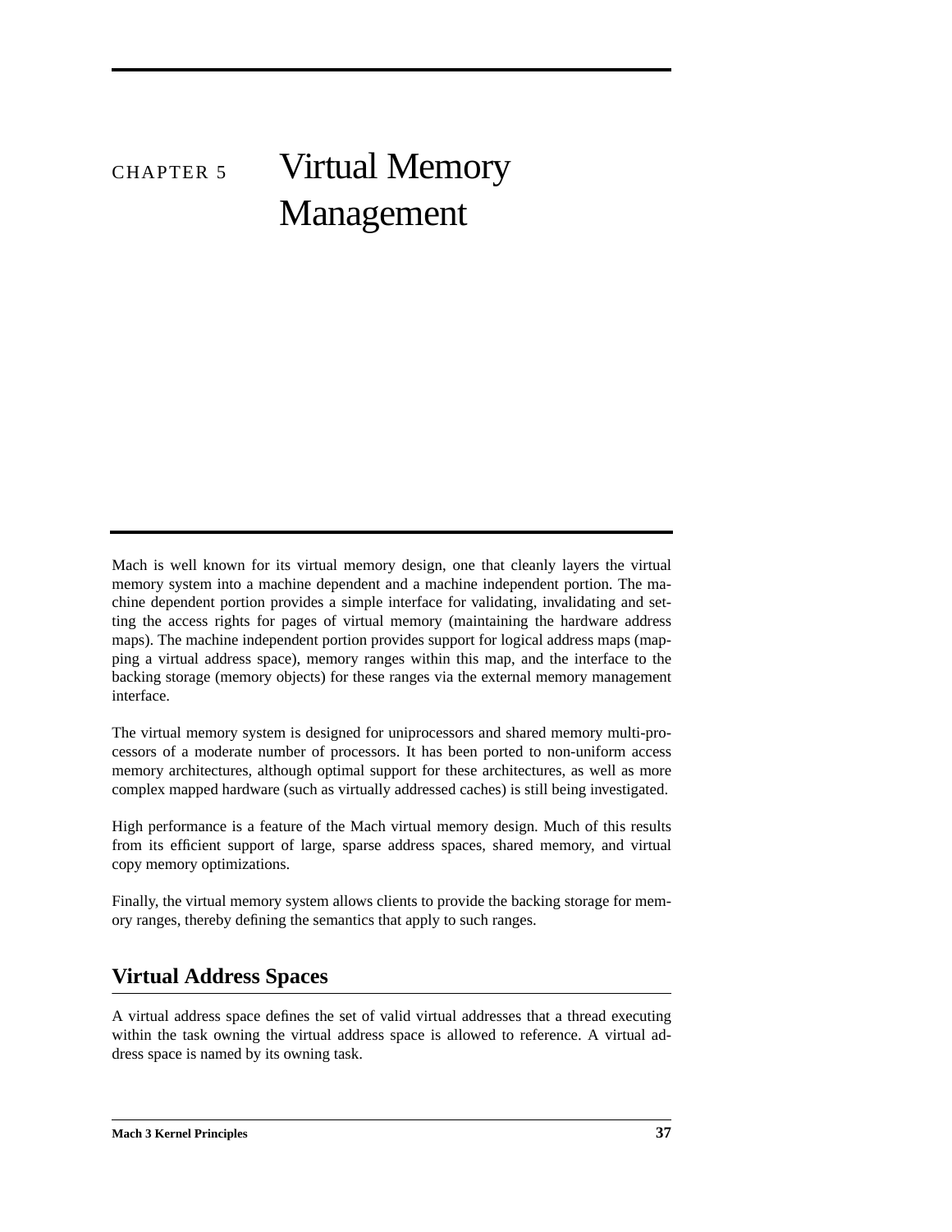# CHAPTER 5 Virtual Memory Management

Mach is well known for its virtual memory design, one that cleanly layers the virtual memory system into a machine dependent and a machine independent portion. The machine dependent portion provides a simple interface for validating, invalidating and setting the access rights for pages of virtual memory (maintaining the hardware address maps). The machine independent portion provides support for logical address maps (mapping a virtual address space), memory ranges within this map, and the interface to the backing storage (memory objects) for these ranges via the external memory management interface.

The virtual memory system is designed for uniprocessors and shared memory multi-processors of a moderate number of processors. It has been ported to non-uniform access memory architectures, although optimal support for these architectures, as well as more complex mapped hardware (such as virtually addressed caches) is still being investigated.

High performance is a feature of the Mach virtual memory design. Much of this results from its efficient support of large, sparse address spaces, shared memory, and virtual copy memory optimizations.

Finally, the virtual memory system allows clients to provide the backing storage for memory ranges, thereby defining the semantics that apply to such ranges.

## Virtual Address Spaces

A virtual address space defines the set of valid virtual addresses that a thread executing within the task owning the virtual address space is allowed to reference. A virtual address space is named by its owning task.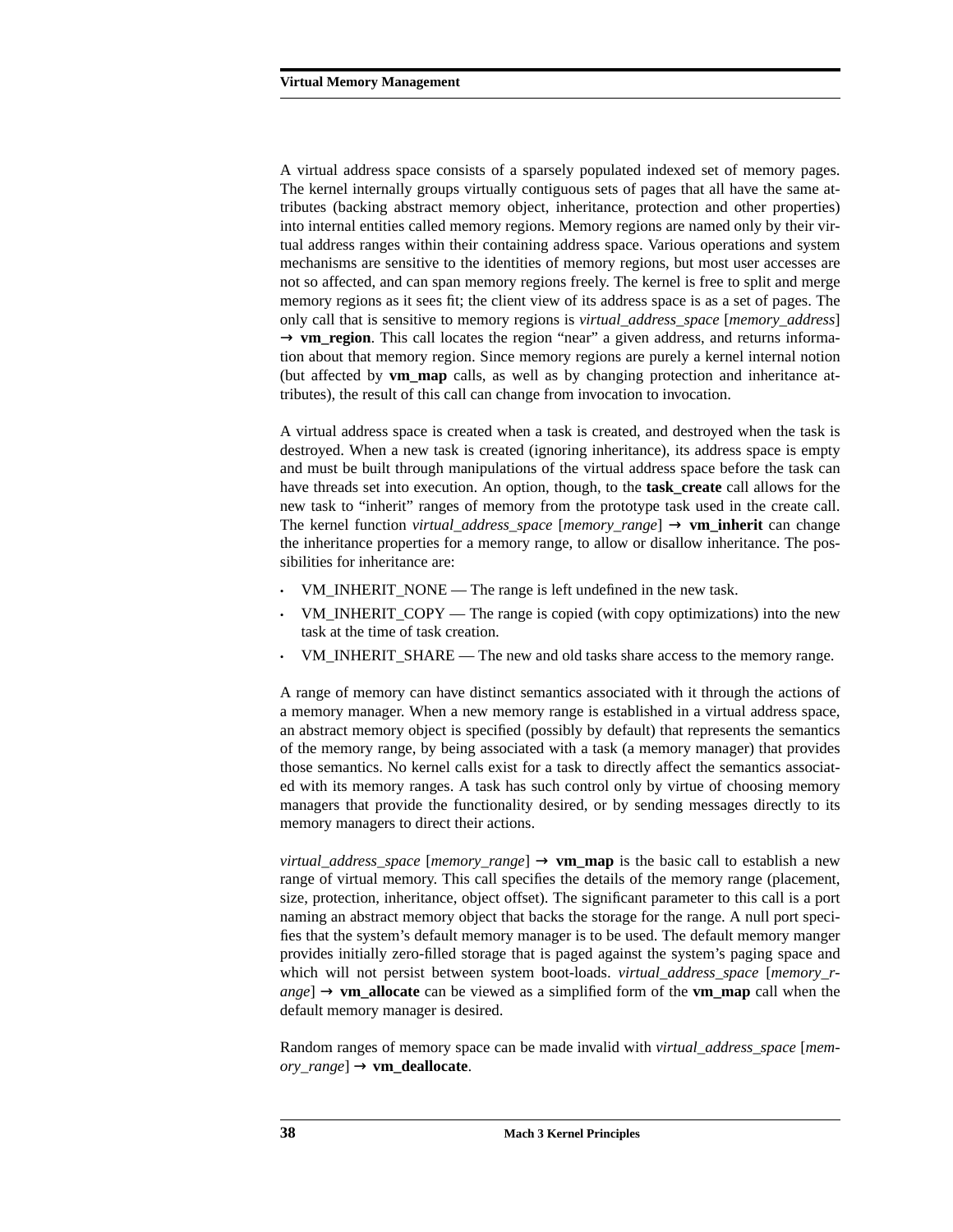A virtual address space consists of a sparsely populated indexed set of memory pages. The kernel internally groups virtually contiguous sets of pages that all have the same attributes (backing abstract memory object, inheritance, protection and other properties) into internal entities called memory regions. Memory regions are named only by their virtual address ranges within their containing address space. Various operations and system mechanisms are sensitive to the identities of memory regions, but most user accesses are not so affected, and can span memory regions freely. The kernel is free to split and merge memory regions as it sees fit; the client view of its address space is as a set of pages. The only call that is sensitive to memory regions is *virtual_address_space* [*memory_address*] → **vm_region**. This call locates the region "near" a given address, and returns information about that memory region. Since memory regions are purely a kernel internal notion (but affected by **vm_map** calls, as well as by changing protection and inheritance attributes), the result of this call can change from invocation to invocation.

A virtual address space is created when a task is created, and destroyed when the task is destroyed. When a new task is created (ignoring inheritance), its address space is empty and must be built through manipulations of the virtual address space before the task can have threads set into execution. An option, though, to the **task_create** call allows for the new task to "inherit" ranges of memory from the prototype task used in the create call. The kernel function *virtual_address_space* [*memory_range*] → **vm_inherit** can change the inheritance properties for a memory range, to allow or disallow inheritance. The possibilities for inheritance are:

- VM_INHERIT_NONE — The range is left undefined in the new task.
- VM_INHERIT_COPY — The range is copied (with copy optimizations) into the new task at the time of task creation.
- VM_INHERIT_SHARE — The new and old tasks share access to the memory range.

A range of memory can have distinct semantics associated with it through the actions of a memory manager. When a new memory range is established in a virtual address space, an abstract memory object is specified (possibly by default) that represents the semantics of the memory range, by being associated with a task (a memory manager) that provides those semantics. No kernel calls exist for a task to directly affect the semantics associated with its memory ranges. A task has such control only by virtue of choosing memory managers that provide the functionality desired, or by sending messages directly to its memory managers to direct their actions.

*virtual_address_space* [*memory_range*] → **vm_map** is the basic call to establish a new range of virtual memory. This call specifies the details of the memory range (placement, size, protection, inheritance, object offset). The significant parameter to this call is a port naming an abstract memory object that backs the storage for the range. A null port specifies that the system's default memory manager is to be used. The default memory manger provides initially zero-filled storage that is paged against the system's paging space and which will not persist between system boot-loads. *virtual_address_space* [*memory_range*] → **vm_allocate** can be viewed as a simplified form of the **vm_map** call when the default memory manager is desired.

Random ranges of memory space can be made invalid with *virtual_address_space* [*memory_range*] → **vm_deallocate**.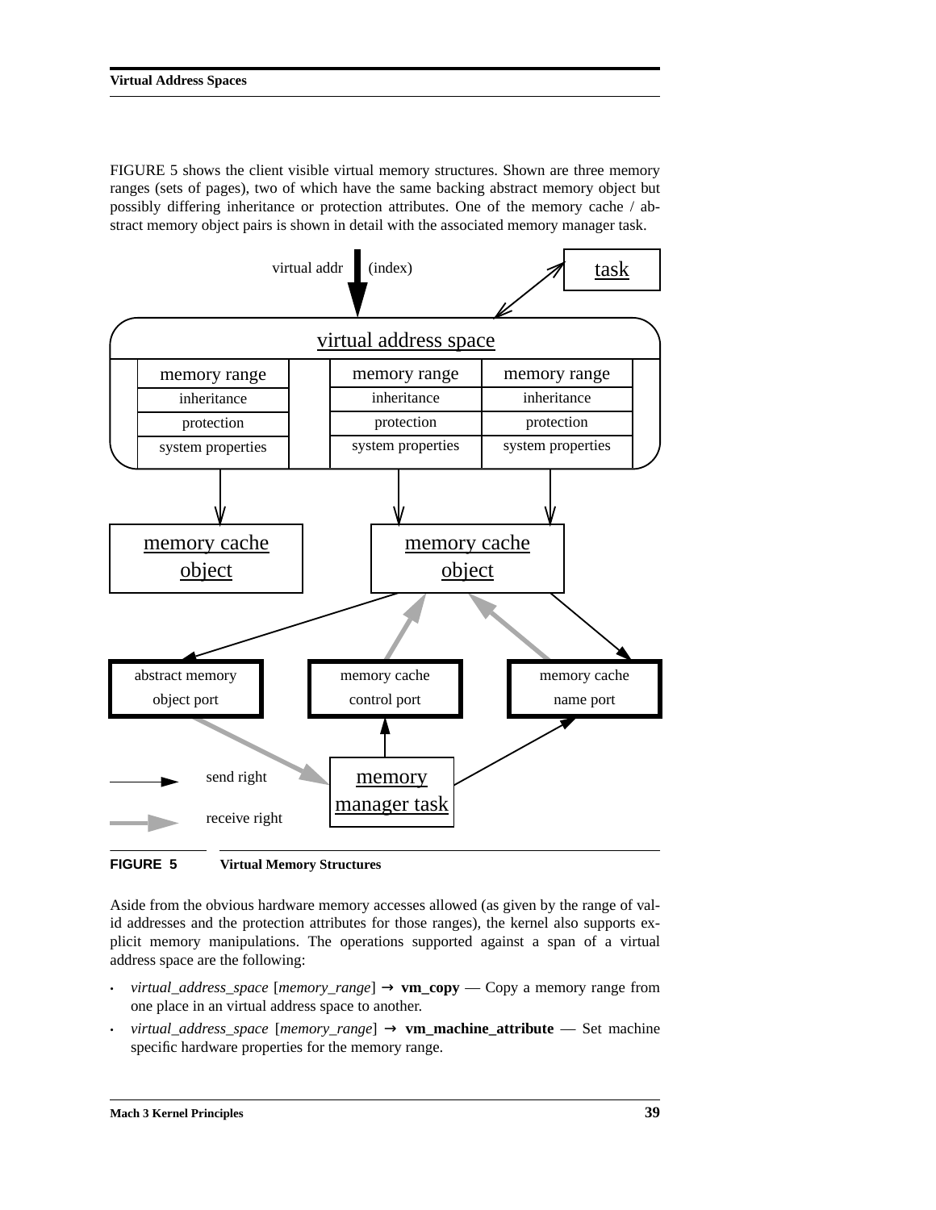FIGURE 5 shows the client visible virtual memory structures. Shown are three memory ranges (sets of pages), two of which have the same backing abstract memory object but possibly differing inheritance or protection attributes. One of the memory cache / abstract memory object pairs is shown in detail with the associated memory manager task.

**FIGURE 5** **Virtual Memory Structures**

Aside from the obvious hardware memory accesses allowed (as given by the range of valid addresses and the protection attributes for those ranges), the kernel also supports explicit memory manipulations. The operations supported against a span of a virtual address space are the following:

- *virtual_address_space* [*memory_range*] → **vm_copy** — Copy a memory range from one place in an virtual address space to another.
- *virtual_address_space* [*memory_range*] → **vm_machine_attribute** — Set machine specific hardware properties for the memory range.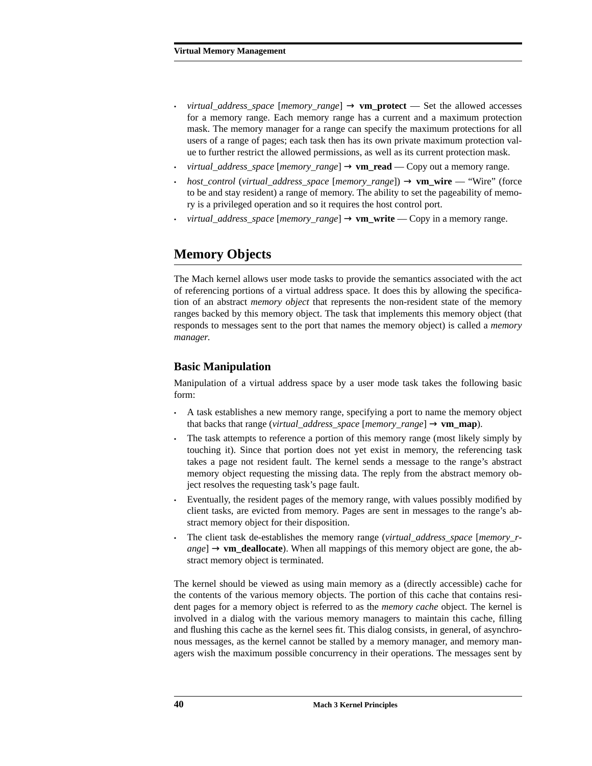- *virtual_address_space* [*memory_range*] → **vm_protect** — Set the allowed accesses for a memory range. Each memory range has a current and a maximum protection mask. The memory manager for a range can specify the maximum protections for all users of a range of pages; each task then has its own private maximum protection value to further restrict the allowed permissions, as well as its current protection mask.
- *virtual_address_space* [*memory_range*] → **vm_read** — Copy out a memory range.
- *host_control* (*virtual_address_space* [*memory_range*]) → **vm_wire** — "Wire" (force to be and stay resident) a range of memory. The ability to set the pageability of memory is a privileged operation and so it requires the host control port.
- *virtual_address_space* [*memory_range*] → **vm_write** — Copy in a memory range.

## Memory Objects

The Mach kernel allows user mode tasks to provide the semantics associated with the act of referencing portions of a virtual address space. It does this by allowing the specification of an abstract *memory object* that represents the non-resident state of the memory ranges backed by this memory object. The task that implements this memory object (that responds to messages sent to the port that names the memory object) is called a *memory manager.*

### Basic Manipulation

Manipulation of a virtual address space by a user mode task takes the following basic form:

- A task establishes a new memory range, specifying a port to name the memory object that backs that range (*virtual_address_space* [*memory_range*] → **vm_map**).
- The task attempts to reference a portion of this memory range (most likely simply by touching it). Since that portion does not yet exist in memory, the referencing task takes a page not resident fault. The kernel sends a message to the range's abstract memory object requesting the missing data. The reply from the abstract memory object resolves the requesting task's page fault.
- Eventually, the resident pages of the memory range, with values possibly modified by client tasks, are evicted from memory. Pages are sent in messages to the range's abstract memory object for their disposition.
- The client task de-establishes the memory range (*virtual_address_space* [*memory_range*] → **vm_deallocate**). When all mappings of this memory object are gone, the abstract memory object is terminated.

The kernel should be viewed as using main memory as a (directly accessible) cache for the contents of the various memory objects. The portion of this cache that contains resident pages for a memory object is referred to as the *memory cache* object. The kernel is involved in a dialog with the various memory managers to maintain this cache, filling and flushing this cache as the kernel sees fit. This dialog consists, in general, of asynchronous messages, as the kernel cannot be stalled by a memory manager, and memory managers wish the maximum possible concurrency in their operations. The messages sent by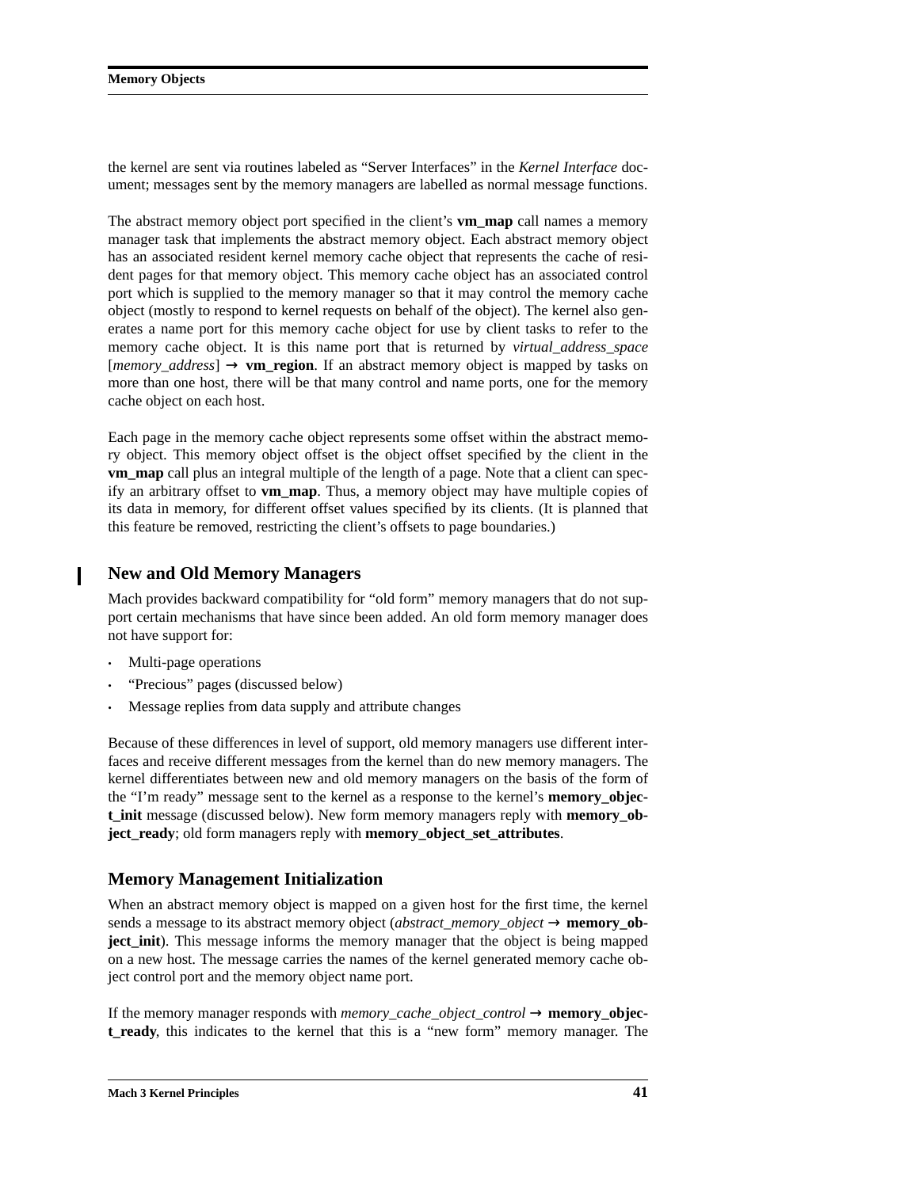the kernel are sent via routines labeled as “Server Interfaces” in the *Kernel Interface* document; messages sent by the memory managers are labelled as normal message functions.

The abstract memory object port specified in the client’s **vm_map** call names a memory manager task that implements the abstract memory object. Each abstract memory object has an associated resident kernel memory cache object that represents the cache of resident pages for that memory object. This memory cache object has an associated control port which is supplied to the memory manager so that it may control the memory cache object (mostly to respond to kernel requests on behalf of the object). The kernel also generates a name port for this memory cache object for use by client tasks to refer to the memory cache object. It is this name port that is returned by *virtual_address_space* [*memory_address*] → **vm_region**. If an abstract memory object is mapped by tasks on more than one host, there will be that many control and name ports, one for the memory cache object on each host.

Each page in the memory cache object represents some offset within the abstract memory object. This memory object offset is the object offset specified by the client in the **vm_map** call plus an integral multiple of the length of a page. Note that a client can specify an arbitrary offset to **vm_map**. Thus, a memory object may have multiple copies of its data in memory, for different offset values specified by its clients. (It is planned that this feature be removed, restricting the client’s offsets to page boundaries.)

## New and Old Memory Managers

Mach provides backward compatibility for “old form” memory managers that do not support certain mechanisms that have since been added. An old form memory manager does not have support for:

- Multi-page operations
- “Precious” pages (discussed below)
- Message replies from data supply and attribute changes

Because of these differences in level of support, old memory managers use different interfaces and receive different messages from the kernel than do new memory managers. The kernel differentiates between new and old memory managers on the basis of the form of the “I’m ready” message sent to the kernel as a response to the kernel’s **memory_object_init** message (discussed below). New form memory managers reply with **memory_object_ready**; old form managers reply with **memory_object_set_attributes**.

## Memory Management Initialization

When an abstract memory object is mapped on a given host for the first time, the kernel sends a message to its abstract memory object (*abstract_memory_object* → **memory_object_init**). This message informs the memory manager that the object is being mapped on a new host. The message carries the names of the kernel generated memory cache object control port and the memory object name port.

If the memory manager responds with *memory_cache_object_control* → **memory_object_ready**, this indicates to the kernel that this is a “new form” memory manager. The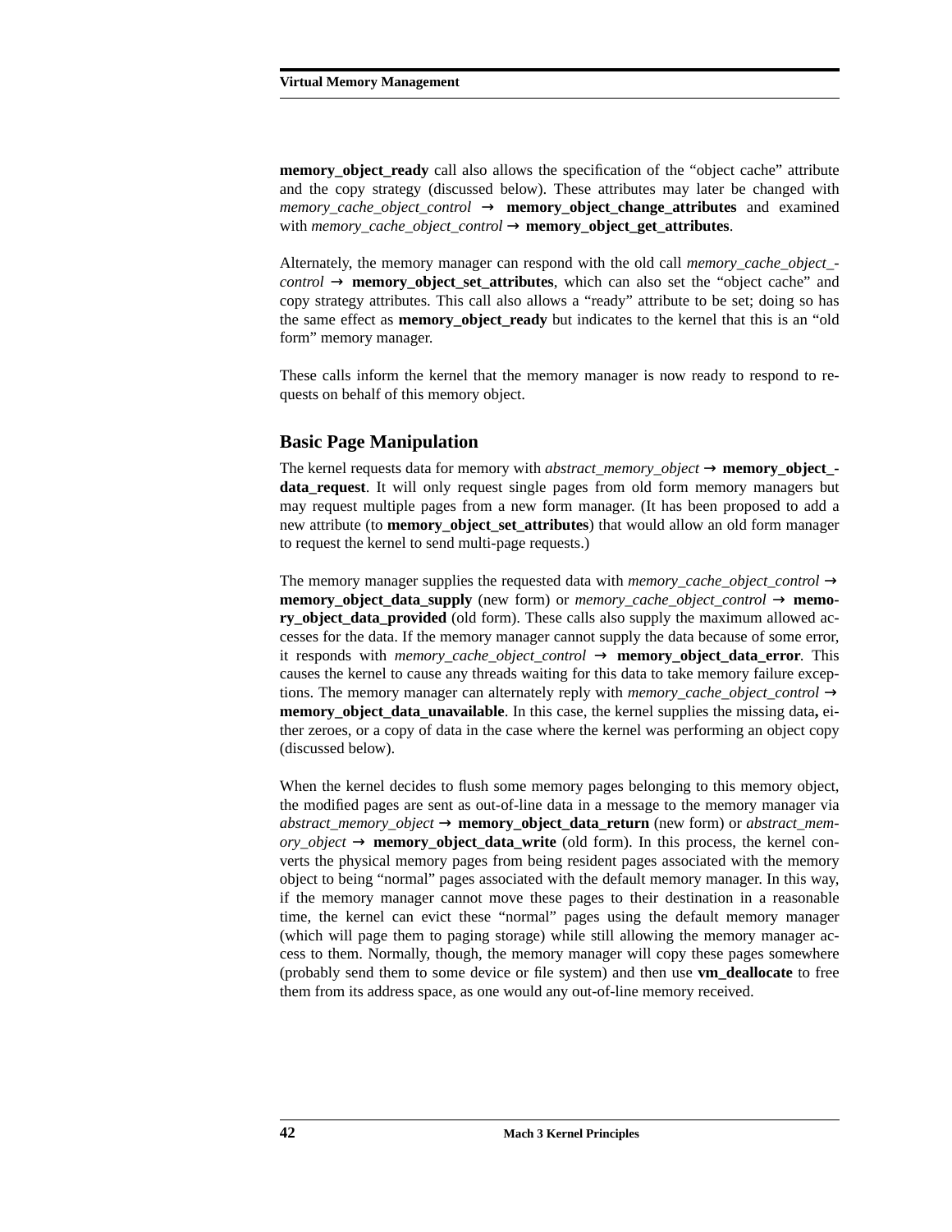**memory_object_ready** call also allows the specification of the "object cache" attribute and the copy strategy (discussed below). These attributes may later be changed with *memory_cache_object_control* → **memory_object_change_attributes** and examined with *memory_cache_object_control* → **memory_object_get_attributes**.

Alternately, the memory manager can respond with the old call *memory_cache_object_control* → **memory_object_set_attributes**, which can also set the "object cache" and copy strategy attributes. This call also allows a "ready" attribute to be set; doing so has the same effect as **memory_object_ready** but indicates to the kernel that this is an "old form" memory manager.

These calls inform the kernel that the memory manager is now ready to respond to requests on behalf of this memory object.

## Basic Page Manipulation

The kernel requests data for memory with *abstract_memory_object* → **memory_object_data_request**. It will only request single pages from old form memory managers but may request multiple pages from a new form manager. (It has been proposed to add a new attribute (to **memory_object_set_attributes**) that would allow an old form manager to request the kernel to send multi-page requests.)

The memory manager supplies the requested data with *memory_cache_object_control* → **memory_object_data_supply** (new form) or *memory_cache_object_control* → **memory_object_data_provided** (old form). These calls also supply the maximum allowed accesses for the data. If the memory manager cannot supply the data because of some error, it responds with *memory_cache_object_control* → **memory_object_data_error**. This causes the kernel to cause any threads waiting for this data to take memory failure exceptions. The memory manager can alternately reply with *memory_cache_object_control* → **memory_object_data_unavailable**. In this case, the kernel supplies the missing data, either zeroes, or a copy of data in the case where the kernel was performing an object copy (discussed below).

When the kernel decides to flush some memory pages belonging to this memory object, the modified pages are sent as out-of-line data in a message to the memory manager via *abstract_memory_object* → **memory_object_data_return** (new form) or *abstract_memory_object* → **memory_object_data_write** (old form). In this process, the kernel converts the physical memory pages from being resident pages associated with the memory object to being "normal" pages associated with the default memory manager. In this way, if the memory manager cannot move these pages to their destination in a reasonable time, the kernel can evict these "normal" pages using the default memory manager (which will page them to paging storage) while still allowing the memory manager access to them. Normally, though, the memory manager will copy these pages somewhere (probably send them to some device or file system) and then use **vm_deallocate** to free them from its address space, as one would any out-of-line memory received.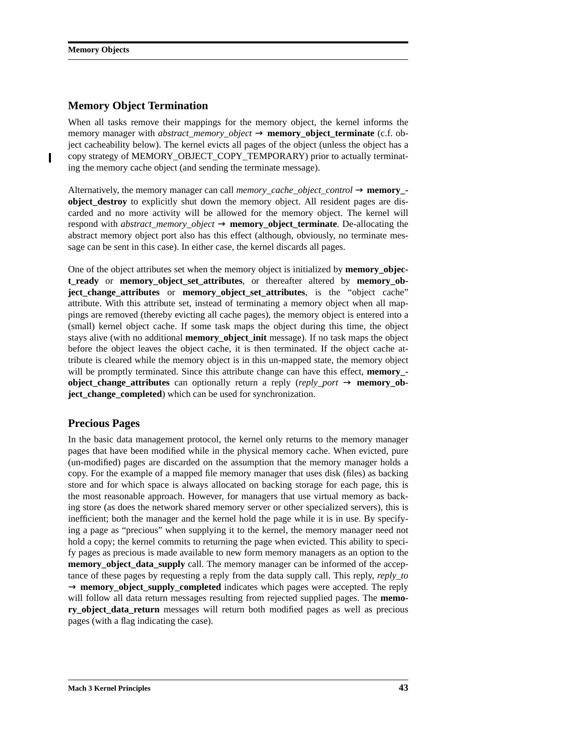## Memory Object Termination

When all tasks remove their mappings for the memory object, the kernel informs the memory manager with *abstract_memory_object* → **memory_object_terminate** (c.f. object cacheability below). The kernel evicts all pages of the object (unless the object has a copy strategy of MEMORY_OBJECT_COPY_TEMPORARY) prior to actually terminating the memory cache object (and sending the terminate message).

Alternatively, the memory manager can call *memory_cache_object_control* → **memory_object_destroy** to explicitly shut down the memory object. All resident pages are discarded and no more activity will be allowed for the memory object. The kernel will respond with *abstract_memory_object* → **memory_object_terminate**. De-allocating the abstract memory object port also has this effect (although, obviously, no terminate message can be sent in this case). In either case, the kernel discards all pages.

One of the object attributes set when the memory object is initialized by **memory_object_ready** or **memory_object_set_attributes**, or thereafter altered by **memory_object_change_attributes** or **memory_object_set_attributes**, is the “object cache” attribute. With this attribute set, instead of terminating a memory object when all mappings are removed (thereby evicting all cache pages), the memory object is entered into a (small) kernel object cache. If some task maps the object during this time, the object stays alive (with no additional **memory_object_init** message). If no task maps the object before the object leaves the object cache, it is then terminated. If the object cache attribute is cleared while the memory object is in this un-mapped state, the memory object will be promptly terminated. Since this attribute change can have this effect, **memory_object_change_attributes** can optionally return a reply (*reply_port* → **memory_object_change_completed**) which can be used for synchronization.

## Precious Pages

In the basic data management protocol, the kernel only returns to the memory manager pages that have been modified while in the physical memory cache. When evicted, pure (un-modified) pages are discarded on the assumption that the memory manager holds a copy. For the example of a mapped file memory manager that uses disk (files) as backing store and for which space is always allocated on backing storage for each page, this is the most reasonable approach. However, for managers that use virtual memory as backing store (as does the network shared memory server or other specialized servers), this is inefficient; both the manager and the kernel hold the page while it is in use. By specifying a page as “precious” when supplying it to the kernel, the memory manager need not hold a copy; the kernel commits to returning the page when evicted. This ability to specify pages as precious is made available to new form memory managers as an option to the **memory_object_data_supply** call. The memory manager can be informed of the acceptance of these pages by requesting a reply from the data supply call. This reply, *reply_to* → **memory_object_supply_completed** indicates which pages were accepted. The reply will follow all data return messages resulting from rejected supplied pages. The **memory_object_data_return** messages will return both modified pages as well as precious pages (with a flag indicating the case).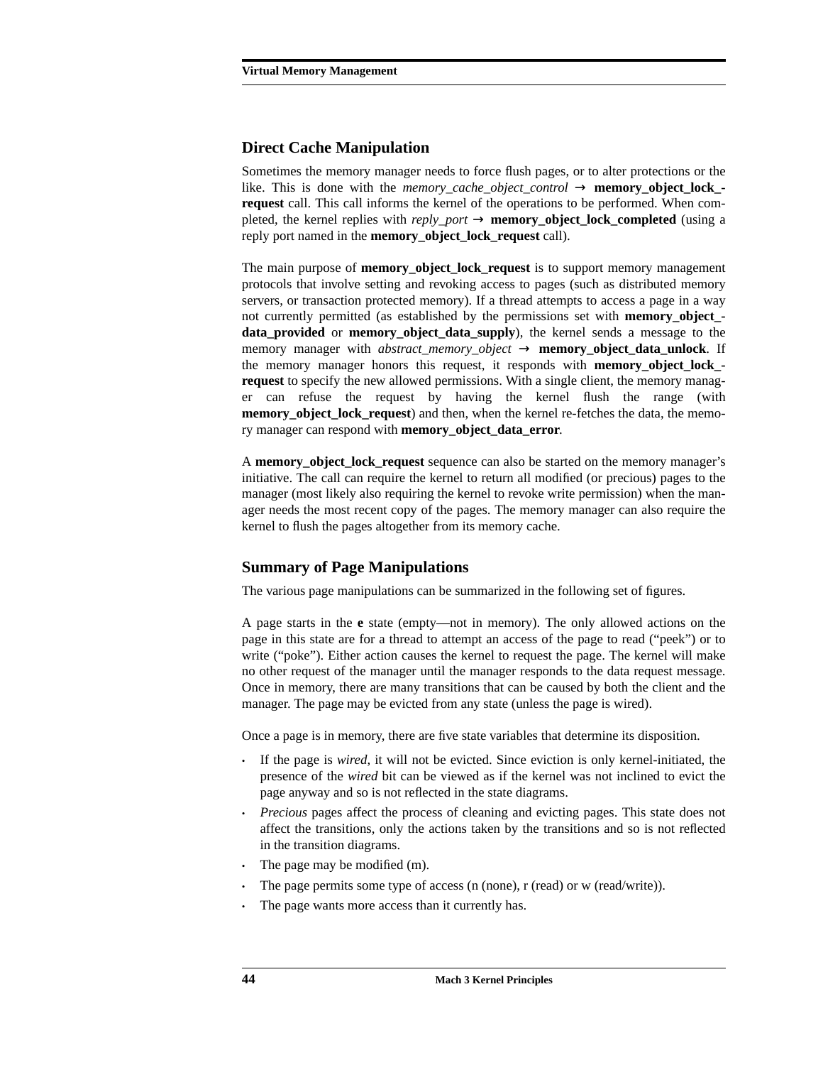## Direct Cache Manipulation

Sometimes the memory manager needs to force flush pages, or to alter protections or the like. This is done with the *memory_cache_object_control* → **memory_object_lock_request** call. This call informs the kernel of the operations to be performed. When completed, the kernel replies with *reply_port* → **memory_object_lock_completed** (using a reply port named in the **memory_object_lock_request** call).

The main purpose of **memory_object_lock_request** is to support memory management protocols that involve setting and revoking access to pages (such as distributed memory servers, or transaction protected memory). If a thread attempts to access a page in a way not currently permitted (as established by the permissions set with **memory_object_data_provided** or **memory_object_data_supply**), the kernel sends a message to the memory manager with *abstract_memory_object* → **memory_object_data_unlock**. If the memory manager honors this request, it responds with **memory_object_lock_request** to specify the new allowed permissions. With a single client, the memory manager can refuse the request by having the kernel flush the range (with **memory_object_lock_request**) and then, when the kernel re-fetches the data, the memory manager can respond with **memory_object_data_error**.

A **memory_object_lock_request** sequence can also be started on the memory manager's initiative. The call can require the kernel to return all modified (or precious) pages to the manager (most likely also requiring the kernel to revoke write permission) when the manager needs the most recent copy of the pages. The memory manager can also require the kernel to flush the pages altogether from its memory cache.

## Summary of Page Manipulations

The various page manipulations can be summarized in the following set of figures.

A page starts in the **e** state (empty—not in memory). The only allowed actions on the page in this state are for a thread to attempt an access of the page to read ("peek") or to write ("poke"). Either action causes the kernel to request the page. The kernel will make no other request of the manager until the manager responds to the data request message. Once in memory, there are many transitions that can be caused by both the client and the manager. The page may be evicted from any state (unless the page is wired).

Once a page is in memory, there are five state variables that determine its disposition.

- If the page is *wired*, it will not be evicted. Since eviction is only kernel-initiated, the presence of the *wired* bit can be viewed as if the kernel was not inclined to evict the page anyway and so is not reflected in the state diagrams.
- *Precious* pages affect the process of cleaning and evicting pages. This state does not affect the transitions, only the actions taken by the transitions and so is not reflected in the transition diagrams.
- The page may be modified (m).
- The page permits some type of access (n (none), r (read) or w (read/write)).
- The page wants more access than it currently has.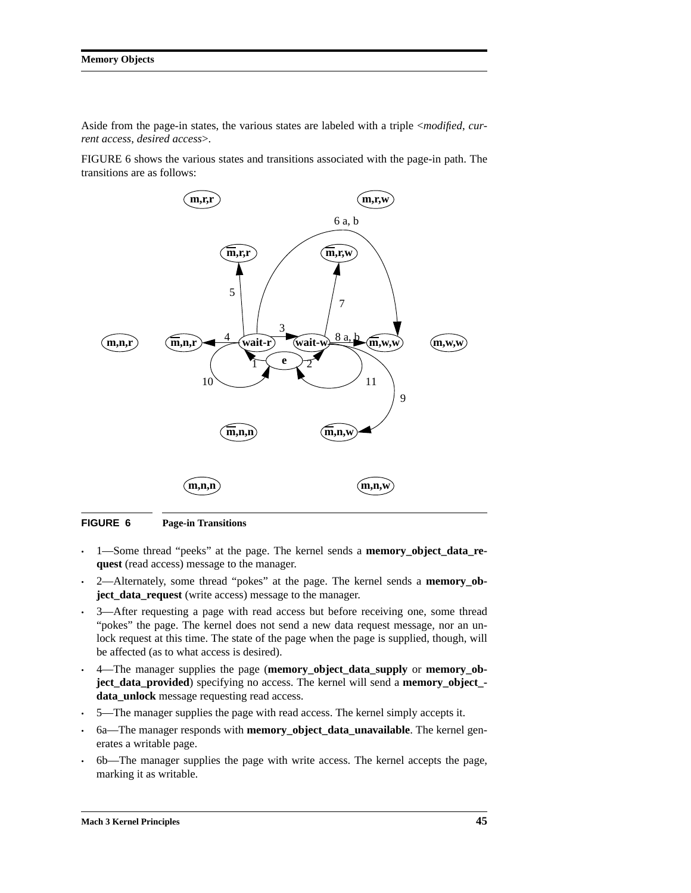Aside from the page-in states, the various states are labeled with a triple <*modified*, *current access*, *desired access*>.

FIGURE 6 shows the various states and transitions associated with the page-in path. The transitions are as follows:

**FIGURE 6 Page-in Transitions**

- 1—Some thread "peeks" at the page. The kernel sends a **memory_object_data_request** (read access) message to the manager.
- 2—Alternately, some thread "pokes" at the page. The kernel sends a **memory_object_data_request** (write access) message to the manager.
- 3—After requesting a page with read access but before receiving one, some thread "pokes" the page. The kernel does not send a new data request message, nor an unlock request at this time. The state of the page when the page is supplied, though, will be affected (as to what access is desired).
- 4—The manager supplies the page (**memory_object_data_supply** or **memory_object_data_provided**) specifying no access. The kernel will send a **memory_object_data_unlock** message requesting read access.
- 5—The manager supplies the page with read access. The kernel simply accepts it.
- 6a—The manager responds with **memory_object_data_unavailable**. The kernel generates a writable page.
- 6b—The manager supplies the page with write access. The kernel accepts the page, marking it as writable.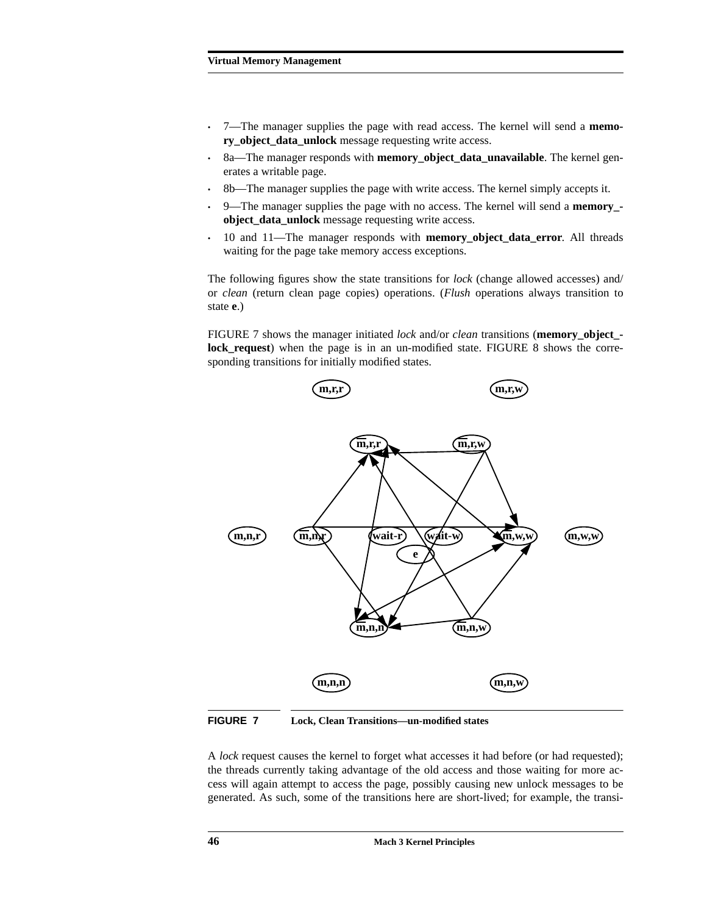- 7—The manager supplies the page with read access. The kernel will send a **memory_object_data_unlock** message requesting write access.
- 8a—The manager responds with **memory_object_data_unavailable**. The kernel generates a writable page.
- 8b—The manager supplies the page with write access. The kernel simply accepts it.
- 9—The manager supplies the page with no access. The kernel will send a **memory_object_data_unlock** message requesting write access.
- 10 and 11—The manager responds with **memory_object_data_error**. All threads waiting for the page take memory access exceptions.

The following figures show the state transitions for *lock* (change allowed accesses) and/or *clean* (return clean page copies) operations. (*Flush* operations always transition to state **e**.)

FIGURE 7 shows the manager initiated *lock* and/or *clean* transitions (**memory_object_lock_request**) when the page is in an un-modified state. FIGURE 8 shows the corresponding transitions for initially modified states.

**FIGURE 7** **Lock, Clean Transitions—un-modified states**

A *lock* request causes the kernel to forget what accesses it had before (or had requested); the threads currently taking advantage of the old access and those waiting for more access will again attempt to access the page, possibly causing new unlock messages to be generated. As such, some of the transitions here are short-lived; for example, the transi-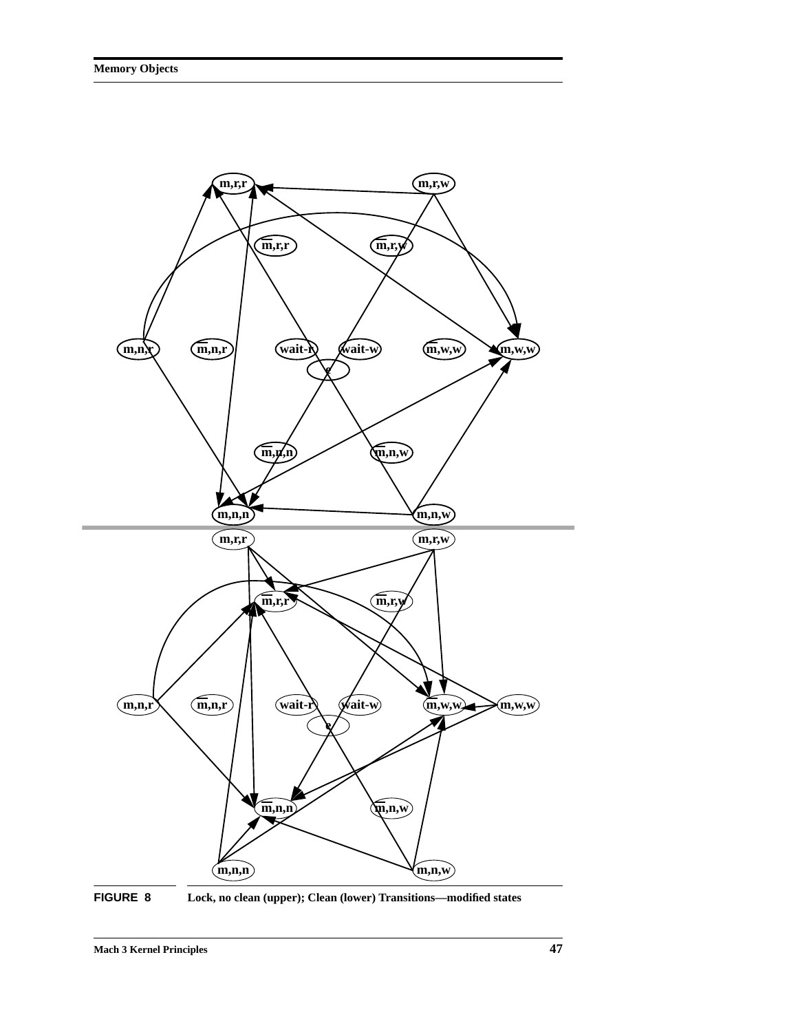FIGURE 8 Lock, no clean (upper); Clean (lower) Transitions—modified states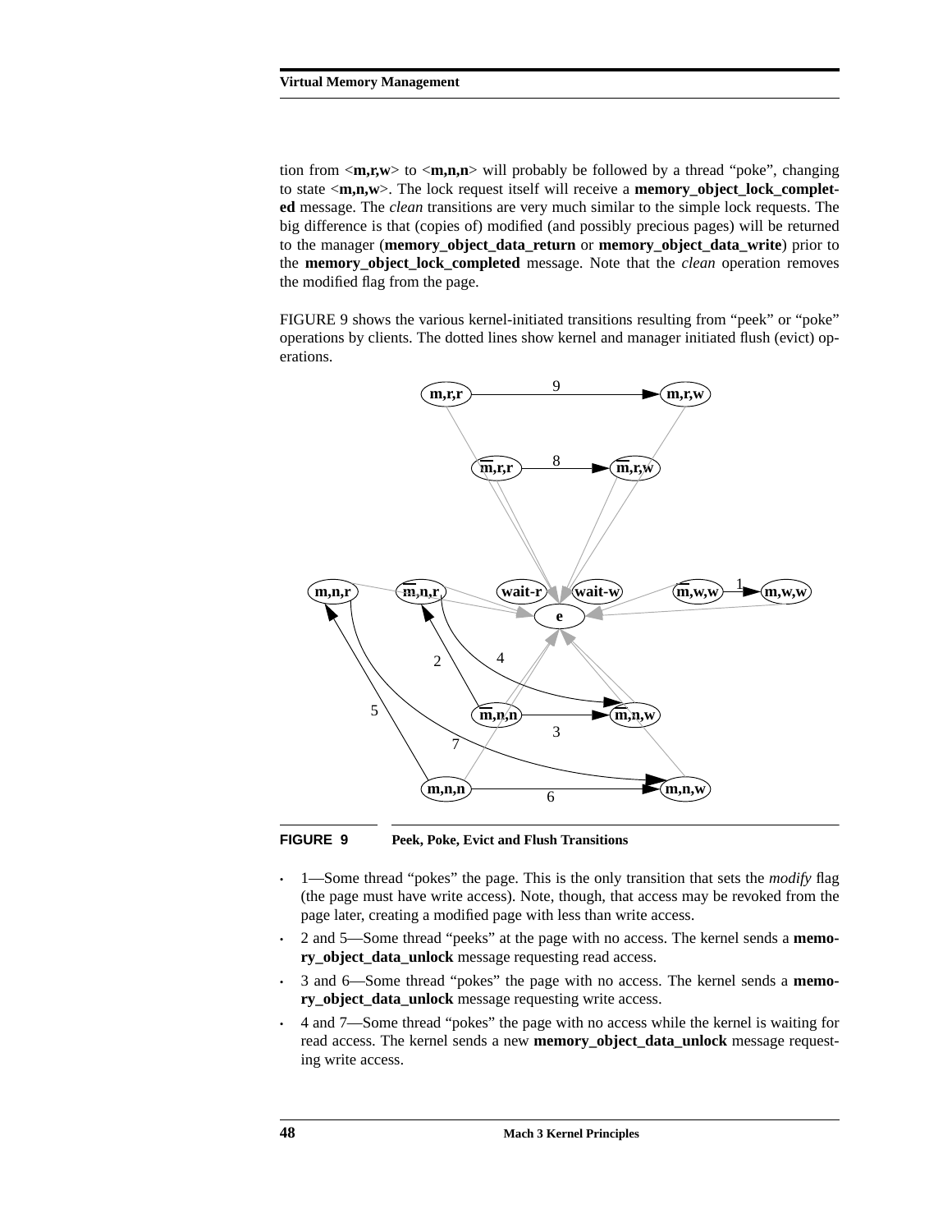tion from <**m,r,w**> to <**m,n,n**> will probably be followed by a thread "poke", changing to state <**m,n,w**>. The lock request itself will receive a **memory_object_lock_completed** message. The *clean* transitions are very much similar to the simple lock requests. The big difference is that (copies of) modified (and possibly precious pages) will be returned to the manager (**memory_object_data_return** or **memory_object_data_write**) prior to the **memory_object_lock_completed** message. Note that the *clean* operation removes the modified flag from the page.

FIGURE 9 shows the various kernel-initiated transitions resulting from "peek" or "poke" operations by clients. The dotted lines show kernel and manager initiated flush (evict) operations.

**FIGURE 9** **Peek, Poke, Evict and Flush Transitions**

- 1—Some thread "pokes" the page. This is the only transition that sets the *modify* flag (the page must have write access). Note, though, that access may be revoked from the page later, creating a modified page with less than write access.
- 2 and 5—Some thread "peeks" at the page with no access. The kernel sends a **memory_object_data_unlock** message requesting read access.
- 3 and 6—Some thread "pokes" the page with no access. The kernel sends a **memory_object_data_unlock** message requesting write access.
- 4 and 7—Some thread "pokes" the page with no access while the kernel is waiting for read access. The kernel sends a new **memory_object_data_unlock** message requesting write access.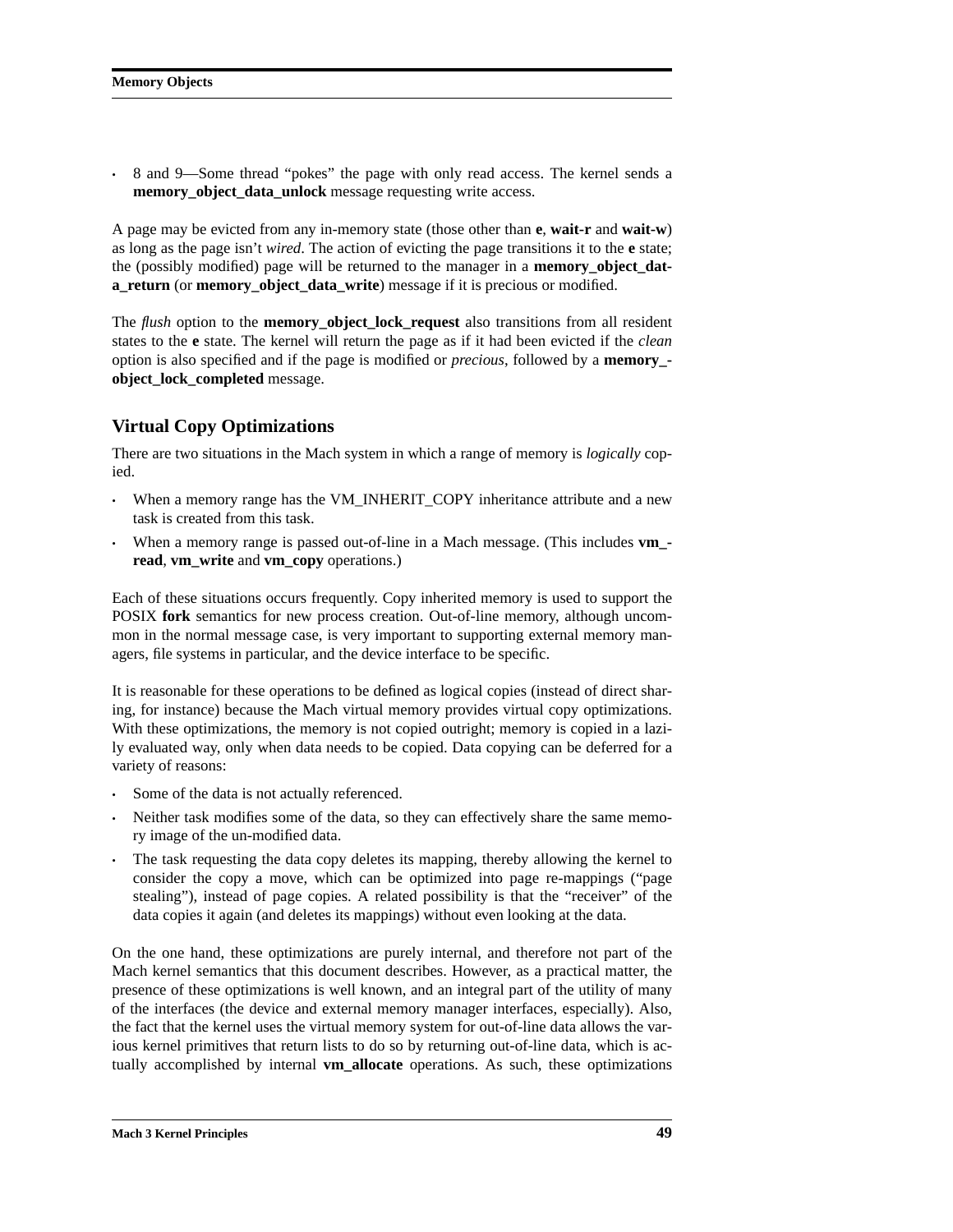- 8 and 9—Some thread "pokes" the page with only read access. The kernel sends a **memory_object_data_unlock** message requesting write access.

A page may be evicted from any in-memory state (those other than **e**, **wait-r** and **wait-w**) as long as the page isn't *wired*. The action of evicting the page transitions it to the **e** state; the (possibly modified) page will be returned to the manager in a **memory_object_data_return** (or **memory_object_data_write**) message if it is precious or modified.

The *flush* option to the **memory_object_lock_request** also transitions from all resident states to the **e** state. The kernel will return the page as if it had been evicted if the *clean* option is also specified and if the page is modified or *precious*, followed by a **memory_object_lock_completed** message.

## Virtual Copy Optimizations

There are two situations in the Mach system in which a range of memory is *logically* copied.

- When a memory range has the VM_INHERIT_COPY inheritance attribute and a new task is created from this task.
- When a memory range is passed out-of-line in a Mach message. (This includes **vm_read**, **vm_write** and **vm_copy** operations.)

Each of these situations occurs frequently. Copy inherited memory is used to support the POSIX **fork** semantics for new process creation. Out-of-line memory, although uncommon in the normal message case, is very important to supporting external memory managers, file systems in particular, and the device interface to be specific.

It is reasonable for these operations to be defined as logical copies (instead of direct sharing, for instance) because the Mach virtual memory provides virtual copy optimizations. With these optimizations, the memory is not copied outright; memory is copied in a lazily evaluated way, only when data needs to be copied. Data copying can be deferred for a variety of reasons:

- Some of the data is not actually referenced.
- Neither task modifies some of the data, so they can effectively share the same memory image of the un-modified data.
- The task requesting the data copy deletes its mapping, thereby allowing the kernel to consider the copy a move, which can be optimized into page re-mappings ("page stealing"), instead of page copies. A related possibility is that the "receiver" of the data copies it again (and deletes its mappings) without even looking at the data.

On the one hand, these optimizations are purely internal, and therefore not part of the Mach kernel semantics that this document describes. However, as a practical matter, the presence of these optimizations is well known, and an integral part of the utility of many of the interfaces (the device and external memory manager interfaces, especially). Also, the fact that the kernel uses the virtual memory system for out-of-line data allows the various kernel primitives that return lists to do so by returning out-of-line data, which is actually accomplished by internal **vm_allocate** operations. As such, these optimizations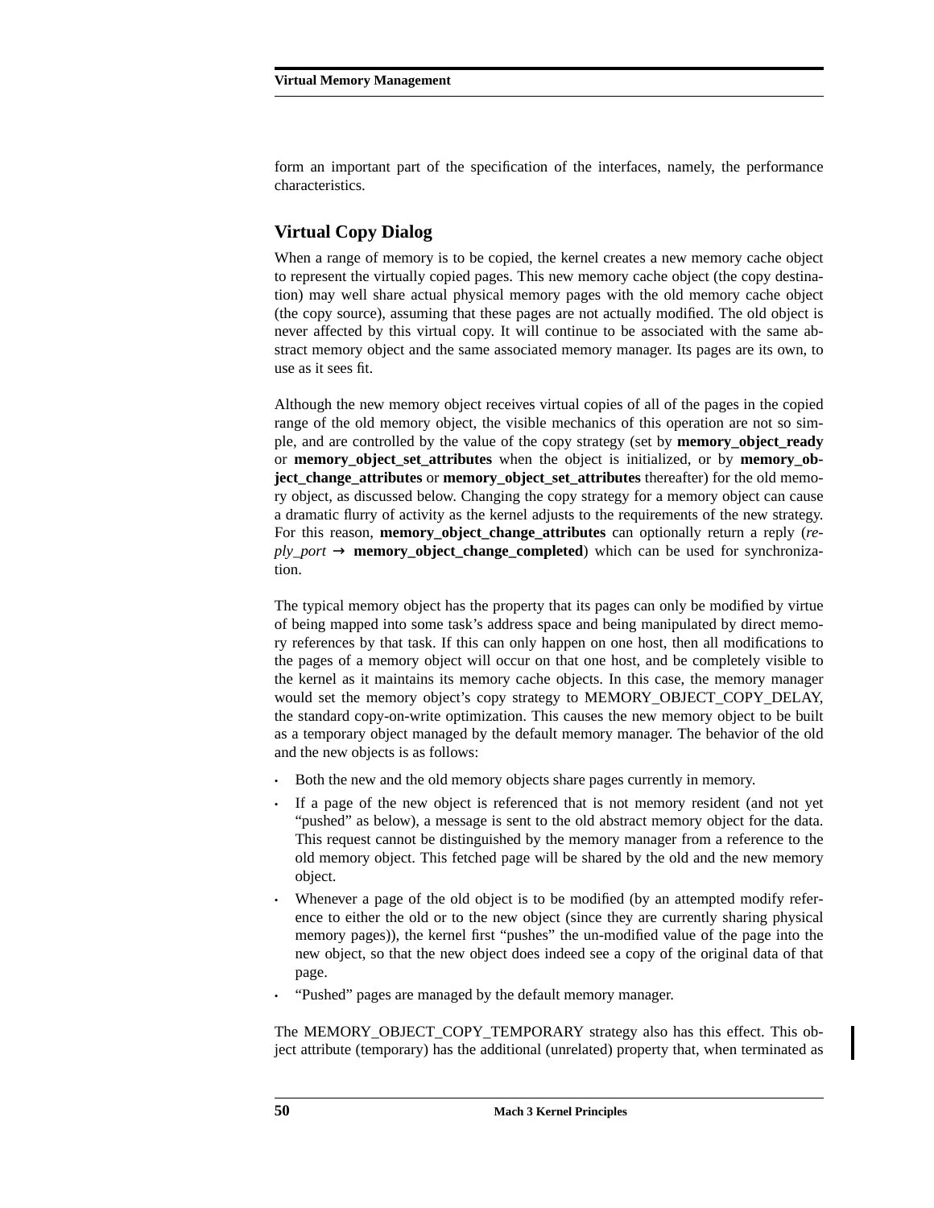form an important part of the specification of the interfaces, namely, the performance characteristics.

## Virtual Copy Dialog

When a range of memory is to be copied, the kernel creates a new memory cache object to represent the virtually copied pages. This new memory cache object (the copy destination) may well share actual physical memory pages with the old memory cache object (the copy source), assuming that these pages are not actually modified. The old object is never affected by this virtual copy. It will continue to be associated with the same abstract memory object and the same associated memory manager. Its pages are its own, to use as it sees fit.

Although the new memory object receives virtual copies of all of the pages in the copied range of the old memory object, the visible mechanics of this operation are not so simple, and are controlled by the value of the copy strategy (set by **memory_object_ready** or **memory_object_set_attributes** when the object is initialized, or by **memory_object_change_attributes** or **memory_object_set_attributes** thereafter) for the old memory object, as discussed below. Changing the copy strategy for a memory object can cause a dramatic flurry of activity as the kernel adjusts to the requirements of the new strategy. For this reason, **memory_object_change_attributes** can optionally return a reply (*reply_port* → **memory_object_change_completed**) which can be used for synchronization.

The typical memory object has the property that its pages can only be modified by virtue of being mapped into some task's address space and being manipulated by direct memory references by that task. If this can only happen on one host, then all modifications to the pages of a memory object will occur on that one host, and be completely visible to the kernel as it maintains its memory cache objects. In this case, the memory manager would set the memory object's copy strategy to MEMORY_OBJECT_COPY_DELAY, the standard copy-on-write optimization. This causes the new memory object to be built as a temporary object managed by the default memory manager. The behavior of the old and the new objects is as follows:

- Both the new and the old memory objects share pages currently in memory.
- If a page of the new object is referenced that is not memory resident (and not yet "pushed" as below), a message is sent to the old abstract memory object for the data. This request cannot be distinguished by the memory manager from a reference to the old memory object. This fetched page will be shared by the old and the new memory object.
- Whenever a page of the old object is to be modified (by an attempted modify reference to either the old or to the new object (since they are currently sharing physical memory pages)), the kernel first "pushes" the un-modified value of the page into the new object, so that the new object does indeed see a copy of the original data of that page.
- "Pushed" pages are managed by the default memory manager.

The MEMORY_OBJECT_COPY_TEMPORARY strategy also has this effect. This object attribute (temporary) has the additional (unrelated) property that, when terminated as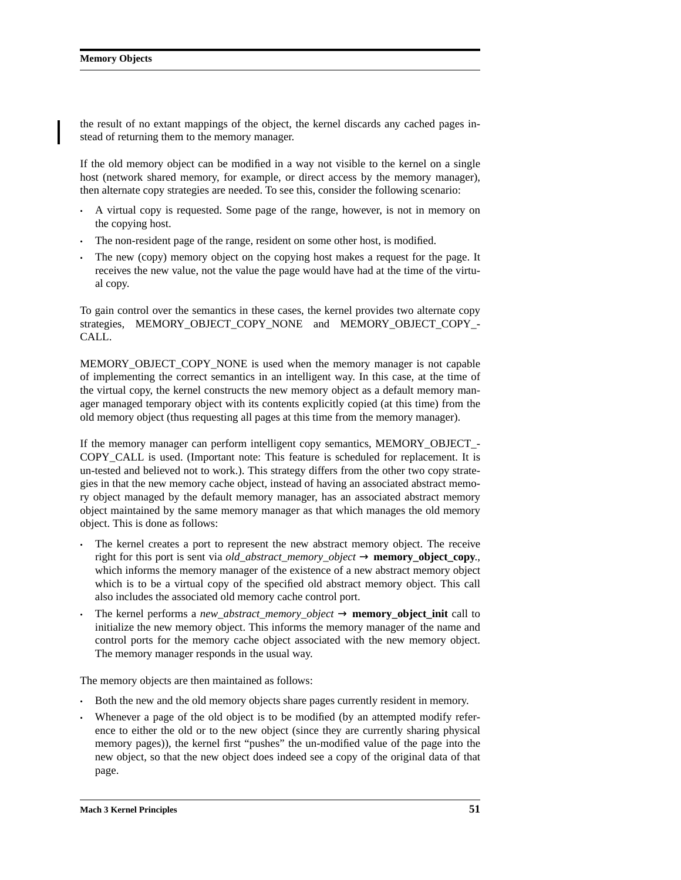the result of no extant mappings of the object, the kernel discards any cached pages instead of returning them to the memory manager.

If the old memory object can be modified in a way not visible to the kernel on a single host (network shared memory, for example, or direct access by the memory manager), then alternate copy strategies are needed. To see this, consider the following scenario:

- A virtual copy is requested. Some page of the range, however, is not in memory on the copying host.
- The non-resident page of the range, resident on some other host, is modified.
- The new (copy) memory object on the copying host makes a request for the page. It receives the new value, not the value the page would have had at the time of the virtual copy.

To gain control over the semantics in these cases, the kernel provides two alternate copy strategies, MEMORY_OBJECT_COPY_NONE and MEMORY_OBJECT_COPY_CALL.

MEMORY_OBJECT_COPY_NONE is used when the memory manager is not capable of implementing the correct semantics in an intelligent way. In this case, at the time of the virtual copy, the kernel constructs the new memory object as a default memory manager managed temporary object with its contents explicitly copied (at this time) from the old memory object (thus requesting all pages at this time from the memory manager).

If the memory manager can perform intelligent copy semantics, MEMORY_OBJECT_COPY_CALL is used. (Important note: This feature is scheduled for replacement. It is un-tested and believed not to work.). This strategy differs from the other two copy strategies in that the new memory cache object, instead of having an associated abstract memory object managed by the default memory manager, has an associated abstract memory object maintained by the same memory manager as that which manages the old memory object. This is done as follows:

- The kernel creates a port to represent the new abstract memory object. The receive right for this port is sent via *old_abstract_memory_object* → **memory_object_copy**., which informs the memory manager of the existence of a new abstract memory object which is to be a virtual copy of the specified old abstract memory object. This call also includes the associated old memory cache control port.
- The kernel performs a *new_abstract_memory_object* → **memory_object_init** call to initialize the new memory object. This informs the memory manager of the name and control ports for the memory cache object associated with the new memory object. The memory manager responds in the usual way.

The memory objects are then maintained as follows:

- Both the new and the old memory objects share pages currently resident in memory.
- Whenever a page of the old object is to be modified (by an attempted modify reference to either the old or to the new object (since they are currently sharing physical memory pages)), the kernel first "pushes" the un-modified value of the page into the new object, so that the new object does indeed see a copy of the original data of that page.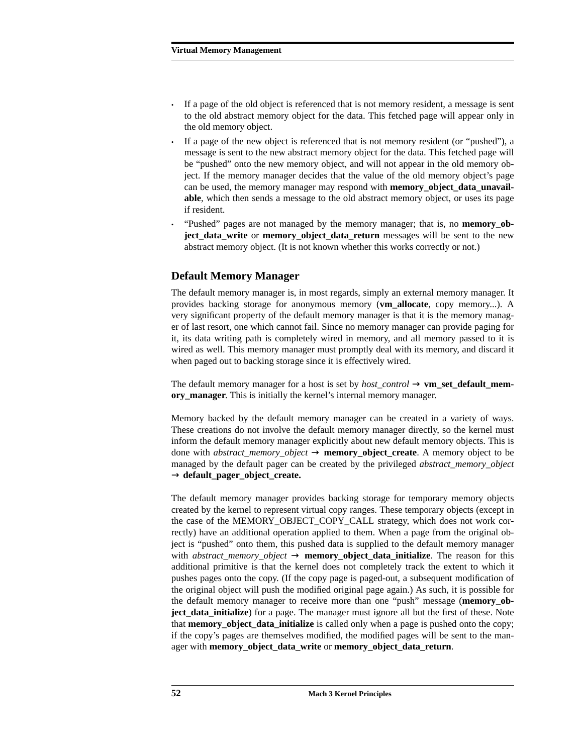- If a page of the old object is referenced that is not memory resident, a message is sent to the old abstract memory object for the data. This fetched page will appear only in the old memory object.
- If a page of the new object is referenced that is not memory resident (or "pushed"), a message is sent to the new abstract memory object for the data. This fetched page will be "pushed" onto the new memory object, and will not appear in the old memory object. If the memory manager decides that the value of the old memory object's page can be used, the memory manager may respond with **memory_object_data_unavailable**, which then sends a message to the old abstract memory object, or uses its page if resident.
- "Pushed" pages are not managed by the memory manager; that is, no **memory_object_data_write** or **memory_object_data_return** messages will be sent to the new abstract memory object. (It is not known whether this works correctly or not.)

## Default Memory Manager

The default memory manager is, in most regards, simply an external memory manager. It provides backing storage for anonymous memory (**vm_allocate**, copy memory...). A very significant property of the default memory manager is that it is the memory manager of last resort, one which cannot fail. Since no memory manager can provide paging for it, its data writing path is completely wired in memory, and all memory passed to it is wired as well. This memory manager must promptly deal with its memory, and discard it when paged out to backing storage since it is effectively wired.

The default memory manager for a host is set by *host_control* → **vm_set_default_memory_manager**. This is initially the kernel's internal memory manager.

Memory backed by the default memory manager can be created in a variety of ways. These creations do not involve the default memory manager directly, so the kernel must inform the default memory manager explicitly about new default memory objects. This is done with *abstract_memory_object* → **memory_object_create**. A memory object to be managed by the default pager can be created by the privileged *abstract_memory_object* → **default_pager_object_create.**

The default memory manager provides backing storage for temporary memory objects created by the kernel to represent virtual copy ranges. These temporary objects (except in the case of the MEMORY_OBJECT_COPY_CALL strategy, which does not work correctly) have an additional operation applied to them. When a page from the original object is "pushed" onto them, this pushed data is supplied to the default memory manager with *abstract_memory_object* → **memory_object_data_initialize**. The reason for this additional primitive is that the kernel does not completely track the extent to which it pushes pages onto the copy. (If the copy page is paged-out, a subsequent modification of the original object will push the modified original page again.) As such, it is possible for the default memory manager to receive more than one "push" message (**memory_object_data_initialize**) for a page. The manager must ignore all but the first of these. Note that **memory_object_data_initialize** is called only when a page is pushed onto the copy; if the copy's pages are themselves modified, the modified pages will be sent to the manager with **memory_object_data_write** or **memory_object_data_return**.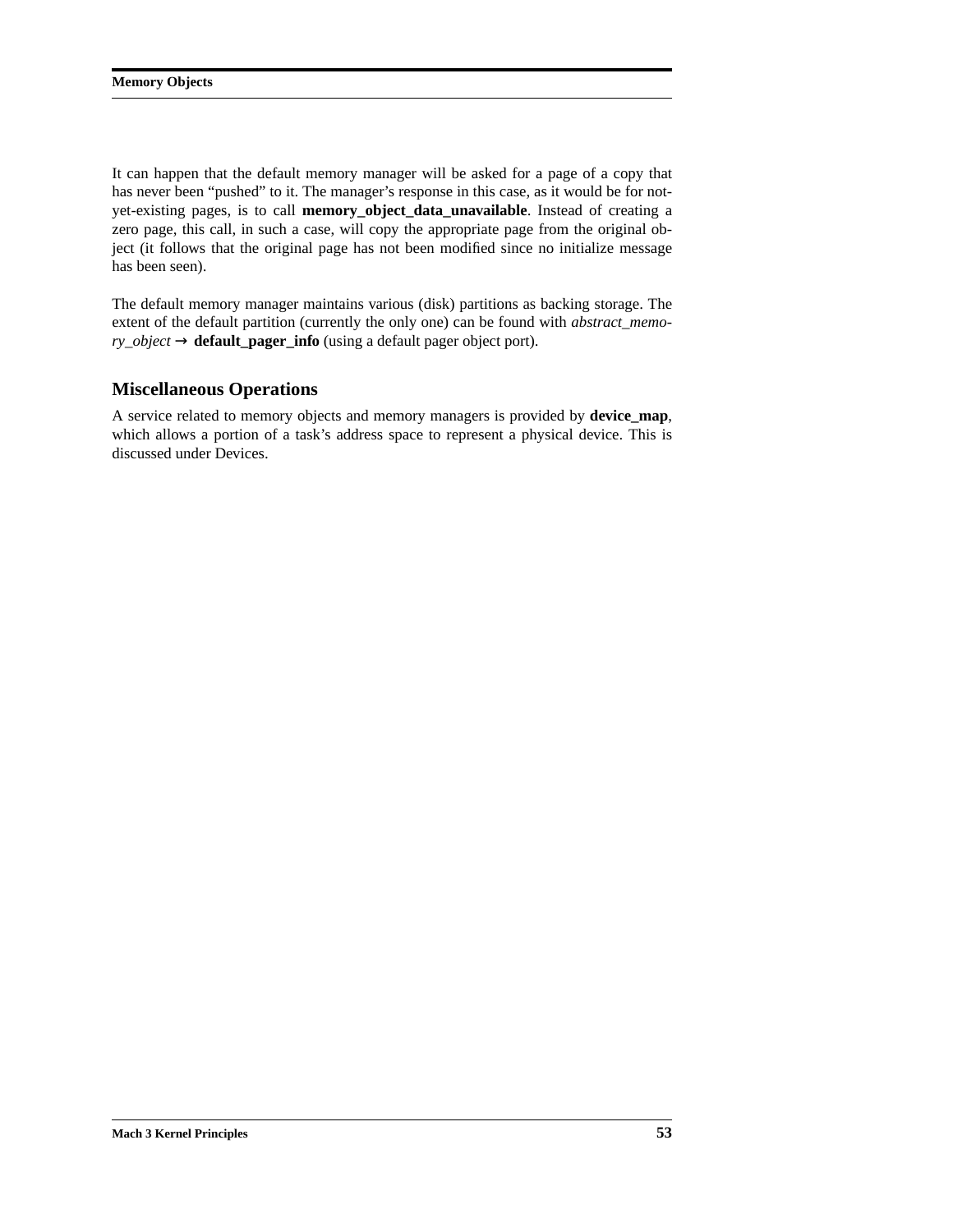It can happen that the default memory manager will be asked for a page of a copy that has never been "pushed" to it. The manager's response in this case, as it would be for not-yet-existing pages, is to call **memory_object_data_unavailable**. Instead of creating a zero page, this call, in such a case, will copy the appropriate page from the original object (it follows that the original page has not been modified since no initialize message has been seen).

The default memory manager maintains various (disk) partitions as backing storage. The extent of the default partition (currently the only one) can be found with *abstract_memory_object* → **default_pager_info** (using a default pager object port).

## Miscellaneous Operations

A service related to memory objects and memory managers is provided by **device_map**, which allows a portion of a task's address space to represent a physical device. This is discussed under Devices.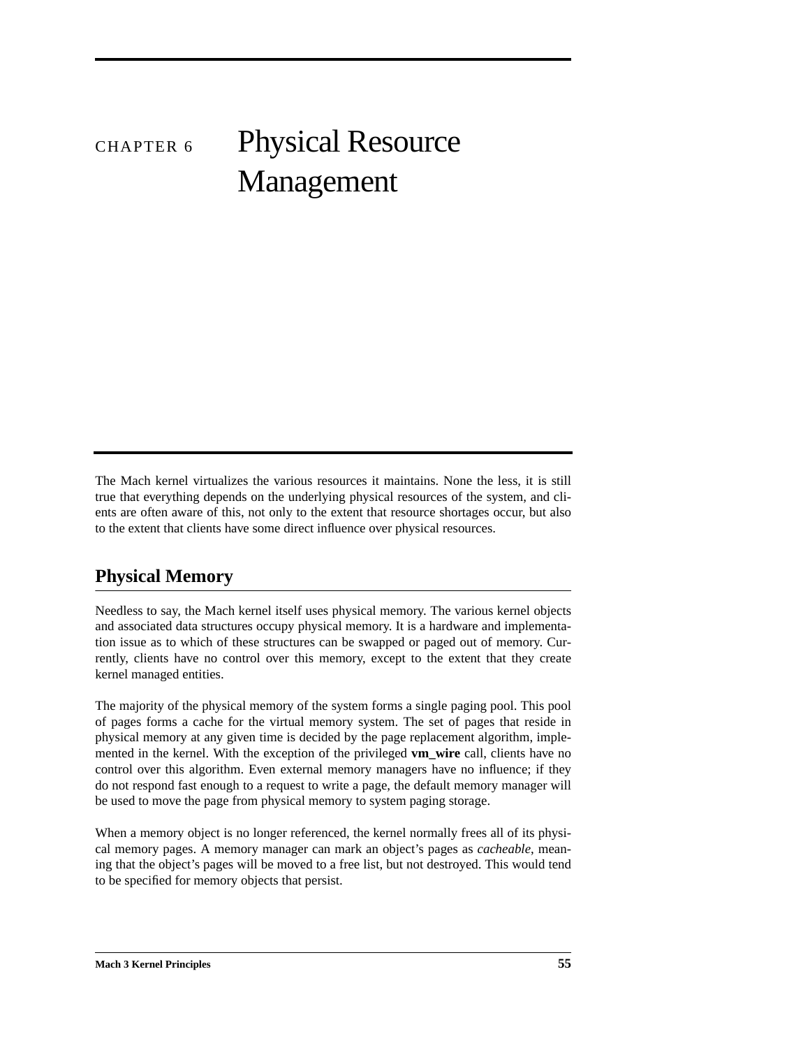# CHAPTER 6 Physical Resource Management

The Mach kernel virtualizes the various resources it maintains. None the less, it is still true that everything depends on the underlying physical resources of the system, and clients are often aware of this, not only to the extent that resource shortages occur, but also to the extent that clients have some direct influence over physical resources.

## Physical Memory

Needless to say, the Mach kernel itself uses physical memory. The various kernel objects and associated data structures occupy physical memory. It is a hardware and implementation issue as to which of these structures can be swapped or paged out of memory. Currently, clients have no control over this memory, except to the extent that they create kernel managed entities.

The majority of the physical memory of the system forms a single paging pool. This pool of pages forms a cache for the virtual memory system. The set of pages that reside in physical memory at any given time is decided by the page replacement algorithm, implemented in the kernel. With the exception of the privileged **vm_wire** call, clients have no control over this algorithm. Even external memory managers have no influence; if they do not respond fast enough to a request to write a page, the default memory manager will be used to move the page from physical memory to system paging storage.

When a memory object is no longer referenced, the kernel normally frees all of its physical memory pages. A memory manager can mark an object's pages as *cacheable*, meaning that the object's pages will be moved to a free list, but not destroyed. This would tend to be specified for memory objects that persist.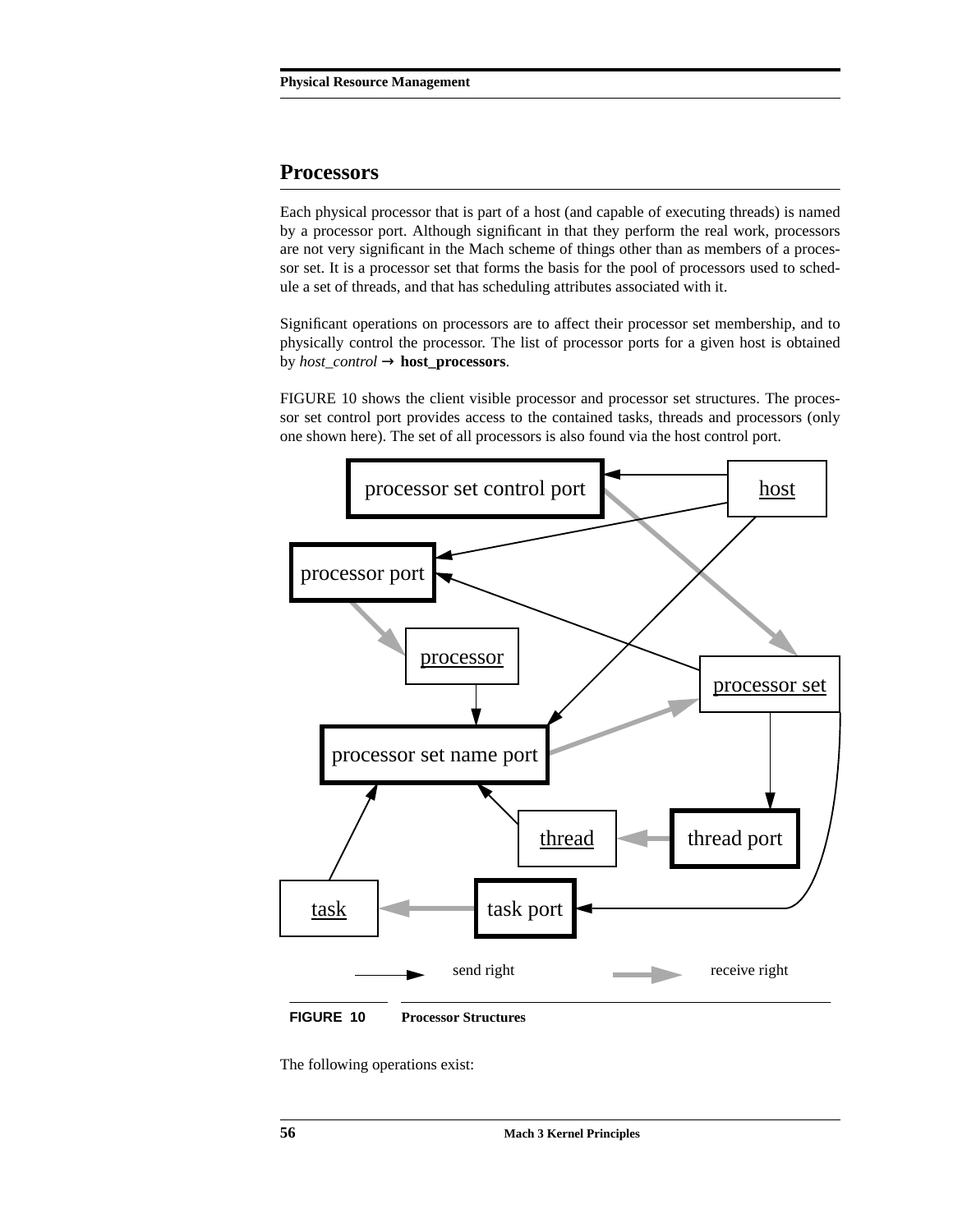## Processors

Each physical processor that is part of a host (and capable of executing threads) is named by a processor port. Although significant in that they perform the real work, processors are not very significant in the Mach scheme of things other than as members of a processor set. It is a processor set that forms the basis for the pool of processors used to schedule a set of threads, and that has scheduling attributes associated with it.

Significant operations on processors are to affect their processor set membership, and to physically control the processor. The list of processor ports for a given host is obtained by *host_control* → **host_processors**.

FIGURE 10 shows the client visible processor and processor set structures. The processor set control port provides access to the contained tasks, threads and processors (only one shown here). The set of all processors is also found via the host control port.

**FIGURE 10** **Processor Structures**

The following operations exist: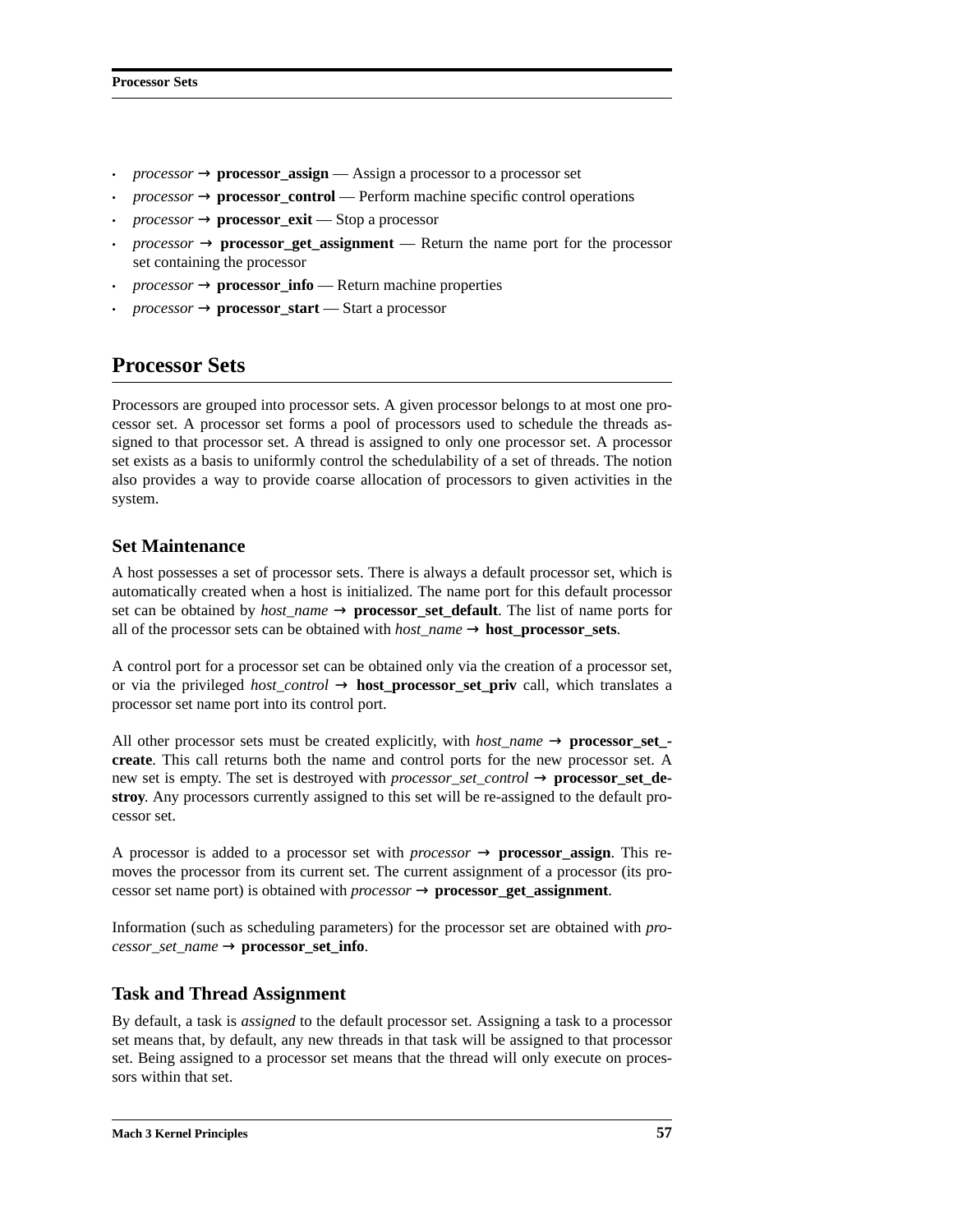- *processor* → **processor_assign** — Assign a processor to a processor set
- *processor* → **processor_control** — Perform machine specific control operations
- *processor* → **processor_exit** — Stop a processor
- *processor* → **processor_get_assignment** — Return the name port for the processor set containing the processor
- *processor* → **processor_info** — Return machine properties
- *processor* → **processor_start** — Start a processor

## Processor Sets

Processors are grouped into processor sets. A given processor belongs to at most one processor set. A processor set forms a pool of processors used to schedule the threads assigned to that processor set. A thread is assigned to only one processor set. A processor set exists as a basis to uniformly control the schedulability of a set of threads. The notion also provides a way to provide coarse allocation of processors to given activities in the system.

### Set Maintenance

A host possesses a set of processor sets. There is always a default processor set, which is automatically created when a host is initialized. The name port for this default processor set can be obtained by *host_name* → **processor_set_default**. The list of name ports for all of the processor sets can be obtained with *host_name* → **host_processor_sets**.

A control port for a processor set can be obtained only via the creation of a processor set, or via the privileged *host_control* → **host_processor_set_priv** call, which translates a processor set name port into its control port.

All other processor sets must be created explicitly, with *host_name* → **processor_set_create**. This call returns both the name and control ports for the new processor set. A new set is empty. The set is destroyed with *processor_set_control* → **processor_set_destroy**. Any processors currently assigned to this set will be re-assigned to the default processor set.

A processor is added to a processor set with *processor* → **processor_assign**. This removes the processor from its current set. The current assignment of a processor (its processor set name port) is obtained with *processor* → **processor_get_assignment**.

Information (such as scheduling parameters) for the processor set are obtained with *processor_set_name* → **processor_set_info**.

### Task and Thread Assignment

By default, a task is *assigned* to the default processor set. Assigning a task to a processor set means that, by default, any new threads in that task will be assigned to that processor set. Being assigned to a processor set means that the thread will only execute on processors within that set.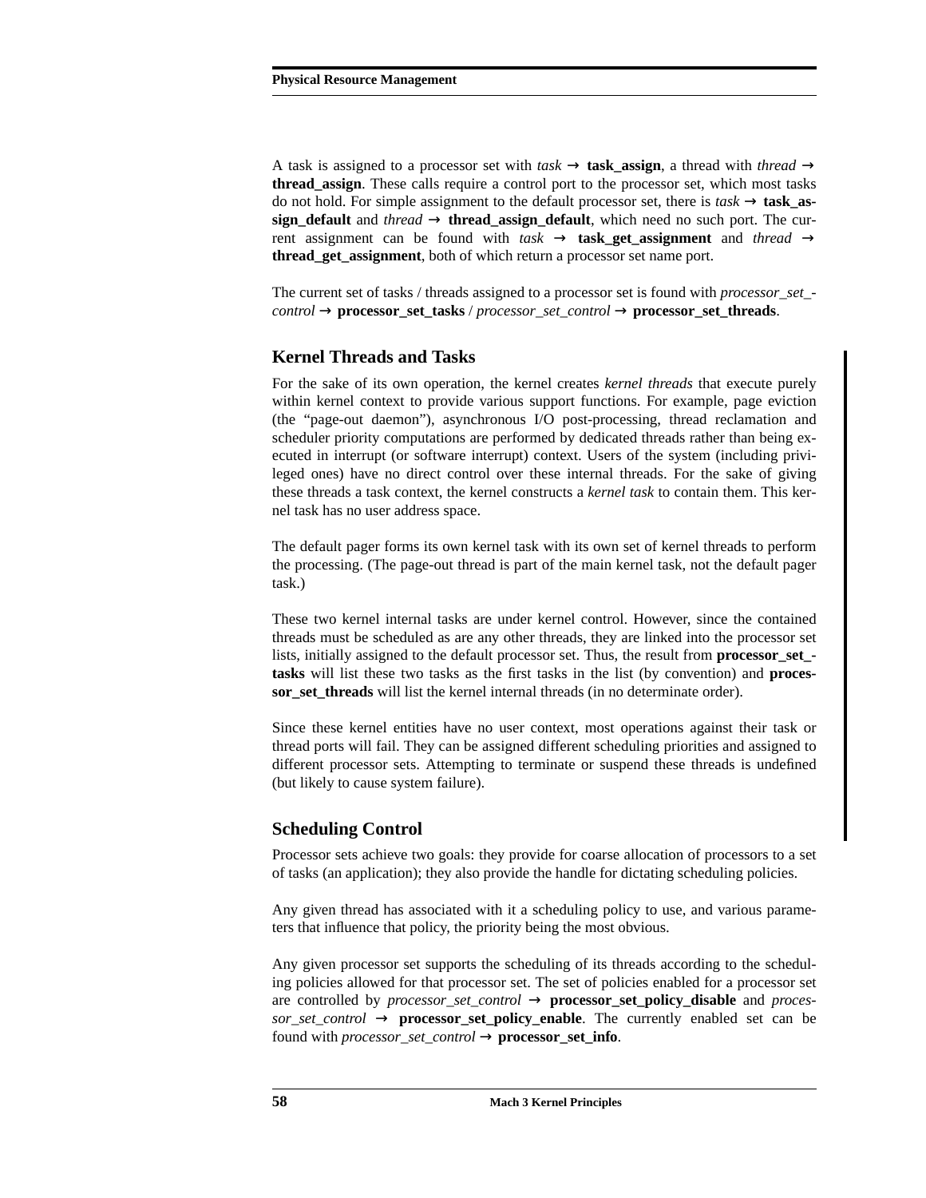A task is assigned to a processor set with *task* → **task_assign**, a thread with *thread* → **thread_assign**. These calls require a control port to the processor set, which most tasks do not hold. For simple assignment to the default processor set, there is *task* → **task_assign_default** and *thread* → **thread_assign_default**, which need no such port. The current assignment can be found with *task* → **task_get_assignment** and *thread* → **thread_get_assignment**, both of which return a processor set name port.

The current set of tasks / threads assigned to a processor set is found with *processor_set_control* → **processor_set_tasks** / *processor_set_control* → **processor_set_threads**.

## Kernel Threads and Tasks

For the sake of its own operation, the kernel creates *kernel threads* that execute purely within kernel context to provide various support functions. For example, page eviction (the “page-out daemon”), asynchronous I/O post-processing, thread reclamation and scheduler priority computations are performed by dedicated threads rather than being executed in interrupt (or software interrupt) context. Users of the system (including privileged ones) have no direct control over these internal threads. For the sake of giving these threads a task context, the kernel constructs a *kernel task* to contain them. This kernel task has no user address space.

The default pager forms its own kernel task with its own set of kernel threads to perform the processing. (The page-out thread is part of the main kernel task, not the default pager task.)

These two kernel internal tasks are under kernel control. However, since the contained threads must be scheduled as are any other threads, they are linked into the processor set lists, initially assigned to the default processor set. Thus, the result from **processor_set_tasks** will list these two tasks as the first tasks in the list (by convention) and **processor_set_threads** will list the kernel internal threads (in no determinate order).

Since these kernel entities have no user context, most operations against their task or thread ports will fail. They can be assigned different scheduling priorities and assigned to different processor sets. Attempting to terminate or suspend these threads is undefined (but likely to cause system failure).

## Scheduling Control

Processor sets achieve two goals: they provide for coarse allocation of processors to a set of tasks (an application); they also provide the handle for dictating scheduling policies.

Any given thread has associated with it a scheduling policy to use, and various parameters that influence that policy, the priority being the most obvious.

Any given processor set supports the scheduling of its threads according to the scheduling policies allowed for that processor set. The set of policies enabled for a processor set are controlled by *processor_set_control* → **processor_set_policy_disable** and *processor_set_control* → **processor_set_policy_enable**. The currently enabled set can be found with *processor_set_control* → **processor_set_info**.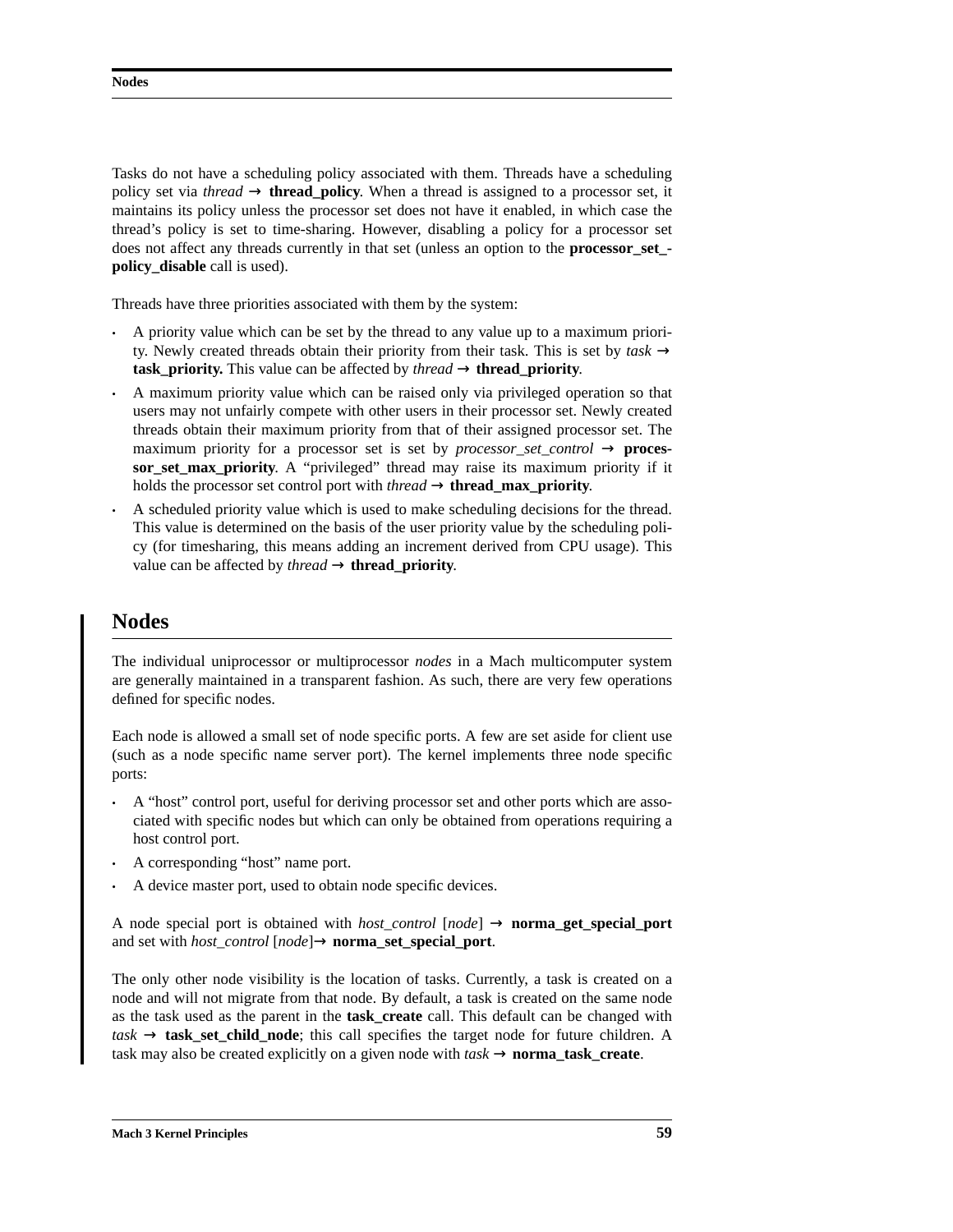Tasks do not have a scheduling policy associated with them. Threads have a scheduling policy set via *thread* → **thread_policy**. When a thread is assigned to a processor set, it maintains its policy unless the processor set does not have it enabled, in which case the thread's policy is set to time-sharing. However, disabling a policy for a processor set does not affect any threads currently in that set (unless an option to the **processor_set_policy_disable** call is used).

Threads have three priorities associated with them by the system:

- A priority value which can be set by the thread to any value up to a maximum priority. Newly created threads obtain their priority from their task. This is set by *task* → **task_priority.** This value can be affected by *thread* → **thread_priority**.
- A maximum priority value which can be raised only via privileged operation so that users may not unfairly compete with other users in their processor set. Newly created threads obtain their maximum priority from that of their assigned processor set. The maximum priority for a processor set is set by *processor_set_control* → **processor_set_max_priority**. A "privileged" thread may raise its maximum priority if it holds the processor set control port with *thread* → **thread_max_priority**.
- A scheduled priority value which is used to make scheduling decisions for the thread. This value is determined on the basis of the user priority value by the scheduling policy (for timesharing, this means adding an increment derived from CPU usage). This value can be affected by *thread* → **thread_priority**.

## Nodes

The individual uniprocessor or multiprocessor *nodes* in a Mach multicomputer system are generally maintained in a transparent fashion. As such, there are very few operations defined for specific nodes.

Each node is allowed a small set of node specific ports. A few are set aside for client use (such as a node specific name server port). The kernel implements three node specific ports:

- A "host" control port, useful for deriving processor set and other ports which are associated with specific nodes but which can only be obtained from operations requiring a host control port.
- A corresponding "host" name port.
- A device master port, used to obtain node specific devices.

A node special port is obtained with *host_control* [*node*] → **norma_get_special_port** and set with *host_control* [*node*]→ **norma_set_special_port**.

The only other node visibility is the location of tasks. Currently, a task is created on a node and will not migrate from that node. By default, a task is created on the same node as the task used as the parent in the **task_create** call. This default can be changed with *task* → **task_set_child_node**; this call specifies the target node for future children. A task may also be created explicitly on a given node with *task* → **norma_task_create**.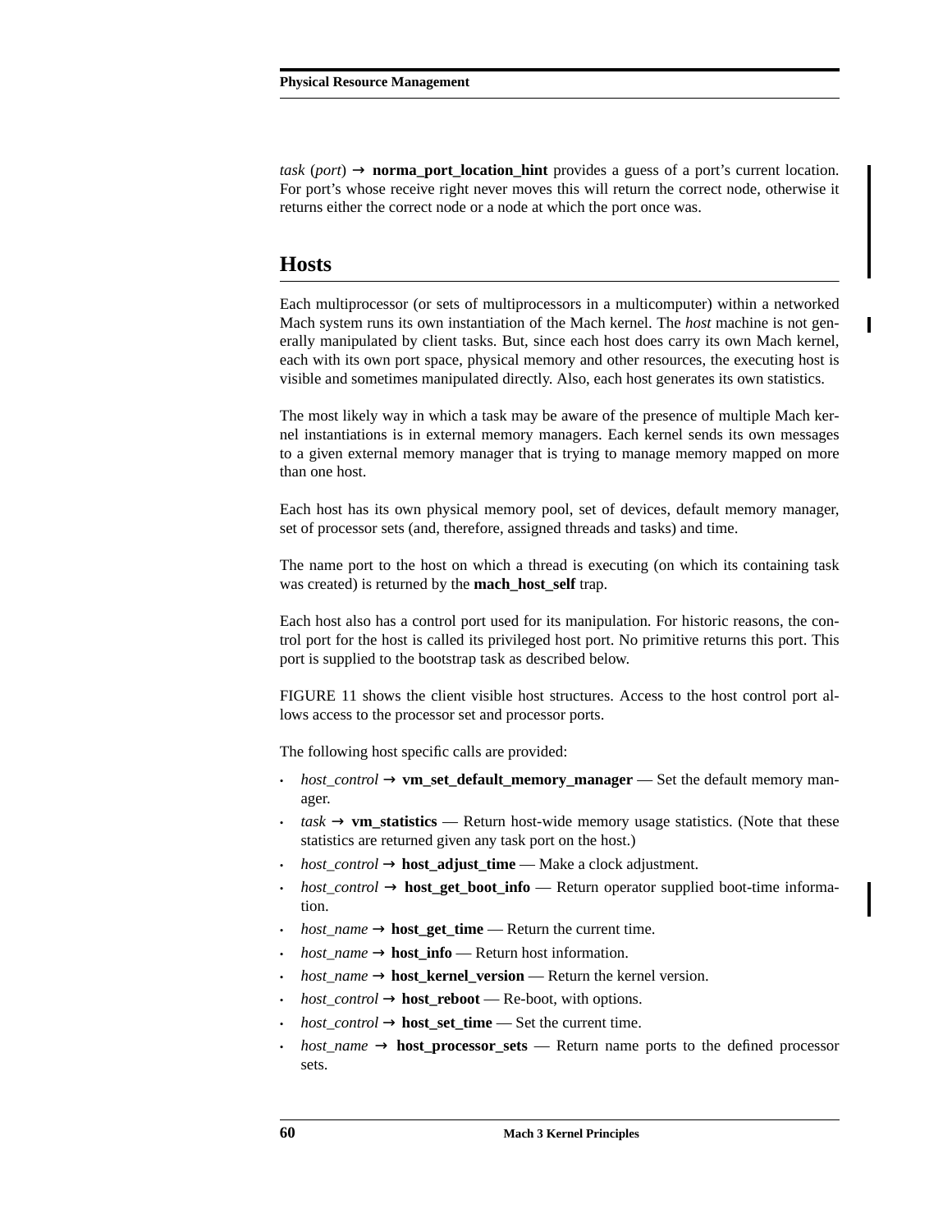*task* (*port*) → **norma_port_location_hint** provides a guess of a port's current location. For port's whose receive right never moves this will return the correct node, otherwise it returns either the correct node or a node at which the port once was.

## Hosts

Each multiprocessor (or sets of multiprocessors in a multicomputer) within a networked Mach system runs its own instantiation of the Mach kernel. The *host* machine is not generally manipulated by client tasks. But, since each host does carry its own Mach kernel, each with its own port space, physical memory and other resources, the executing host is visible and sometimes manipulated directly. Also, each host generates its own statistics.

The most likely way in which a task may be aware of the presence of multiple Mach kernel instantiations is in external memory managers. Each kernel sends its own messages to a given external memory manager that is trying to manage memory mapped on more than one host.

Each host has its own physical memory pool, set of devices, default memory manager, set of processor sets (and, therefore, assigned threads and tasks) and time.

The name port to the host on which a thread is executing (on which its containing task was created) is returned by the **mach_host_self** trap.

Each host also has a control port used for its manipulation. For historic reasons, the control port for the host is called its privileged host port. No primitive returns this port. This port is supplied to the bootstrap task as described below.

FIGURE 11 shows the client visible host structures. Access to the host control port allows access to the processor set and processor ports.

The following host specific calls are provided:

- *host_control* → **vm_set_default_memory_manager** — Set the default memory manager.
- *task* → **vm_statistics** — Return host-wide memory usage statistics. (Note that these statistics are returned given any task port on the host.)
- *host_control* → **host_adjust_time** — Make a clock adjustment.
- *host_control* → **host_get_boot_info** — Return operator supplied boot-time information.
- *host_name* → **host_get_time** — Return the current time.
- *host_name* → **host_info** — Return host information.
- *host_name* → **host_kernel_version** — Return the kernel version.
- *host_control* → **host_reboot** — Re-boot, with options.
- *host_control* → **host_set_time** — Set the current time.
- *host_name* → **host_processor_sets** — Return name ports to the defined processor sets.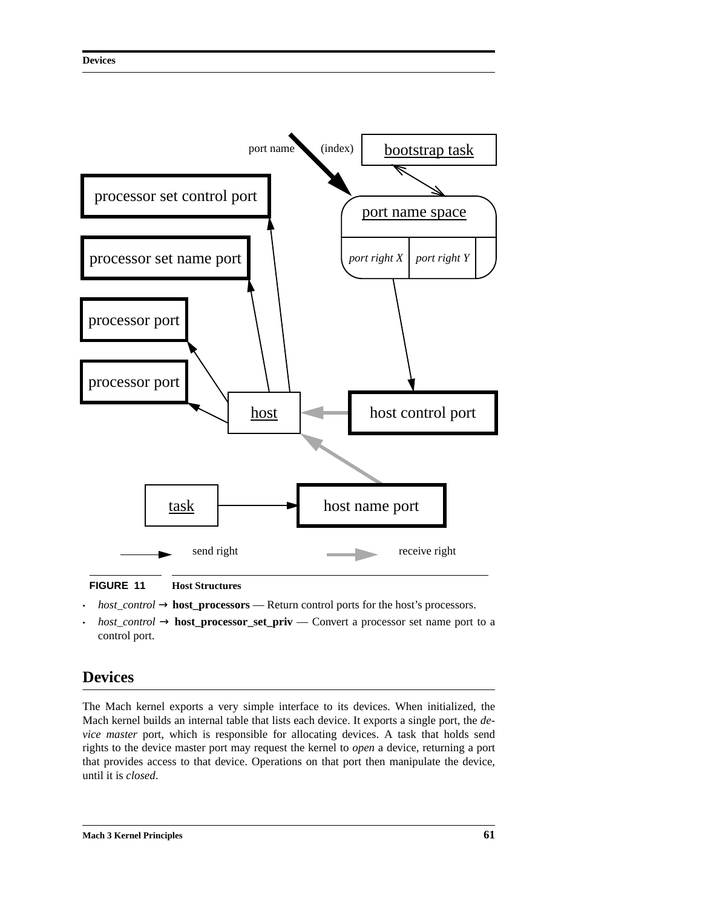**FIGURE 11** **Host Structures**

- *host_control* → **host_processors** — Return control ports for the host's processors.
- *host_control* → **host_processor_set_priv** — Convert a processor set name port to a control port.

## Devices

The Mach kernel exports a very simple interface to its devices. When initialized, the Mach kernel builds an internal table that lists each device. It exports a single port, the *device master* port, which is responsible for allocating devices. A task that holds send rights to the device master port may request the kernel to *open* a device, returning a port that provides access to that device. Operations on that port then manipulate the device, until it is *closed*.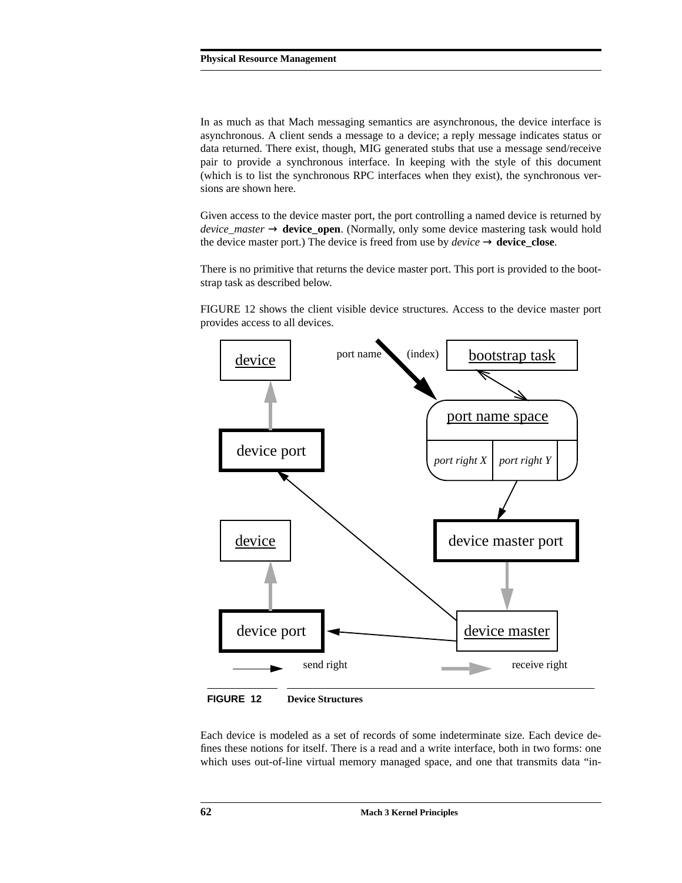In as much as that Mach messaging semantics are asynchronous, the device interface is asynchronous. A client sends a message to a device; a reply message indicates status or data returned. There exist, though, MIG generated stubs that use a message send/receive pair to provide a synchronous interface. In keeping with the style of this document (which is to list the synchronous RPC interfaces when they exist), the synchronous versions are shown here.

Given access to the device master port, the port controlling a named device is returned by *device_master* → **device_open**. (Normally, only some device mastering task would hold the device master port.) The device is freed from use by *device* → **device_close**.

There is no primitive that returns the device master port. This port is provided to the bootstrap task as described below.

FIGURE 12 shows the client visible device structures. Access to the device master port provides access to all devices.

**FIGURE 12** **Device Structures**

Each device is modeled as a set of records of some indeterminate size. Each device defines these notions for itself. There is a read and a write interface, both in two forms: one which uses out-of-line virtual memory managed space, and one that transmits data "in-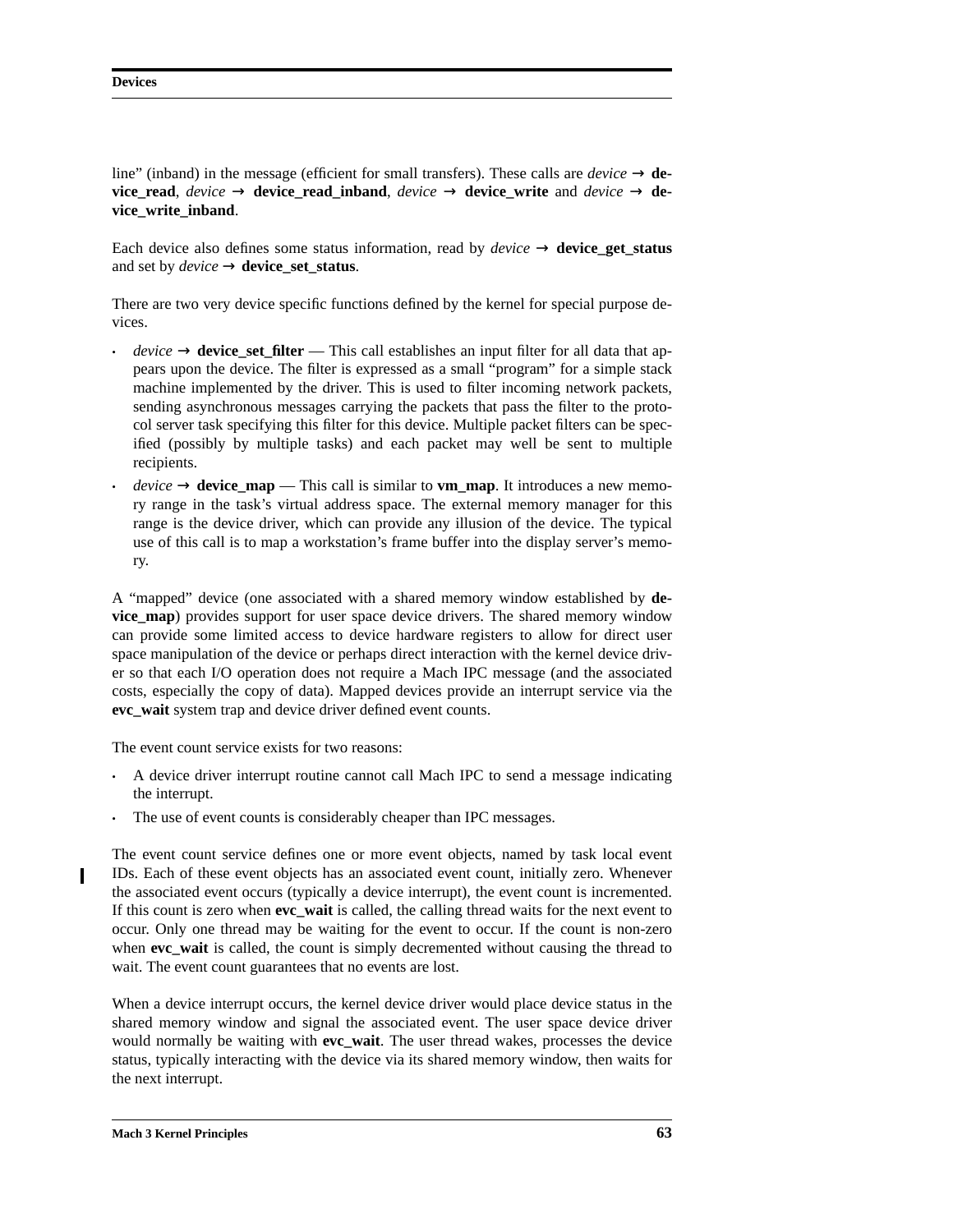line" (inband) in the message (efficient for small transfers). These calls are *device* → **device_read**, *device* → **device_read_inband**, *device* → **device_write** and *device* → **device_write_inband**.

Each device also defines some status information, read by *device* → **device_get_status** and set by *device* → **device_set_status**.

There are two very device specific functions defined by the kernel for special purpose devices.

- *device* → **device_set_filter** — This call establishes an input filter for all data that appears upon the device. The filter is expressed as a small "program" for a simple stack machine implemented by the driver. This is used to filter incoming network packets, sending asynchronous messages carrying the packets that pass the filter to the protocol server task specifying this filter for this device. Multiple packet filters can be specified (possibly by multiple tasks) and each packet may well be sent to multiple recipients.
- *device* → **device_map** — This call is similar to **vm_map**. It introduces a new memory range in the task's virtual address space. The external memory manager for this range is the device driver, which can provide any illusion of the device. The typical use of this call is to map a workstation's frame buffer into the display server's memory.

A "mapped" device (one associated with a shared memory window established by **device_map**) provides support for user space device drivers. The shared memory window can provide some limited access to device hardware registers to allow for direct user space manipulation of the device or perhaps direct interaction with the kernel device driver so that each I/O operation does not require a Mach IPC message (and the associated costs, especially the copy of data). Mapped devices provide an interrupt service via the **evc_wait** system trap and device driver defined event counts.

The event count service exists for two reasons:

- A device driver interrupt routine cannot call Mach IPC to send a message indicating the interrupt.
- The use of event counts is considerably cheaper than IPC messages.

The event count service defines one or more event objects, named by task local event IDs. Each of these event objects has an associated event count, initially zero. Whenever the associated event occurs (typically a device interrupt), the event count is incremented. If this count is zero when **evc_wait** is called, the calling thread waits for the next event to occur. Only one thread may be waiting for the event to occur. If the count is non-zero when **evc_wait** is called, the count is simply decremented without causing the thread to wait. The event count guarantees that no events are lost.

When a device interrupt occurs, the kernel device driver would place device status in the shared memory window and signal the associated event. The user space device driver would normally be waiting with **evc_wait**. The user thread wakes, processes the device status, typically interacting with the device via its shared memory window, then waits for the next interrupt.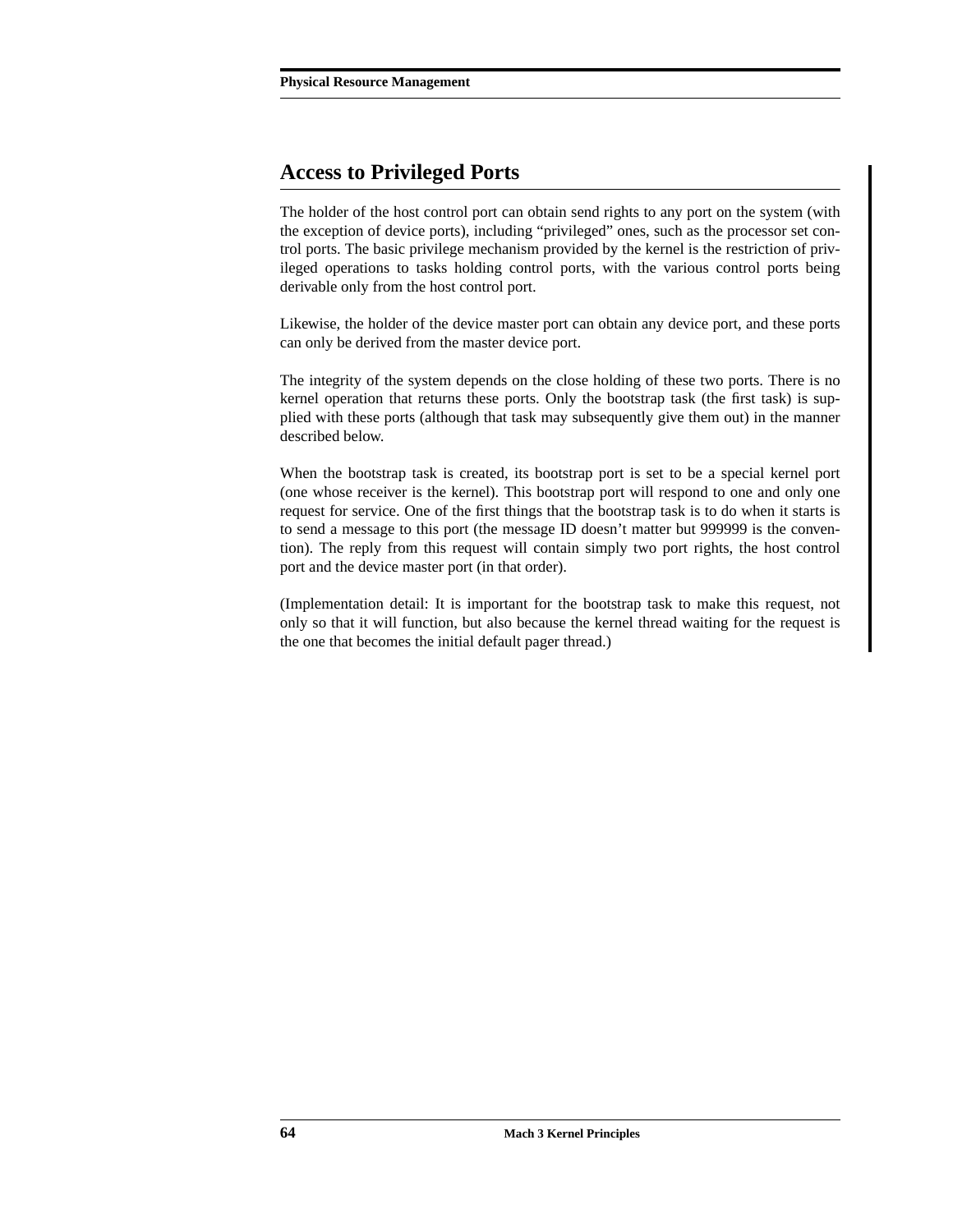## Access to Privileged Ports

The holder of the host control port can obtain send rights to any port on the system (with the exception of device ports), including “privileged” ones, such as the processor set control ports. The basic privilege mechanism provided by the kernel is the restriction of privileged operations to tasks holding control ports, with the various control ports being derivable only from the host control port.

Likewise, the holder of the device master port can obtain any device port, and these ports can only be derived from the master device port.

The integrity of the system depends on the close holding of these two ports. There is no kernel operation that returns these ports. Only the bootstrap task (the first task) is supplied with these ports (although that task may subsequently give them out) in the manner described below.

When the bootstrap task is created, its bootstrap port is set to be a special kernel port (one whose receiver is the kernel). This bootstrap port will respond to one and only one request for service. One of the first things that the bootstrap task is to do when it starts is to send a message to this port (the message ID doesn’t matter but 999999 is the convention). The reply from this request will contain simply two port rights, the host control port and the device master port (in that order).

(Implementation detail: It is important for the bootstrap task to make this request, not only so that it will function, but also because the kernel thread waiting for the request is the one that becomes the initial default pager thread.)